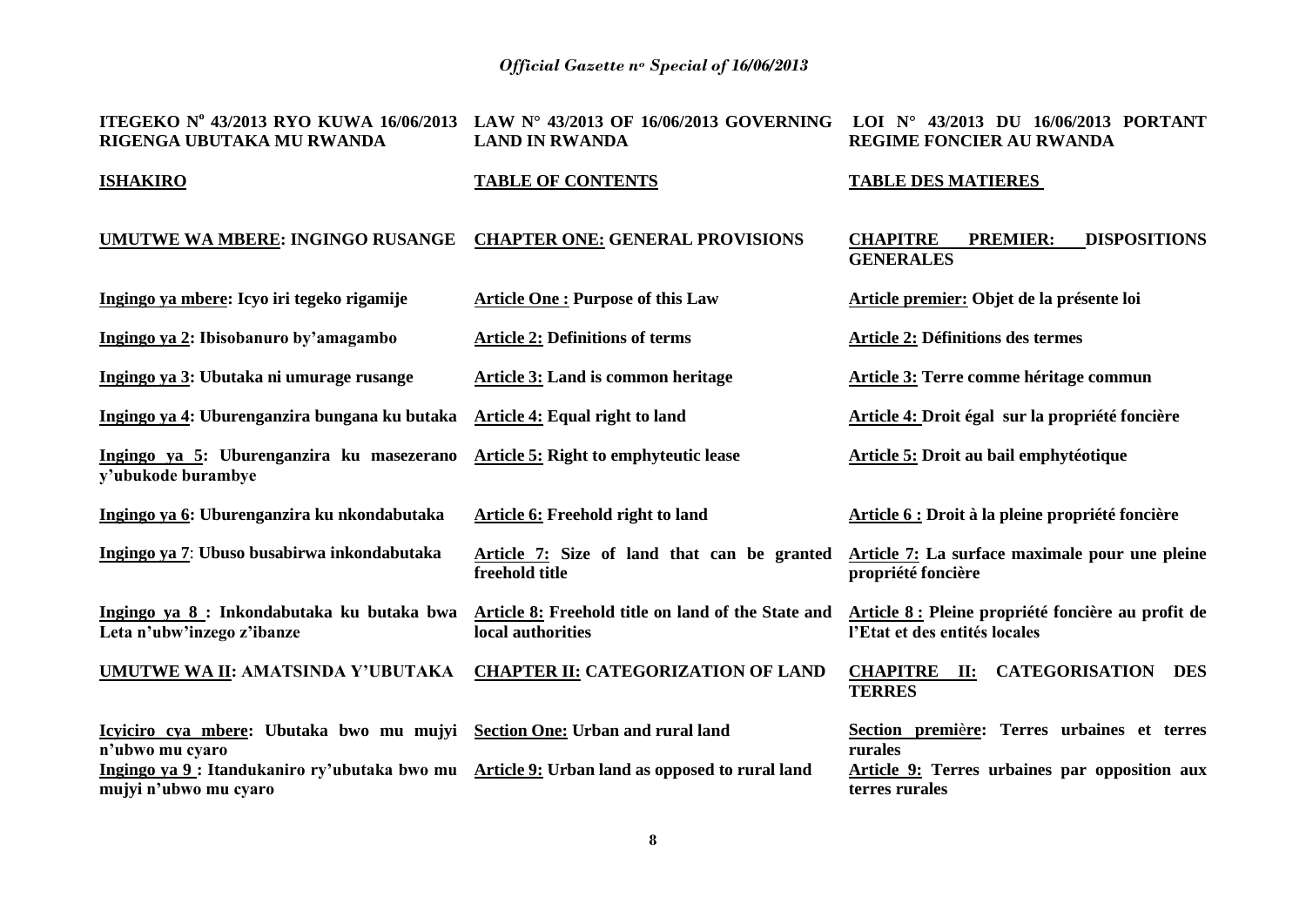| ITEGEKO N° 43/2013 RYO KUWA 16/06/2013 RIGENGA UBUTAKA MU RWANDA | LAW N° 43/2013 OF 16/06/2013 GOVERNING LAND IN RWANDA | LOI N° 43/2013 DU 16/06/2013 PORTANT REGIME FONCIER AU RWANDA |
|---|---|---|
| **ISHAKIRO** | **TABLE OF CONTENTS** | **TABLE DES MATIERES** |
| **UMUTWE WA MBERE: INGINGO RUSANGE** | **CHAPTER ONE: GENERAL PROVISIONS** | **CHAPITRE PREMIER: DISPOSITIONS GENERALES** |
| **Ingingo ya mbere: Icyo iri tegeko rigamije** | **Article One : Purpose of this Law** | **Article premier: Objet de la présente loi** |
| **Ingingo ya 2: Ibisobanuro by'amagambo** | **Article 2: Definitions of terms** | **Article 2: Définitions des termes** |
| **Ingingo ya 3: Ubutaka ni umurage rusange** | **Article 3: Land is common heritage** | **Article 3: Terre comme héritage commun** |
| **Ingingo ya 4: Uburenganzira bungana ku butaka** | **Article 4: Equal right to land** | **Article 4: Droit égal sur la propriété foncière** |
| **Ingingo ya 5: Uburenganzira ku masezerano y'ubukode burambye** | **Article 5: Right to emphyteutic lease** | **Article 5: Droit au bail emphytéotique** |
| **Ingingo ya 6: Uburenganzira ku nkondabutaka** | **Article 6: Freehold right to land** | **Article 6 : Droit à la pleine propriété foncière** |
| **Ingingo ya 7: Ubuso busabirwa inkondabutaka** | **Article 7: Size of land that can be granted freehold title** | **Article 7: La surface maximale pour une pleine propriété foncière** |
| **Ingingo ya 8 : Inkondabutaka ku butaka bwa Leta n'ubw'inzego z'ibanze** | **Article 8: Freehold title on land of the State and local authorities** | **Article 8 : Pleine propriété foncière au profit de l'Etat et des entités locales** |
| **UMUTWE WA II: AMATSINDA Y'UBUTAKA** | **CHAPTER II: CATEGORIZATION OF LAND** | **CHAPITRE II: CATEGORISATION DES TERRES** |
| **Icyiciro cya mbere: Ubutaka bwo mu mujyi n'ubwo mu cyaro** | **Section One: Urban and rural land** | **Section première: Terres urbaines et terres rurales** |
| **Ingingo ya 9 : Itandukaniro ry'ubutaka bwo mu mujyi n'ubwo mu cyaro** | **Article 9: Urban land as opposed to rural land** | **Article 9: Terres urbaines par opposition aux terres rurales** |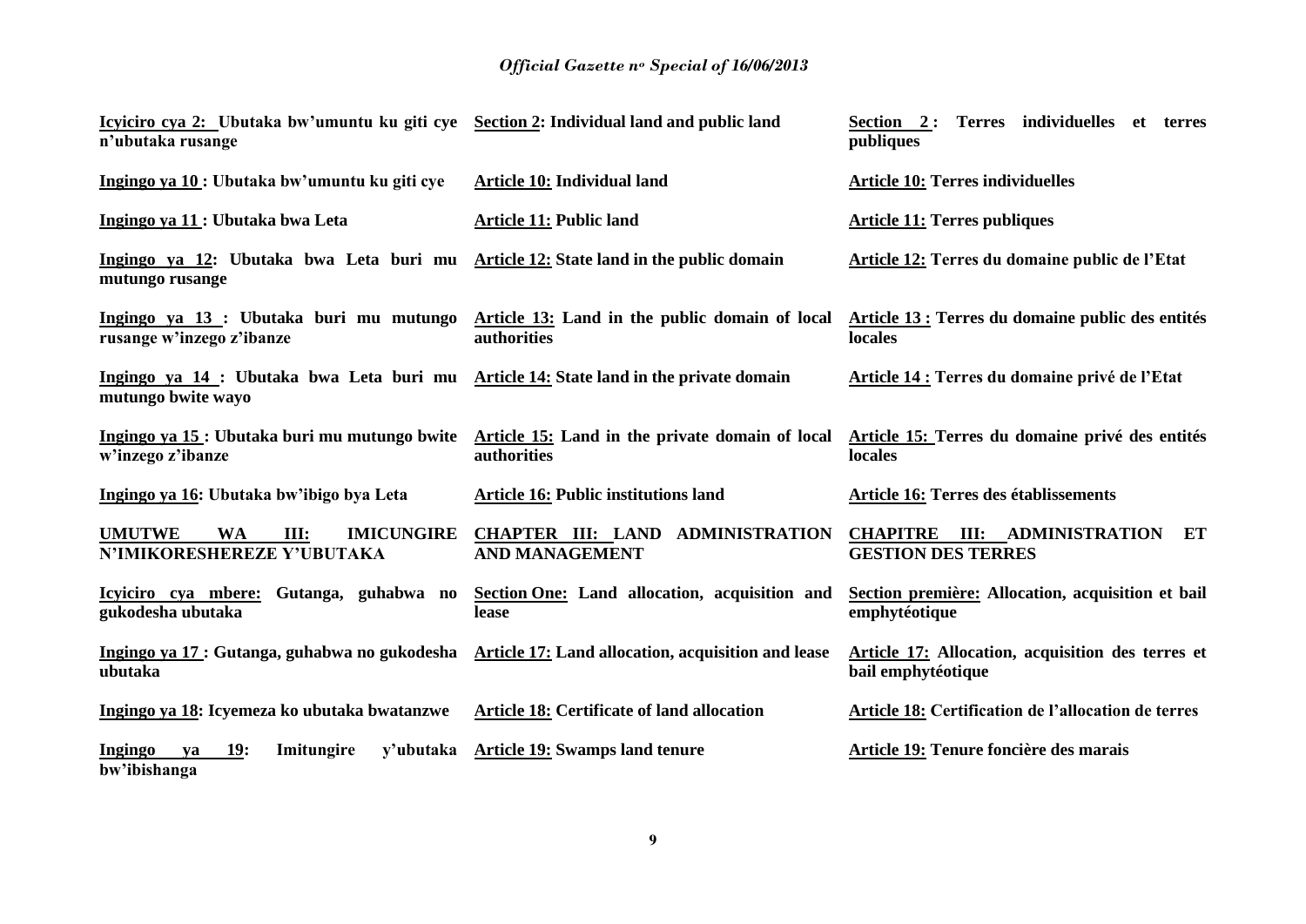| | | |
|---|---|---|
| **Icyiciro cya 2: Ubutaka bw'umuntu ku giti cye n'ubutaka rusange** | **Section 2: Individual land and public land** | **Section 2 : Terres individuelles et terres publiques** |
| **Ingingo ya 10 : Ubutaka bw'umuntu ku giti cye** | **Article 10: Individual land** | **Article 10: Terres individuelles** |
| **Ingingo ya 11 : Ubutaka bwa Leta** | **Article 11: Public land** | **Article 11: Terres publiques** |
| **Ingingo ya 12: Ubutaka bwa Leta buri mu mutungo rusange** | **Article 12: State land in the public domain** | **Article 12: Terres du domaine public de l'Etat** |
| **Ingingo ya 13 : Ubutaka buri mu mutungo rusange w'inzego z'ibanze** | **Article 13: Land in the public domain of local authorities** | **Article 13 : Terres du domaine public des entités locales** |
| **Ingingo ya 14 : Ubutaka bwa Leta buri mu mutungo bwite wayo** | **Article 14: State land in the private domain** | **Article 14 : Terres du domaine privé de l'Etat** |
| **Ingingo ya 15 : Ubutaka buri mu mutungo bwite w'inzego z'ibanze** | **Article 15: Land in the private domain of local authorities** | **Article 15: Terres du domaine privé des entités locales** |
| **Ingingo ya 16: Ubutaka bw'ibigo bya Leta** | **Article 16: Public institutions land** | **Article 16: Terres des établissements** |
| **UMUTWE WA III: IMICUNGIRE N'IMIKORESHEREZE Y'UBUTAKA** | **CHAPTER III: LAND ADMINISTRATION AND MANAGEMENT** | **CHAPITRE III: ADMINISTRATION ET GESTION DES TERRES** |
| **Icyiciro cya mbere: Gutanga, guhabwa no gukodesha ubutaka** | **Section One: Land allocation, acquisition and lease** | **Section première: Allocation, acquisition et bail emphytéotique** |
| **Ingingo ya 17 : Gutanga, guhabwa no gukodesha ubutaka** | **Article 17: Land allocation, acquisition and lease** | **Article 17: Allocation, acquisition des terres et bail emphytéotique** |
| **Ingingo ya 18: Icyemeza ko ubutaka bwatanzwe** | **Article 18: Certificate of land allocation** | **Article 18: Certification de l'allocation de terres** |
| **Ingingo ya 19: Imitungire y'ubutaka bw'ibishanga** | **Article 19: Swamps land tenure** | **Article 19: Tenure foncière des marais** |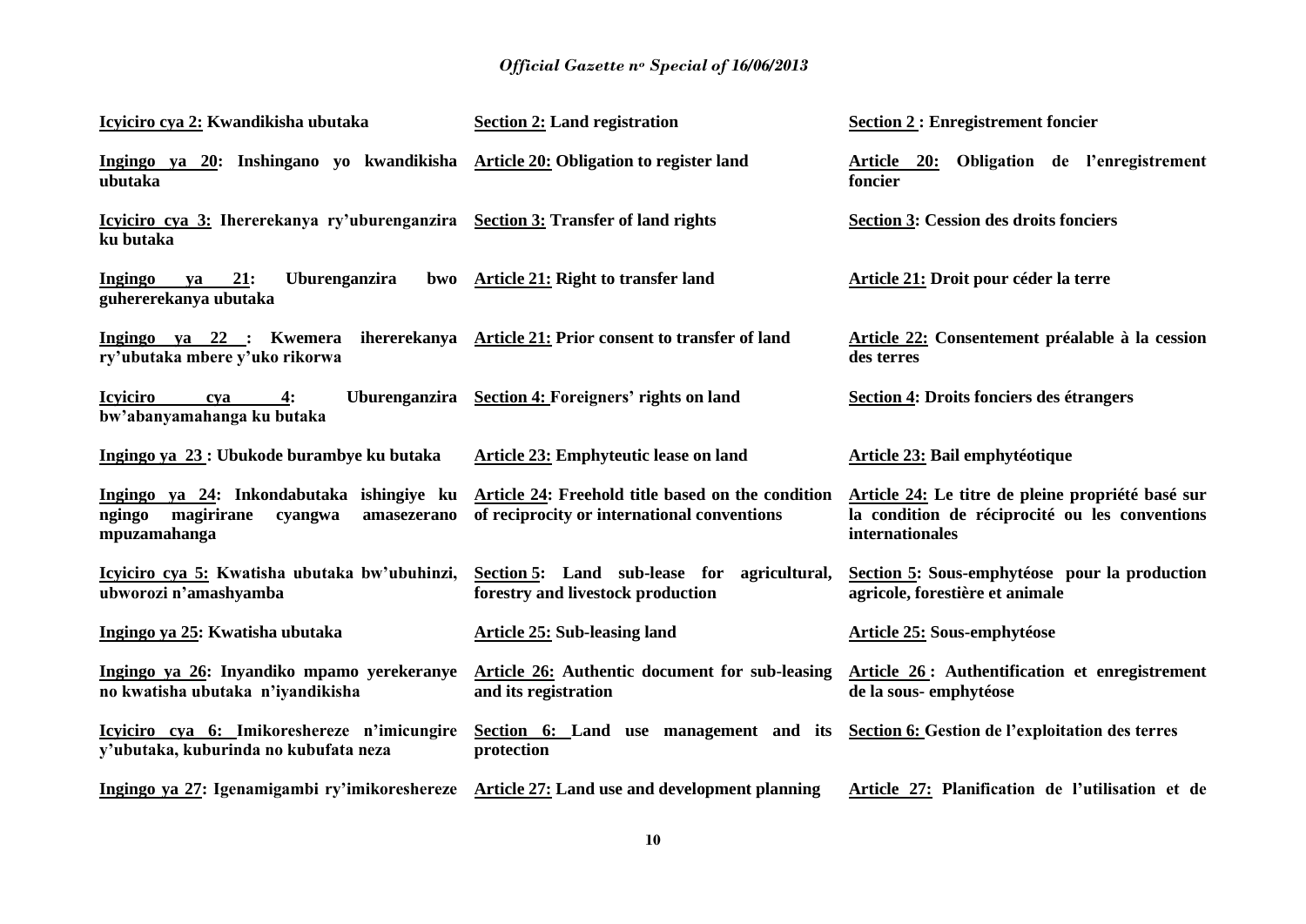**Icyiciro cya 2: Kwandikisha ubutaka**

**Ingingo ya 20: Inshingano yo kwandikisha ubutaka**

**Icyiciro cya 3: Ihererekanya ry'uburenganzira ku butaka**

**Ingingo ya 21: Uburenganzira bwo guhererekanya ubutaka**

**Ingingo ya 22 : Kwemera ihererekanya ry'ubutaka mbere y'uko rikorwa**

**Icyiciro cya 4: Uburenganzira bw'abanyamahanga ku butaka**

**Ingingo ya 23 : Ubukode burambye ku butaka**

**Ingingo ya 24: Inkondabutaka ishingiye ku ngingo magirirane cyangwa amasezerano mpuzamahanga**

**Icyiciro cya 5: Kwatisha ubutaka bw'ubuhinzi, ubworozi n'amashyamba**

**Ingingo ya 25: Kwatisha ubutaka**

**Ingingo ya 26: Inyandiko mpamo yerekeranye no kwatisha ubutaka n'iyandikisha**

**Icyiciro cya 6: Imikoreshereze n'imicungire y'ubutaka, kuburinda no kubufata neza**

**Ingingo ya 27: Igenamigambi ry'imikoreshereze**

**Section 2: Land registration**

**Article 20: Obligation to register land**

**Section 3: Transfer of land rights**

**Article 21: Right to transfer land**

**Article 21: Prior consent to transfer of land**

**Section 4: Foreigners' rights on land**

**Article 23: Emphyteutic lease on land**

**Article 24: Freehold title based on the condition of reciprocity or international conventions**

**Section 5: Land sub-lease for agricultural, forestry and livestock production**

**Article 25: Sub-leasing land**

**Article 26: Authentic document for sub-leasing and its registration**

**Section 6: Land use management and its protection**

**Article 27: Land use and development planning**

**Section 2 : Enregistrement foncier**

**Article 20: Obligation de l'enregistrement foncier**

**Section 3: Cession des droits fonciers**

**Article 21: Droit pour céder la terre**

**Article 22: Consentement préalable à la cession des terres**

**Section 4: Droits fonciers des étrangers**

**Article 23: Bail emphytéotique**

**Article 24: Le titre de pleine propriété basé sur la condition de réciprocité ou les conventions internationales**

**Section 5: Sous-emphytéose pour la production agricole, forestière et animale**

**Article 25: Sous-emphytéose**

**Article 26 : Authentification et enregistrement de la sous- emphytéose**

**Section 6: Gestion de l'exploitation des terres**

**Article 27: Planification de l'utilisation et de**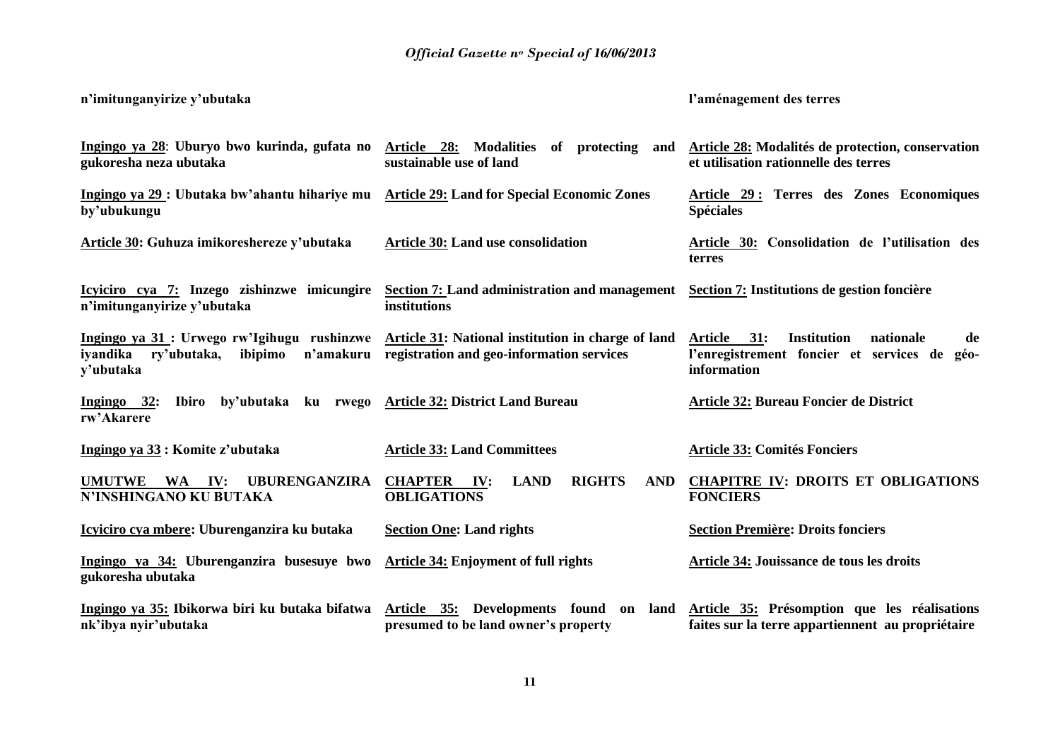| | | |
|---|---|---|
| **n'imitunganyirize y'ubutaka** | | **l'aménagement des terres** |
| **Ingingo ya 28: Uburyo bwo kurinda, gufata no gukoresha neza ubutaka** | **Article 28: Modalities of protecting and sustainable use of land** | **Article 28: Modalités de protection, conservation et utilisation rationnelle des terres** |
| **Ingingo ya 29 : Ubutaka bw'ahantu hihariye mu by'ubukungu** | **Article 29: Land for Special Economic Zones** | **Article 29 : Terres des Zones Economiques Spéciales** |
| **Article 30: Guhuza imikoreshereze y'ubutaka** | **Article 30: Land use consolidation** | **Article 30: Consolidation de l'utilisation des terres** |
| **Icyiciro cya 7: Inzego zishinzwe imicungire n'imitunganyirize y'ubutaka** | **Section 7: Land administration and management institutions** | **Section 7: Institutions de gestion foncière** |
| **Ingingo ya 31 : Urwego rw'Igihugu rushinzwe iyandika ry'ubutaka, ibipimo n'amakuru y'ubutaka** | **Article 31: National institution in charge of land registration and geo-information services** | **Article 31: Institution nationale de l'enregistrement foncier et services de géo-information** |
| **Ingingo 32: Ibiro by'ubutaka ku rwego rw'Akarere** | **Article 32: District Land Bureau** | **Article 32: Bureau Foncier de District** |
| **Ingingo ya 33 : Komite z'ubutaka** | **Article 33: Land Committees** | **Article 33: Comités Fonciers** |
| **UMUTWE WA IV: UBURENGANZIRA N'INSHINGANO KU BUTAKA** | **CHAPTER IV: LAND RIGHTS AND OBLIGATIONS** | **CHAPITRE IV: DROITS ET OBLIGATIONS FONCIERS** |
| **Icyiciro cya mbere: Uburenganzira ku butaka** | **Section One: Land rights** | **Section Première: Droits fonciers** |
| **Ingingo ya 34: Uburenganzira busesuye bwo gukoresha ubutaka** | **Article 34: Enjoyment of full rights** | **Article 34: Jouissance de tous les droits** |
| **Ingingo ya 35: Ibikorwa biri ku butaka bifatwa nk'ibya nyir'ubutaka** | **Article 35: Developments found on land presumed to be land owner's property** | **Article 35: Présomption que les réalisations faites sur la terre appartiennent au propriétaire** |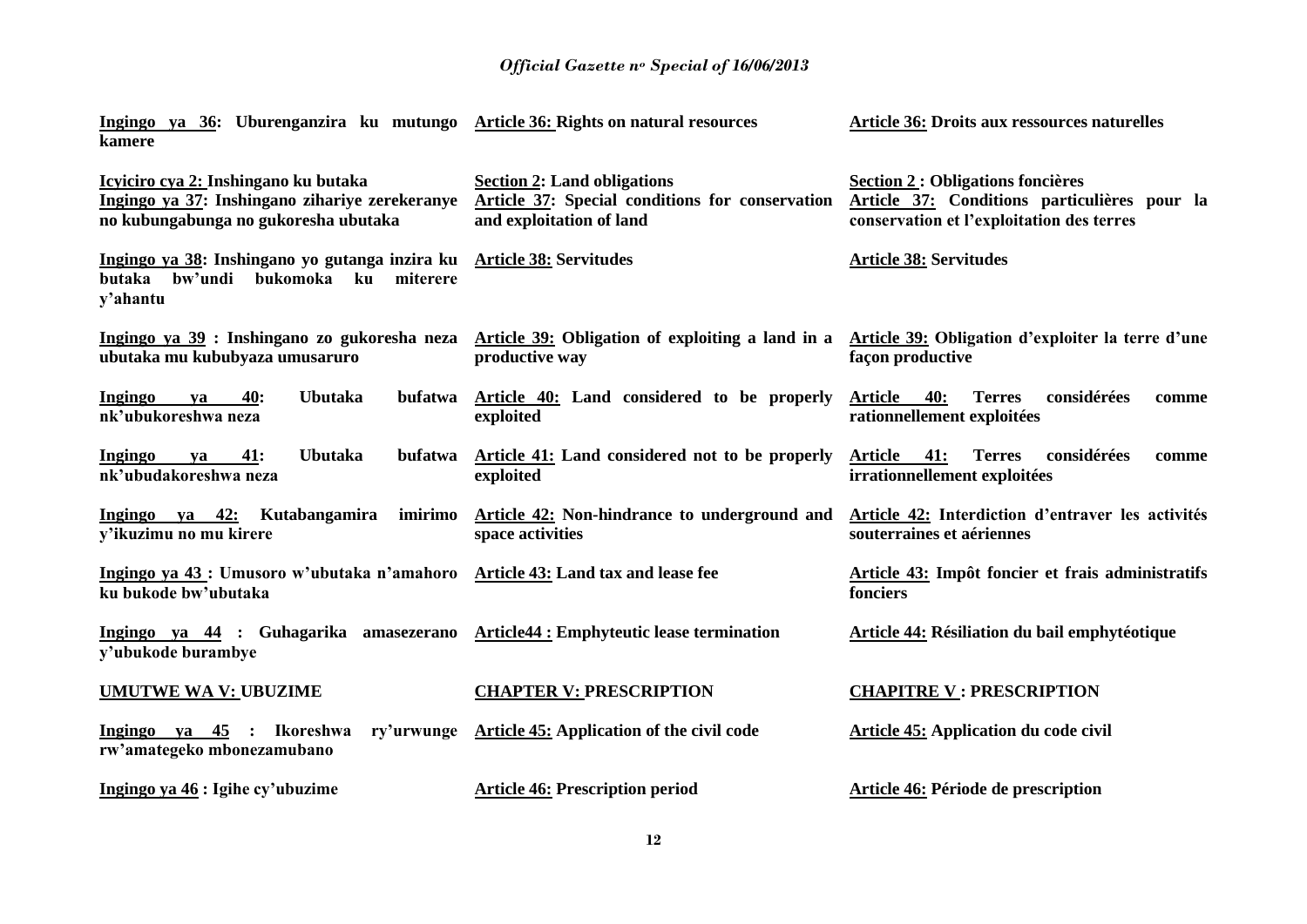| | | |
|---|---|---|
| **Ingingo ya 36: Uburenganzira ku mutungo kamere** | **Article 36: Rights on natural resources** | **Article 36: Droits aux ressources naturelles** |
| **Icyiciro cya 2: Inshingano ku butaka** | **Section 2: Land obligations** | **Section 2 : Obligations foncières** |
| **Ingingo ya 37: Inshingano zihariye zerekeranye no kubungabunga no gukoresha ubutaka** | **Article 37: Special conditions for conservation and exploitation of land** | **Article 37: Conditions particulières pour la conservation et l'exploitation des terres** |
| **Ingingo ya 38: Inshingano yo gutanga inzira ku butaka bw'undi bukomoka ku miterere y'ahantu** | **Article 38: Servitudes** | **Article 38: Servitudes** |
| **Ingingo ya 39 : Inshingano zo gukoresha neza ubutaka mu kububyaza umusaruro** | **Article 39: Obligation of exploiting a land in a productive way** | **Article 39: Obligation d'exploiter la terre d'une façon productive** |
| **Ingingo ya 40: Ubutaka bufatwa nk'ubukoreshwa neza** | **Article 40: Land considered to be properly exploited** | **Article 40: Terres considérées comme rationnellement exploitées** |
| **Ingingo ya 41: Ubutaka bufatwa nk'ubudakoreshwa neza** | **Article 41: Land considered not to be properly exploited** | **Article 41: Terres considérées comme irrationnellement exploitées** |
| **Ingingo ya 42: Kutabangamira imirimo y'ikuzimu no mu kirere** | **Article 42: Non-hindrance to underground and space activities** | **Article 42: Interdiction d'entraver les activités souterraines et aériennes** |
| **Ingingo ya 43 : Umusoro w'ubutaka n'amahoro ku bukode bw'ubutaka** | **Article 43: Land tax and lease fee** | **Article 43: Impôt foncier et frais administratifs fonciers** |
| **Ingingo ya 44 : Guhagarika amasezerano y'ubukode burambye** | **Article44 : Emphyteutic lease termination** | **Article 44: Résiliation du bail emphytéotique** |
| **UMUTWE WA V: UBUZIME** | **CHAPTER V: PRESCRIPTION** | **CHAPITRE V : PRESCRIPTION** |
| **Ingingo ya 45 : Ikoreshwa ry'urwunge rw'amategeko mbonezamubano** | **Article 45: Application of the civil code** | **Article 45: Application du code civil** |
| **Ingingo ya 46 : Igihe cy'ubuzime** | **Article 46: Prescription period** | **Article 46: Période de prescription** |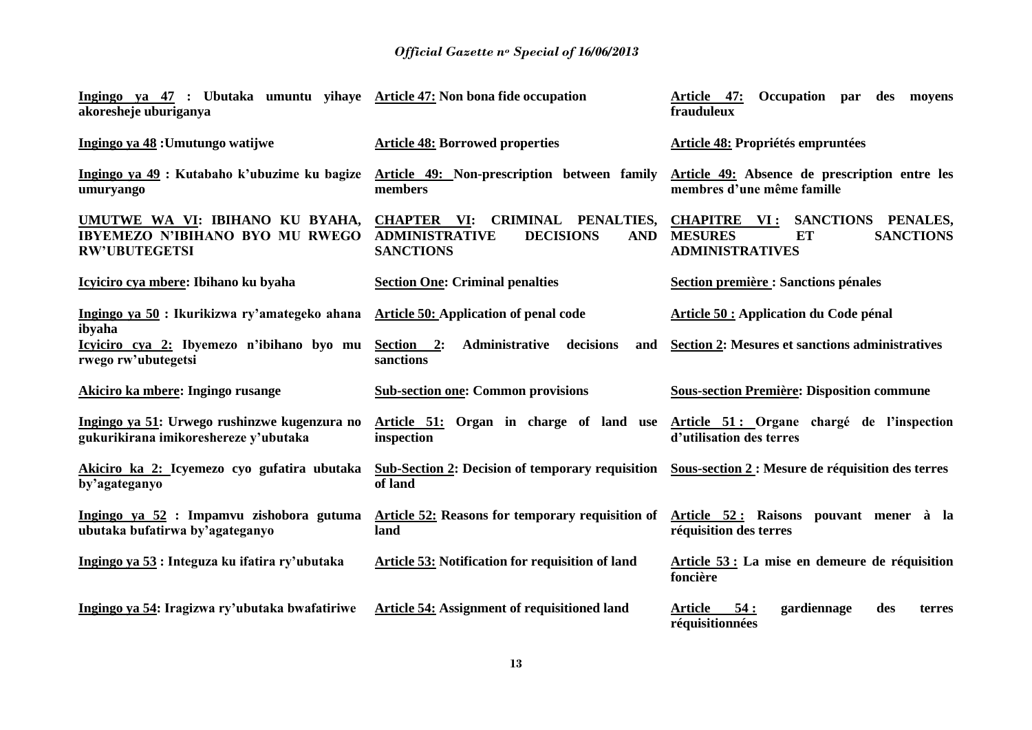| | | |
|---|---|---|
| **Ingingo ya 47 : Ubutaka umuntu yihaye akoresheje uburiganya** | **Article 47: Non bona fide occupation** | **Article 47: Occupation par des moyens frauduleux** |
| **Ingingo ya 48 :Umutungo watijwe** | **Article 48: Borrowed properties** | **Article 48: Propriétés empruntées** |
| **Ingingo ya 49 : Kutabaho k'ubuzime ku bagize umuryango** | **Article 49: Non-prescription between family members** | **Article 49: Absence de prescription entre les membres d'une même famille** |
| **UMUTWE WA VI: IBIHANO KU BYAHA, IBYEMEZO N'IBIHANO BYO MU RWEGO RW'UBUTEGETSI** | **CHAPTER VI: CRIMINAL PENALTIES, ADMINISTRATIVE DECISIONS AND SANCTIONS** | **CHAPITRE VI : SANCTIONS PENALES, MESURES ET SANCTIONS ADMINISTRATIVES** |
| **Icyiciro cya mbere: Ibihano ku byaha** | **Section One: Criminal penalties** | **Section première : Sanctions pénales** |
| **Ingingo ya 50 : Ikurikizwa ry'amategeko ahana ibyaha** | **Article 50: Application of penal code** | **Article 50 : Application du Code pénal** |
| **Icyiciro cya 2: Ibyemezo n'ibihano byo mu rwego rw'ubutegetsi** | **Section 2: Administrative decisions and sanctions** | **Section 2: Mesures et sanctions administratives** |
| **Akiciro ka mbere: Ingingo rusange** | **Sub-section one: Common provisions** | **Sous-section Première: Disposition commune** |
| **Ingingo ya 51: Urwego rushinzwe kugenzura no gukurikirana imikoreshereze y'ubutaka** | **Article 51: Organ in charge of land use inspection** | **Article 51 : Organe chargé de l'inspection d'utilisation des terres** |
| **Akiciro ka 2: Icyemezo cyo gufatira ubutaka by'agateganyo** | **Sub-Section 2: Decision of temporary requisition of land** | **Sous-section 2 : Mesure de réquisition des terres** |
| **Ingingo ya 52 : Impamvu zishobora gutuma ubutaka bufatirwa by'agateganyo** | **Article 52: Reasons for temporary requisition of land** | **Article 52 : Raisons pouvant mener à la réquisition des terres** |
| **Ingingo ya 53 : Integuza ku ifatira ry'ubutaka** | **Article 53: Notification for requisition of land** | **Article 53 : La mise en demeure de réquisition foncière** |
| **Ingingo ya 54: Iragizwa ry'ubutaka bwafatiriwe** | **Article 54: Assignment of requisitioned land** | **Article 54 : gardiennage des terres réquisitionnées** |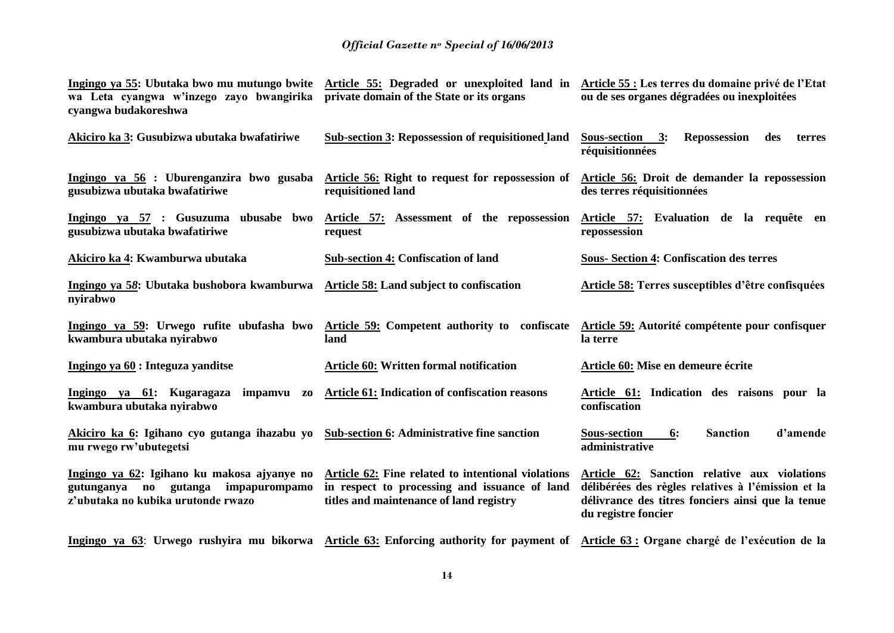| | | |
|---|---|---|
| **Ingingo ya 55: Ubutaka bwo mu mutungo bwite wa Leta cyangwa w'inzego zayo bwangirika cyangwa budakoreshwa** | **Article 55: Degraded or unexploited land in private domain of the State or its organs** | **Article 55 : Les terres du domaine privé de l'Etat ou de ses organes dégradées ou inexploitées** |
| **Akiciro ka 3: Gusubizwa ubutaka bwafatiriwe** | **Sub-section 3: Repossession of requisitioned land** | **Sous-section 3: Repossession des terres réquisitionnées** |
| **Ingingo ya 56 : Uburenganzira bwo gusaba gusubizwa ubutaka bwafatiriwe** | **Article 56: Right to request for repossession of requisitioned land** | **Article 56: Droit de demander la repossession des terres réquisitionnées** |
| **Ingingo ya 57 : Gusuzuma ubusabe bwo gusubizwa ubutaka bwafatiriwe** | **Article 57: Assessment of the repossession request** | **Article 57: Evaluation de la requête en repossession** |
| **Akiciro ka 4: Kwamburwa ubutaka** | **Sub-section 4: Confiscation of land** | **Sous- Section 4: Confiscation des terres** |
| **Ingingo ya 58: Ubutaka bushobora kwamburwa nyirabwo** | **Article 58: Land subject to confiscation** | **Article 58: Terres susceptibles d'être confisquées** |
| **Ingingo ya 59: Urwego rufite ubufasha bwo kwambura ubutaka nyirabwo** | **Article 59: Competent authority to confiscate land** | **Article 59: Autorité compétente pour confisquer la terre** |
| **Ingingo ya 60 : Integuza yanditse** | **Article 60: Written formal notification** | **Article 60: Mise en demeure écrite** |
| **Ingingo ya 61: Kugaragaza impamvu zo kwambura ubutaka nyirabwo** | **Article 61: Indication of confiscation reasons** | **Article 61: Indication des raisons pour la confiscation** |
| **Akiciro ka 6: Igihano cyo gutanga ihazabu yo mu rwego rw'ubutegetsi** | **Sub-section 6: Administrative fine sanction** | **Sous-section 6: Sanction d'amende administrative** |
| **Ingingo ya 62: Igihano ku makosa ajyanye no gutunganya no gutanga impapurompamo z'ubutaka no kubika urutonde rwazo** | **Article 62: Fine related to intentional violations in respect to processing and issuance of land titles and maintenance of land registry** | **Article 62: Sanction relative aux violations délibérées des règles relatives à l'émission et la délivrance des titres fonciers ainsi que la tenue du registre foncier** |
| **Ingingo ya 63**: **Urwego rushyira mu bikorwa** | **Article 63: Enforcing authority for payment of** | **Article 63 : Organe chargé de l'exécution de la** |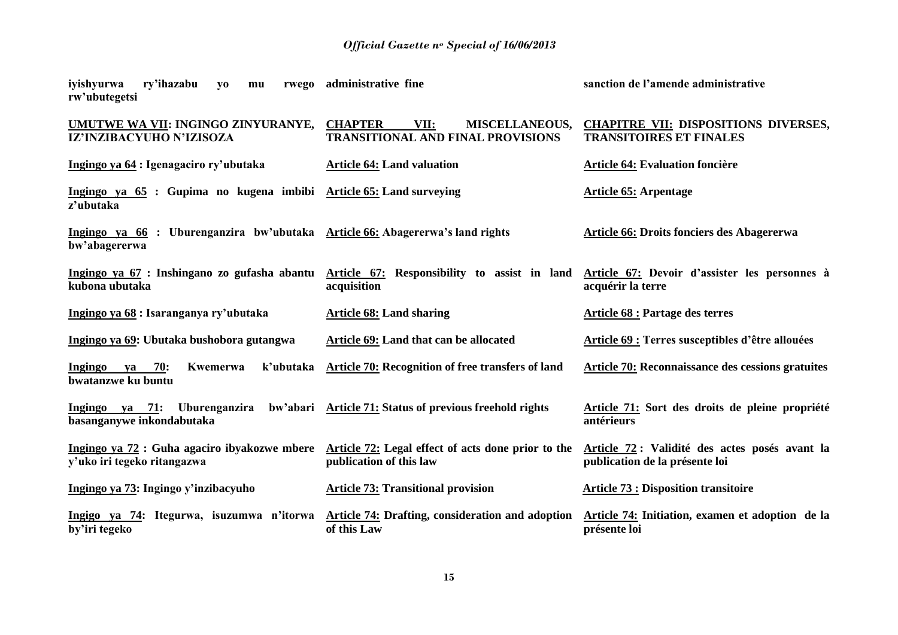| | | |
|---|---|---|
| **iyishyurwa ry'ihazabu yo mu rwego rw'ubutegetsi** | **administrative fine** | **sanction de l'amende administrative** |
| **UMUTWE WA VII: INGINGO ZINYURANYE, IZ'INZIBACYUHO N'IZISOZA** | **CHAPTER VII: MISCELLANEOUS, TRANSITIONAL AND FINAL PROVISIONS** | **CHAPITRE VII: DISPOSITIONS DIVERSES, TRANSITOIRES ET FINALES** |
| **Ingingo ya 64 : Igenagaciro ry'ubutaka** | **Article 64: Land valuation** | **Article 64: Evaluation foncière** |
| **Ingingo ya 65 : Gupima no kugena imbibi z'ubutaka** | **Article 65: Land surveying** | **Article 65: Arpentage** |
| **Ingingo ya 66 : Uburenganzira bw'ubutaka bw'abagererwa** | **Article 66: Abagererwa's land rights** | **Article 66: Droits fonciers des Abagererwa** |
| **Ingingo ya 67 : Inshingano zo gufasha abantu kubona ubutaka** | **Article 67: Responsibility to assist in land acquisition** | **Article 67: Devoir d'assister les personnes à acquérir la terre** |
| **Ingingo ya 68 : Isaranganya ry'ubutaka** | **Article 68: Land sharing** | **Article 68 : Partage des terres** |
| **Ingingo ya 69: Ubutaka bushobora gutangwa** | **Article 69: Land that can be allocated** | **Article 69 : Terres susceptibles d'être allouées** |
| **Ingingo ya 70: Kwemerwa k'ubutaka bwatanzwe ku buntu** | **Article 70: Recognition of free transfers of land** | **Article 70: Reconnaissance des cessions gratuites** |
| **Ingingo ya 71: Uburenganzira bw'abari basanganywe inkondabutaka** | **Article 71: Status of previous freehold rights** | **Article 71: Sort des droits de pleine propriété antérieurs** |
| **Ingingo ya 72 : Guha agaciro ibyakozwe mbere y'uko iri tegeko ritangazwa** | **Article 72: Legal effect of acts done prior to the publication of this law** | **Article 72 : Validité des actes posés avant la publication de la présente loi** |
| **Ingingo ya 73: Ingingo y'inzibacyuho** | **Article 73: Transitional provision** | **Article 73 : Disposition transitoire** |
| **Ingigo ya 74: Itegurwa, isuzumwa n'itorwa by'iri tegeko** | **Article 74: Drafting, consideration and adoption of this Law** | **Article 74: Initiation, examen et adoption de la présente loi** |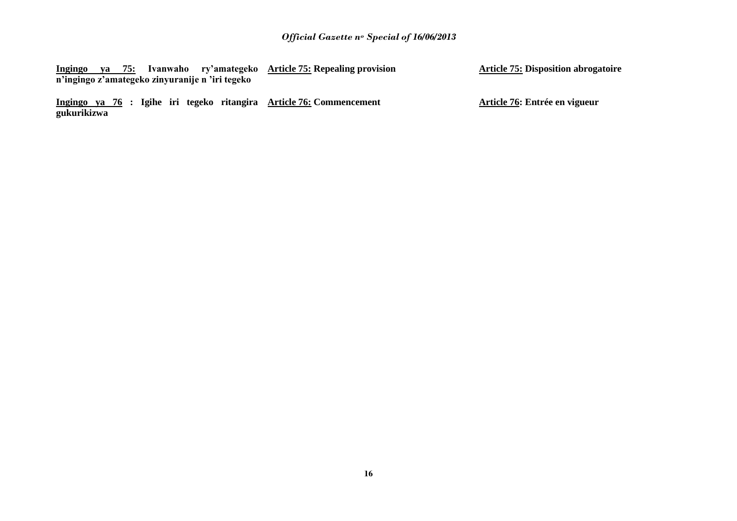**Ingingo ya 75: Ivanwaho ry'amategeko n'ingingo z'amategeko zinyuranije n 'iri tegeko**

**Ingingo ya 76 : Igihe iri tegeko ritangira gukurikizwa**

**Article 75: Repealing provision**

**Article 76: Commencement**

**Article 75: Disposition abrogatoire**

**Article 76: Entrée en vigueur**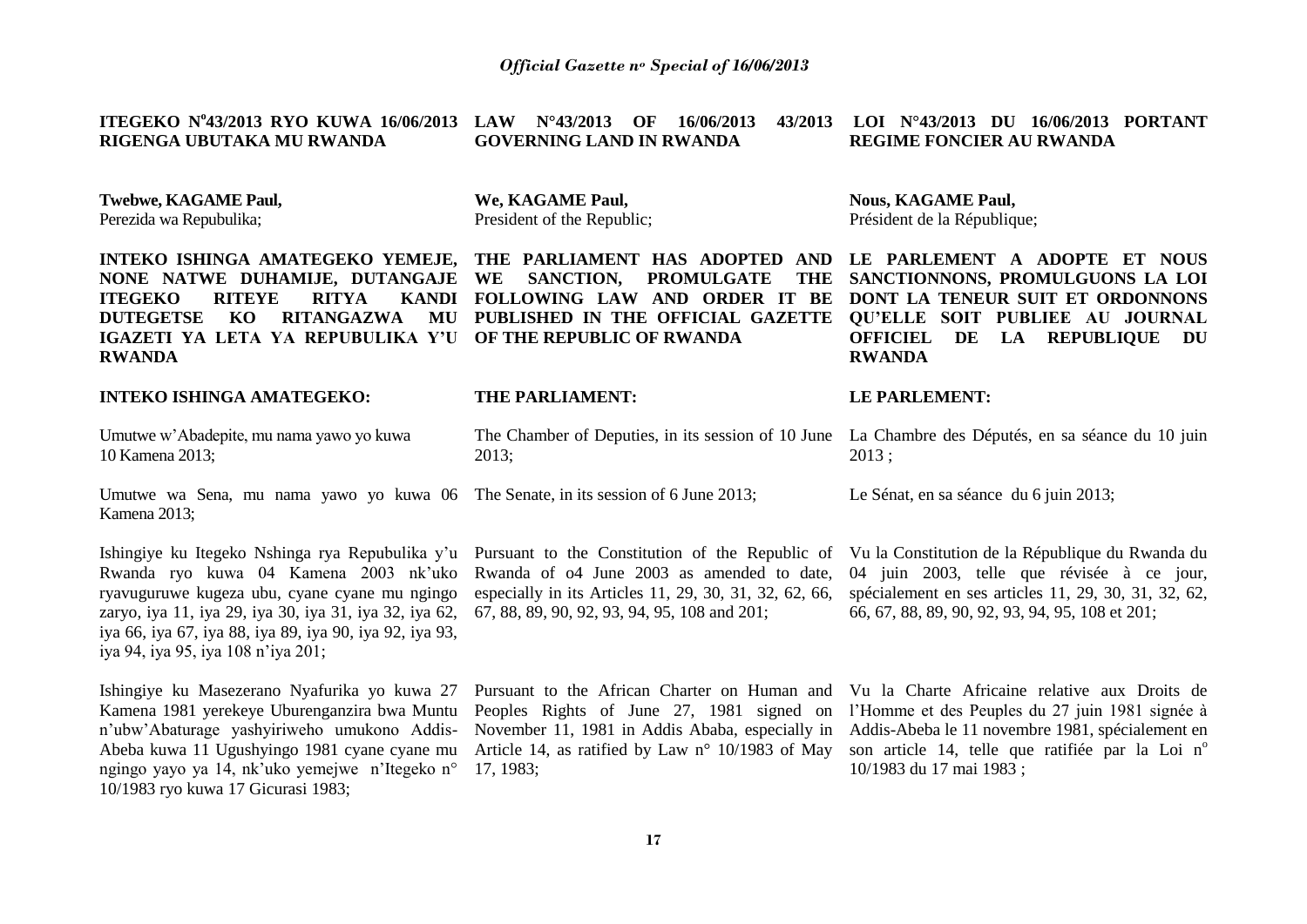**ITEGEKO N°43/2013 RYO KUWA 16/06/2013 RIGENGA UBUTAKA MU RWANDA**

**Twebwe, KAGAME Paul,**
Perezida wa Repubulika;

**INTEKO ISHINGA AMATEGEKO YEMEJE, NONE NATWE DUHAMIJE, DUTANGAJE ITEGEKO RITEYE RITYA KANDI DUTEGETSE KO RITANGAZWA MU IGAZETI YA LETA YA REPUBULIKA Y'U RWANDA**

**INTEKO ISHINGA AMATEGEKO:**

Umutwe w'Abadepite, mu nama yawo yo kuwa 10 Kamena 2013;

Umutwe wa Sena, mu nama yawo yo kuwa 06 Kamena 2013;

Ishingiye ku Itegeko Nshinga rya Repubulika y'u Rwanda ryo kuwa 04 Kamena 2003 nk'uko ryavuguruwe kugeza ubu, cyane cyane mu ngingo zaryo, iya 11, iya 29, iya 30, iya 31, iya 32, iya 62, iya 66, iya 67, iya 88, iya 89, iya 90, iya 92, iya 93, iya 94, iya 95, iya 108 n'iya 201;

Ishingiye ku Masezerano Nyafurika yo kuwa 27 Kamena 1981 yerekeye Uburenganzira bwa Muntu n'ubw'Abaturage yashyiriweho umukono Addis-Abeba kuwa 11 Ugushyingo 1981 cyane cyane mu ngingo yayo ya 14, nk'uko yemejwe n'Itegeko n° 10/1983 ryo kuwa 17 Gicurasi 1983;

**LAW N°43/2013 OF 16/06/2013 43/2013 GOVERNING LAND IN RWANDA**

**We, KAGAME Paul,**
President of the Republic;

**THE PARLIAMENT HAS ADOPTED AND WE SANCTION, PROMULGATE THE FOLLOWING LAW AND ORDER IT BE PUBLISHED IN THE OFFICIAL GAZETTE OF THE REPUBLIC OF RWANDA**

**THE PARLIAMENT:**

The Chamber of Deputies, in its session of 10 June 2013;

The Senate, in its session of 6 June 2013;

Pursuant to the Constitution of the Republic of Rwanda of o4 June 2003 as amended to date, especially in its Articles 11, 29, 30, 31, 32, 62, 66, 67, 88, 89, 90, 92, 93, 94, 95, 108 and 201;

Pursuant to the African Charter on Human and Peoples Rights of June 27, 1981 signed on November 11, 1981 in Addis Ababa, especially in Article 14, as ratified by Law n° 10/1983 of May 17, 1983;

**LOI N°43/2013 DU 16/06/2013 PORTANT REGIME FONCIER AU RWANDA**

**Nous, KAGAME Paul,**
Président de la République;

**LE PARLEMENT A ADOPTE ET NOUS SANCTIONNONS, PROMULGUONS LA LOI DONT LA TENEUR SUIT ET ORDONNONS QU'ELLE SOIT PUBLIEE AU JOURNAL OFFICIEL DE LA REPUBLIQUE DU RWANDA**

**LE PARLEMENT:**

La Chambre des Députés, en sa séance du 10 juin 2013 ;

Le Sénat, en sa séance du 6 juin 2013;

Vu la Constitution de la République du Rwanda du 04 juin 2003, telle que révisée à ce jour, spécialement en ses articles 11, 29, 30, 31, 32, 62, 66, 67, 88, 89, 90, 92, 93, 94, 95, 108 et 201;

Vu la Charte Africaine relative aux Droits de l'Homme et des Peuples du 27 juin 1981 signée à Addis-Abeba le 11 novembre 1981, spécialement en son article 14, telle que ratifiée par la Loi n° 10/1983 du 17 mai 1983 ;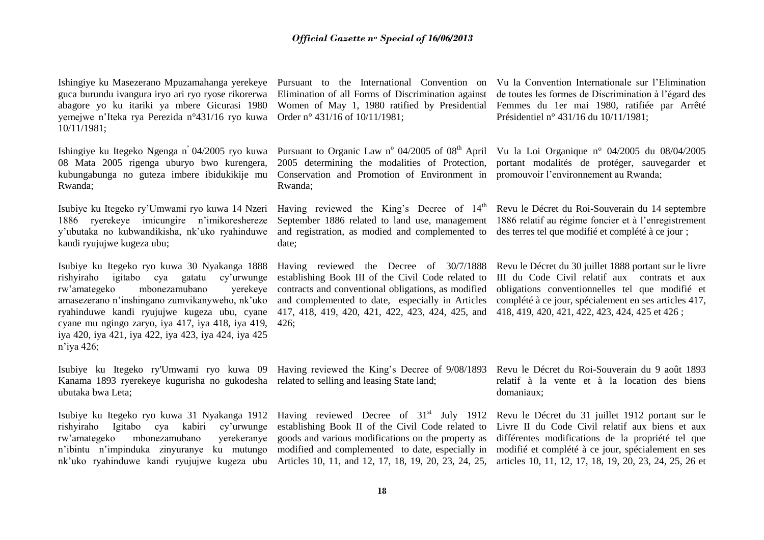Ishingiye ku Masezerano Mpuzamahanga yerekeye guca burundu ivangura iryo ari ryo ryose rikorerwa abagore yo ku itariki ya mbere Gicurasi 1980 yemejwe n'Iteka rya Perezida n°431/16 ryo kuwa 10/11/1981;

Ishingiye ku Itegeko Ngenga n° 04/2005 ryo kuwa 08 Mata 2005 rigenga uburyo bwo kurengera, kubungabunga no guteza imbere ibidukikije mu Rwanda;

Isubiye ku Itegeko ry'Umwami ryo kuwa 14 Nzeri 1886 ryerekeye imicungire n'imikoreshereze y'ubutaka no kubwandikisha, nk'uko ryahinduwe kandi ryujujwe kugeza ubu;

Isubiye ku Itegeko ryo kuwa 30 Nyakanga 1888 rishyiraho igitabo cya gatatu cy'urwunge rw'amategeko mbonezamubano yerekeye amasezerano n'inshingano zumvikanyweho, nk'uko ryahinduwe kandi ryujujwe kugeza ubu, cyane cyane mu ngingo zaryo, iya 417, iya 418, iya 419, iya 420, iya 421, iya 422, iya 423, iya 424, iya 425 n'iya 426;

Isubiye ku Itegeko ry'Umwami ryo kuwa 09 Kanama 1893 ryerekeye kugurisha no gukodesha ubutaka bwa Leta;

Isubiye ku Itegeko ryo kuwa 31 Nyakanga 1912 rishyiraho Igitabo cya kabiri cy'urwunge rw'amategeko mbonezamubano yerekeranye n'ibintu n'impinduka zinyuranye ku mutungo nk'uko ryahinduwe kandi ryujujwe kugeza ubu

Pursuant to the International Convention on Elimination of all Forms of Discrimination against Women of May 1, 1980 ratified by Presidential Order n° 431/16 of 10/11/1981;

Pursuant to Organic Law n° 04/2005 of 08th April 2005 determining the modalities of Protection, Conservation and Promotion of Environment in Rwanda;

Having reviewed the King's Decree of 14th September 1886 related to land use, management and registration, as modied and complemented to date;

Having reviewed the Decree of 30/7/1888 establishing Book III of the Civil Code related to contracts and conventional obligations, as modified and complemented to date, especially in Articles 417, 418, 419, 420, 421, 422, 423, 424, 425, and 426;

Having reviewed the King's Decree of 9/08/1893 related to selling and leasing State land;

Having reviewed Decree of 31st July 1912 establishing Book II of the Civil Code related to goods and various modifications on the property as modified and complemented to date, especially in Articles 10, 11, and 12, 17, 18, 19, 20, 23, 24, 25,

Vu la Convention Internationale sur l'Elimination de toutes les formes de Discrimination à l'égard des Femmes du 1er mai 1980, ratifiée par Arrêté Présidentiel n° 431/16 du 10/11/1981;

Vu la Loi Organique n° 04/2005 du 08/04/2005 portant modalités de protéger, sauvegarder et promouvoir l'environnement au Rwanda;

Revu le Décret du Roi-Souverain du 14 septembre 1886 relatif au régime foncier et à l'enregistrement des terres tel que modifié et complété à ce jour ;

Revu le Décret du 30 juillet 1888 portant sur le livre III du Code Civil relatif aux contrats et aux obligations conventionnelles tel que modifié et complété à ce jour, spécialement en ses articles 417, 418, 419, 420, 421, 422, 423, 424, 425 et 426 ;

Revu le Décret du Roi-Souverain du 9 août 1893 relatif à la vente et à la location des biens domaniaux;

Revu le Décret du 31 juillet 1912 portant sur le Livre II du Code Civil relatif aux biens et aux différentes modifications de la propriété tel que modifié et complété à ce jour, spécialement en ses articles 10, 11, 12, 17, 18, 19, 20, 23, 24, 25, 26 et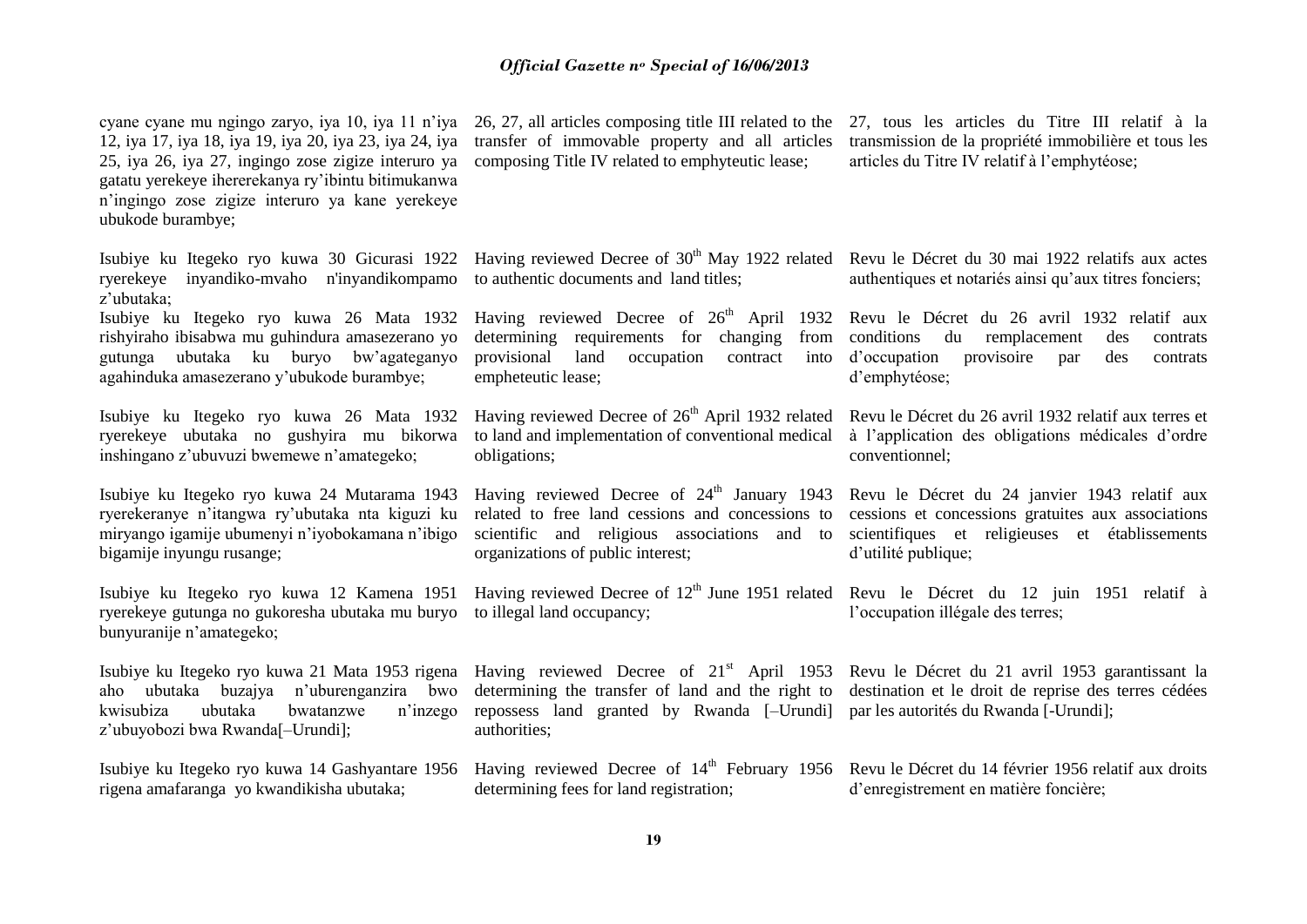cyane cyane mu ngingo zaryo, iya 10, iya 11 n'iya 12, iya 17, iya 18, iya 19, iya 20, iya 23, iya 24, iya 25, iya 26, iya 27, ingingo zose zigize interuro ya gatatu yerekeye ihererekanya ry'ibintu bitimukanwa n'ingingo zose zigize interuro ya kane yerekeye ubukode burambye;

26, 27, all articles composing title III related to the transfer of immovable property and all articles composing Title IV related to emphyteutic lease;

27, tous les articles du Titre III relatif à la transmission de la propriété immobilière et tous les articles du Titre IV relatif à l'emphytéose;

Isubiye ku Itegeko ryo kuwa 30 Gicurasi 1922 ryerekeye inyandiko-mvaho n'inyandikompamo z'ubutaka;

Having reviewed Decree of 30th May 1922 related to authentic documents and land titles;

Revu le Décret du 30 mai 1922 relatifs aux actes authentiques et notariés ainsi qu'aux titres fonciers;

Isubiye ku Itegeko ryo kuwa 26 Mata 1932 rishyiraho ibisabwa mu guhindura amasezerano yo gutunga ubutaka ku buryo bw'agateganyo agahinduka amasezerano y'ubukode burambye;

Having reviewed Decree of 26th April 1932 determining requirements for changing from provisional land occupation contract into empheteutic lease;

Revu le Décret du 26 avril 1932 relatif aux conditions du remplacement des contrats d'occupation provisoire par des contrats d'emphytéose;

Isubiye ku Itegeko ryo kuwa 26 Mata 1932 ryerekeye ubutaka no gushyira mu bikorwa inshingano z'ubuvuzi bwemewe n'amategeko;

Having reviewed Decree of 26th April 1932 related to land and implementation of conventional medical obligations;

Revu le Décret du 26 avril 1932 relatif aux terres et à l'application des obligations médicales d'ordre conventionnel;

Isubiye ku Itegeko ryo kuwa 24 Mutarama 1943 ryerekeranye n'itangwa ry'ubutaka nta kiguzi ku miryango igamije ubumenyi n'iyobokamana n'ibigo bigamije inyungu rusange;

Having reviewed Decree of 24th January 1943 related to free land cessions and concessions to scientific and religious associations and to organizations of public interest;

Revu le Décret du 24 janvier 1943 relatif aux cessions et concessions gratuites aux associations scientifiques et religieuses et établissements d'utilité publique;

Isubiye ku Itegeko ryo kuwa 12 Kamena 1951 ryerekeye gutunga no gukoresha ubutaka mu buryo bunyuranije n'amategeko;

Having reviewed Decree of 12th June 1951 related to illegal land occupancy;

Revu le Décret du 12 juin 1951 relatif à l'occupation illégale des terres;

Isubiye ku Itegeko ryo kuwa 21 Mata 1953 rigena aho ubutaka buzajya n'uburenganzira bwo kwisubiza ubutaka bwatanzwe n'inzego z'ubuyobozi bwa Rwanda[–Urundi];

Having reviewed Decree of 21st April 1953 determining the transfer of land and the right to repossess land granted by Rwanda [–Urundi] authorities;

Revu le Décret du 21 avril 1953 garantissant la destination et le droit de reprise des terres cédées par les autorités du Rwanda [-Urundi];

Isubiye ku Itegeko ryo kuwa 14 Gashyantare 1956 rigena amafaranga yo kwandikisha ubutaka;

Having reviewed Decree of 14th February 1956 determining fees for land registration;

Revu le Décret du 14 février 1956 relatif aux droits d'enregistrement en matière foncière;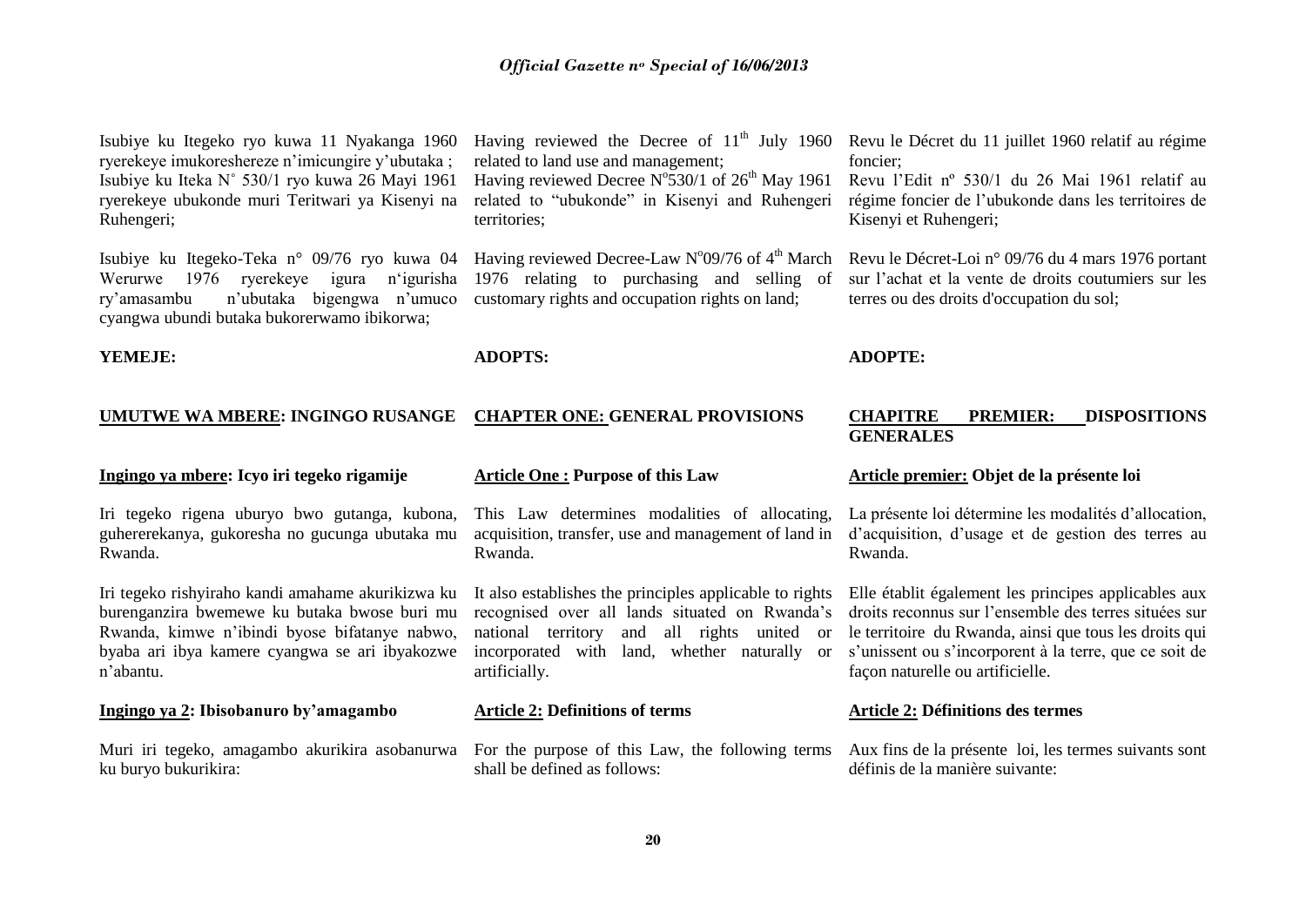Isubiye ku Itegeko ryo kuwa 11 Nyakanga 1960 ryerekeye imukoreshereze n'imicungire y'ubutaka ;
Isubiye ku Iteka N° 530/1 ryo kuwa 26 Mayi 1961 ryerekeye ubukonde muri Teritwari ya Kisenyi na Ruhengeri;

Isubiye ku Itegeko-Teka n° 09/76 ryo kuwa 04 Werurwe 1976 ryerekeye igura n'igurisha ry'amasambu n'ubutaka bigengwa n'umuco cyangwa ubundi butaka bukorerwamo ibikorwa;

**YEMEJE:**

## UMUTWE WA MBERE: INGINGO RUSANGE

### Ingingo ya mbere: Icyo iri tegeko rigamije

Iri tegeko rigena uburyo bwo gutanga, kubona, guhererekanya, gukoresha no gucunga ubutaka mu Rwanda.

Iri tegeko rishyiraho kandi amahame akurikizwa ku burenganzira bwemewe ku butaka bwose buri mu Rwanda, kimwe n'ibindi byose bifatanye nabwo, byaba ari ibya kamere cyangwa se ari ibyakozwe n'abantu.

### Ingingo ya 2: Ibisobanuro by'amagambo

Muri iri tegeko, amagambo akurikira asobanurwa ku buryo bukurikira:

Having reviewed the Decree of 11th July 1960 related to land use and management;
Having reviewed Decree N°530/1 of 26th May 1961 related to "ubukonde" in Kisenyi and Ruhengeri territories;

Having reviewed Decree-Law N°09/76 of 4th March 1976 relating to purchasing and selling of customary rights and occupation rights on land;

**ADOPTS:**

## CHAPTER ONE: GENERAL PROVISIONS

### Article One : Purpose of this Law

This Law determines modalities of allocating, acquisition, transfer, use and management of land in Rwanda.

It also establishes the principles applicable to rights recognised over all lands situated on Rwanda's national territory and all rights united or incorporated with land, whether naturally or artificially.

### Article 2: Definitions of terms

For the purpose of this Law, the following terms shall be defined as follows:

Revu le Décret du 11 juillet 1960 relatif au régime foncier;
Revu l'Edit nº 530/1 du 26 Mai 1961 relatif au régime foncier de l'ubukonde dans les territoires de Kisenyi et Ruhengeri;

Revu le Décret-Loi n° 09/76 du 4 mars 1976 portant sur l'achat et la vente de droits coutumiers sur les terres ou des droits d'occupation du sol;

**ADOPTE:**

## CHAPITRE PREMIER: DISPOSITIONS GENERALES

### Article premier: Objet de la présente loi

La présente loi détermine les modalités d'allocation, d'acquisition, d'usage et de gestion des terres au Rwanda.

Elle établit également les principes applicables aux droits reconnus sur l'ensemble des terres situées sur le territoire du Rwanda, ainsi que tous les droits qui s'unissent ou s'incorporent à la terre, que ce soit de façon naturelle ou artificielle.

### Article 2: Définitions des termes

Aux fins de la présente loi, les termes suivants sont définis de la manière suivante: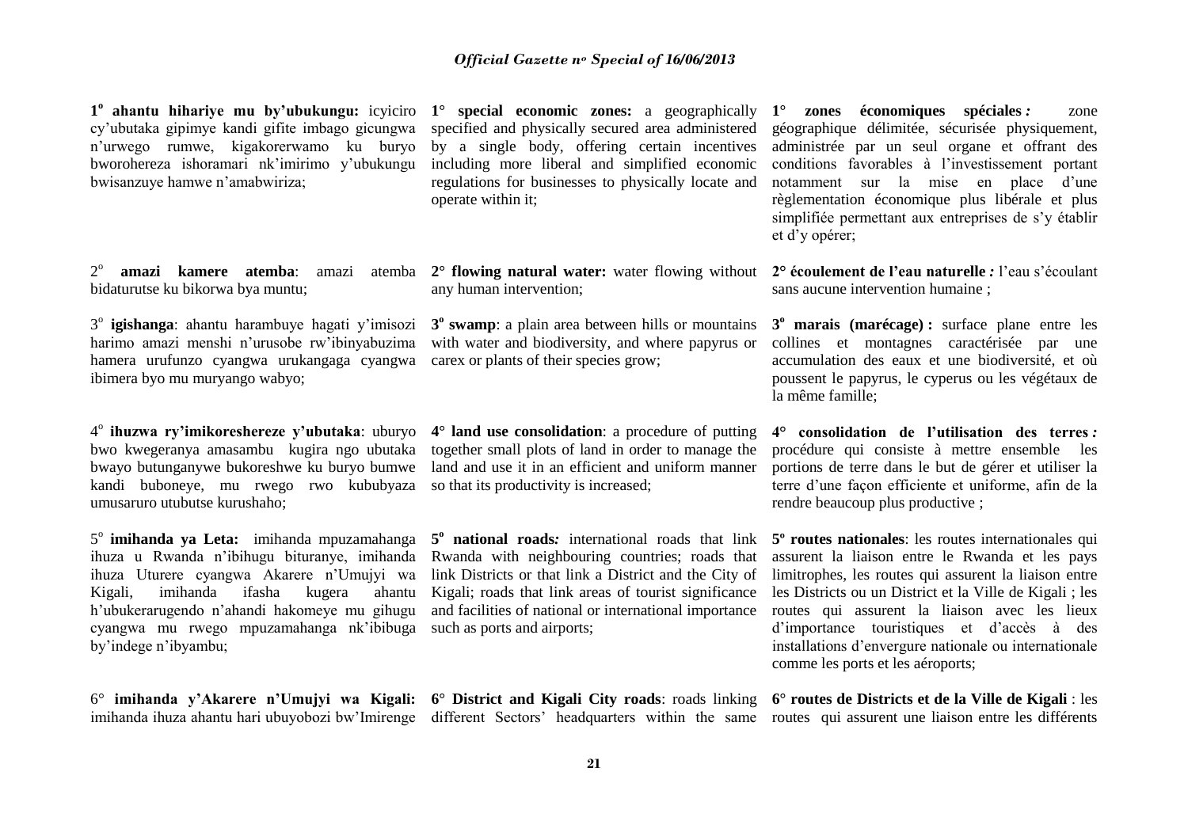1° **ahantu hihariye mu by'ubukungu:** icyiciro cy'ubutaka gipimye kandi gifite imbago gicungwa n'urwego rumwe, kigakorerwamo ku buryo bworohereza ishoramari nk'imirimo y'ubukungu bwisanzuye hamwe n'amabwiriza;

2° **amazi kamere atemba**: amazi atemba bidaturutse ku bikorwa bya muntu;

3° **igishanga**: ahantu harambuye hagati y'imisozi harimo amazi menshi n'urusobe rw'ibinyabuzima hamera urufunzo cyangwa urukangaga cyangwa ibimera byo mu muryango wabyo;

4° **ihuzwa ry'imikoreshereze y'ubutaka**: uburyo bwo kwegeranya amasambu kugira ngo ubutaka bwayo butunganywe bukoreshwe ku buryo bumwe kandi buboneye, mu rwego rwo kububyaza umusaruro utubutse kurushaho;

5° **imihanda ya Leta:** imihanda mpuzamahanga ihuza u Rwanda n'ibihugu bituranye, imihanda ihuza Uturere cyangwa Akarere n'Umujyi wa Kigali, imihanda ifasha kugera ahantu h'ubukerarugendo n'ahandi hakomeye mu gihugu cyangwa mu rwego mpuzamahanga nk'ibibuga by'indege n'ibyambu;

6° **imihanda y'Akarere n'Umujyi wa Kigali:** imihanda ihuza ahantu hari ubuyobozi bw'Imirenge

1° **special economic zones:** a geographically specified and physically secured area administered by a single body, offering certain incentives including more liberal and simplified economic regulations for businesses to physically locate and operate within it;

2° **flowing natural water:** water flowing without any human intervention;

3° **swamp**: a plain area between hills or mountains with water and biodiversity, and where papyrus or carex or plants of their species grow;

4° **land use consolidation**: a procedure of putting together small plots of land in order to manage the land and use it in an efficient and uniform manner so that its productivity is increased;

5° **national roads***:* international roads that link Rwanda with neighbouring countries; roads that link Districts or that link a District and the City of Kigali; roads that link areas of tourist significance and facilities of national or international importance such as ports and airports;

6° **District and Kigali City roads**: roads linking different Sectors' headquarters within the same

1° **zones économiques spéciales** *:* zone géographique délimitée, sécurisée physiquement, administrée par un seul organe et offrant des conditions favorables à l'investissement portant notamment sur la mise en place d'une règlementation économique plus libérale et plus simplifiée permettant aux entreprises de s'y établir et d'y opérer;

2° **écoulement de l'eau naturelle** *:* l'eau s'écoulant sans aucune intervention humaine ;

3° **marais (marécage) :** surface plane entre les collines et montagnes caractérisée par une accumulation des eaux et une biodiversité, et où poussent le papyrus, le cyperus ou les végétaux de la même famille;

4° **consolidation de l'utilisation des terres** *:* procédure qui consiste à mettre ensemble les portions de terre dans le but de gérer et utiliser la terre d'une façon efficiente et uniforme, afin de la rendre beaucoup plus productive ;

5° **routes nationales**: les routes internationales qui assurent la liaison entre le Rwanda et les pays limitrophes, les routes qui assurent la liaison entre les Districts ou un District et la Ville de Kigali ; les routes qui assurent la liaison avec les lieux d'importance touristiques et d'accès à des installations d'envergure nationale ou internationale comme les ports et les aéroports;

6° **routes de Districts et de la Ville de Kigali** : les routes qui assurent une liaison entre les différents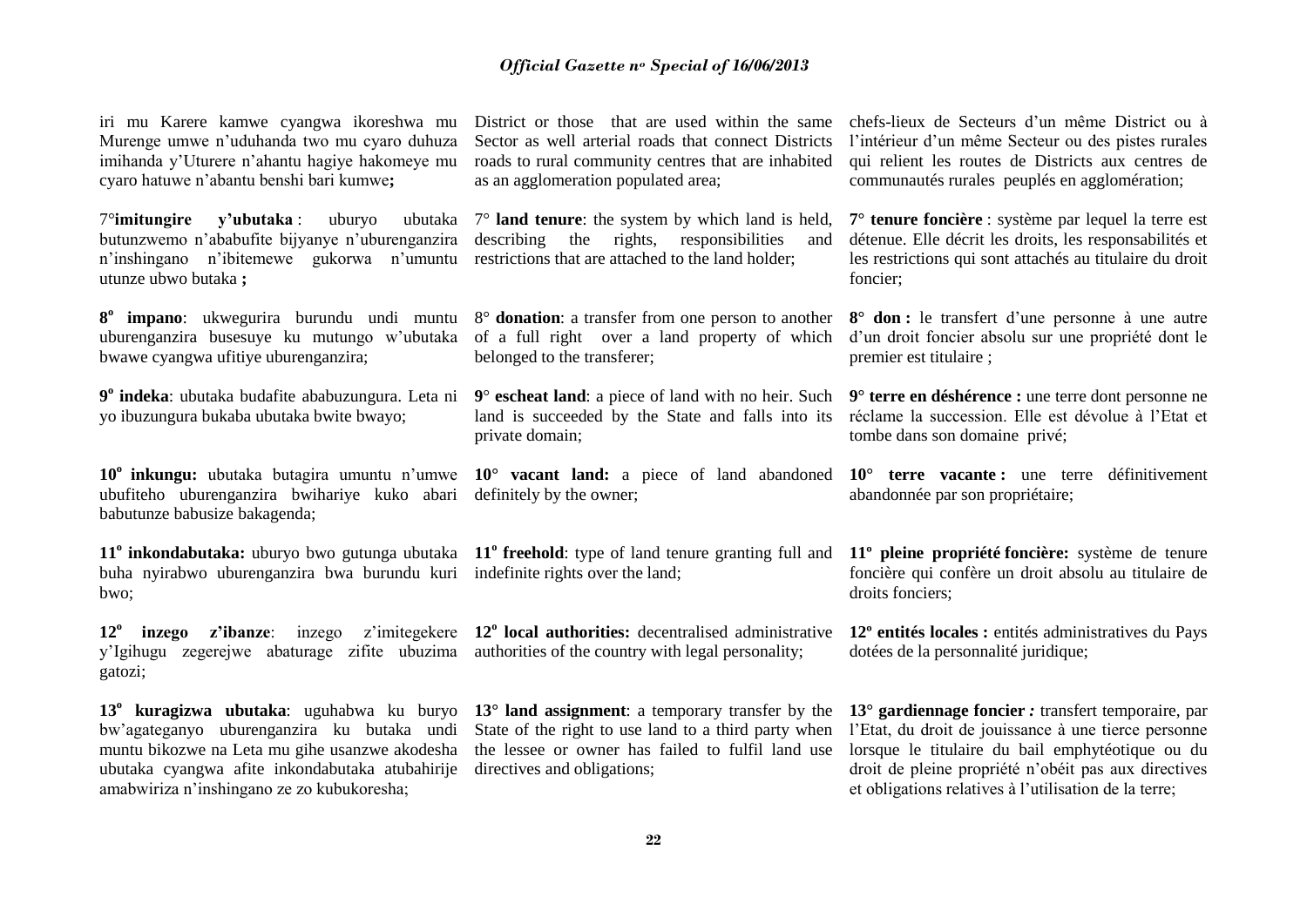iri mu Karere kamwe cyangwa ikoreshwa mu Murenge umwe n'uduhanda two mu cyaro duhuza imihanda y'Uturere n'ahantu hagiye hakomeye mu cyaro hatuwe n'abantu benshi bari kumwe**;**

7°**imitungire y'ubutaka** : uburyo ubutaka butunzwemo n'ababufite bijyanye n'uburenganzira n'inshingano n'ibitemewe gukorwa n'umuntu utunze ubwo butaka **;**

**8° impano**: ukwegurira burundu undi muntu uburenganzira busesuye ku mutungo w'ubutaka bwawe cyangwa ufitiye uburenganzira;

**9° indeka**: ubutaka budafite ababuzungura. Leta ni yo ibuzungura bukaba ubutaka bwite bwayo;

**10° inkungu:** ubutaka butagira umuntu n'umwe ubufiteho uburenganzira bwihariye kuko abari babutunze babusize bakagenda;

**11° inkondabutaka:** uburyo bwo gutunga ubutaka buha nyirabwo uburenganzira bwa burundu kuri bwo;

**12° inzego z'ibanze**: inzego z'imitegekere y'Igihugu zegerejwe abaturage zifite ubuzima gatozi;

**13° kuragizwa ubutaka**: uguhabwa ku buryo bw'agateganyo uburenganzira ku butaka undi muntu bikozwe na Leta mu gihe usanzwe akodesha ubutaka cyangwa afite inkondabutaka atubahirije amabwiriza n'inshingano ze zo kubukoresha;

District or those that are used within the same Sector as well arterial roads that connect Districts roads to rural community centres that are inhabited as an agglomeration populated area;

7° **land tenure**: the system by which land is held, describing the rights, responsibilities and restrictions that are attached to the land holder;

8° **donation**: a transfer from one person to another of a full right over a land property of which belonged to the transferer;

**9° escheat land**: a piece of land with no heir. Such land is succeeded by the State and falls into its private domain;

**10° vacant land:** a piece of land abandoned definitely by the owner;

**11° freehold**: type of land tenure granting full and indefinite rights over the land;

**12° local authorities:** decentralised administrative authorities of the country with legal personality;

**13° land assignment**: a temporary transfer by the State of the right to use land to a third party when the lessee or owner has failed to fulfil land use directives and obligations;

chefs-lieux de Secteurs d'un même District ou à l'intérieur d'un même Secteur ou des pistes rurales qui relient les routes de Districts aux centres de communautés rurales peuplés en agglomération;

**7° tenure foncière** : système par lequel la terre est détenue. Elle décrit les droits, les responsabilités et les restrictions qui sont attachés au titulaire du droit foncier;

**8° don :** le transfert d'une personne à une autre d'un droit foncier absolu sur une propriété dont le premier est titulaire ;

**9° terre en déshérence :** une terre dont personne ne réclame la succession. Elle est dévolue à l'Etat et tombe dans son domaine privé;

**10° terre vacante :** une terre définitivement abandonnée par son propriétaire;

**11º pleine propriété foncière:** système de tenure foncière qui confère un droit absolu au titulaire de droits fonciers;

**12º entités locales :** entités administratives du Pays dotées de la personnalité juridique;

**13° gardiennage foncier** *:* transfert temporaire, par l'Etat, du droit de jouissance à une tierce personne lorsque le titulaire du bail emphytéotique ou du droit de pleine propriété n'obéit pas aux directives et obligations relatives à l'utilisation de la terre;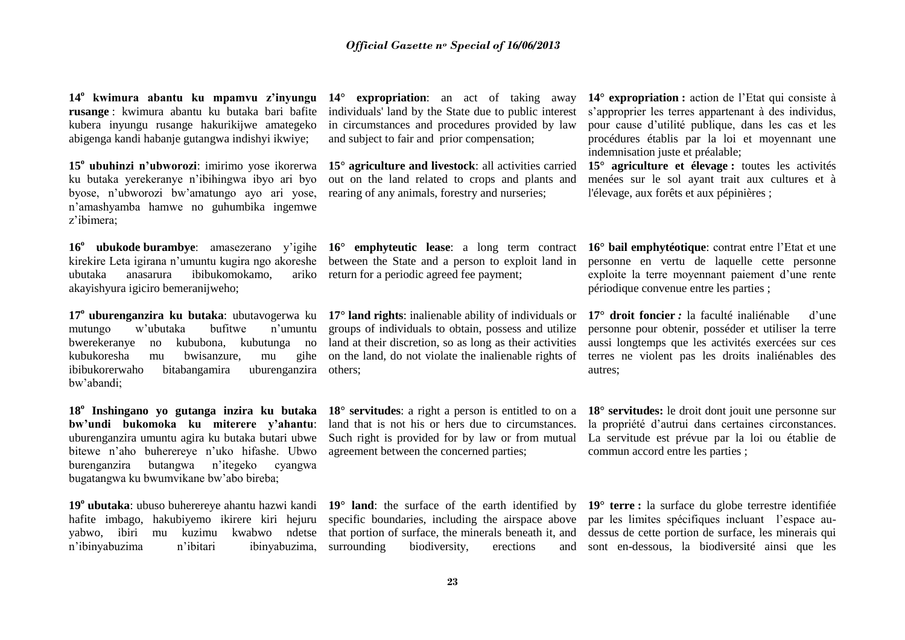**14° kwimura abantu ku mpamvu z'inyungu rusange** : kwimura abantu ku butaka bari bafite kubera inyungu rusange hakurikijwe amategeko abigenga kandi habanje gutangwa indishyi ikwiye;

**15° ubuhinzi n'ubworozi**: imirimo yose ikorerwa ku butaka yerekeranye n'ibihingwa ibyo ari byo byose, n'ubworozi bw'amatungo ayo ari yose, n'amashyamba hamwe no guhumbika ingemwe z'ibimera;

**16° ubukode burambye**: amasezerano y'igihe kirekire Leta igirana n'umuntu kugira ngo akoreshe ubutaka anasarura ibibukomokamo, ariko akayishyura igiciro bemeranijweho;

**17° uburenganzira ku butaka**: ubutavogerwa ku mutungo w'ubutaka bufitwe n'umuntu bwerekeranye no kububona, kubutunga no kubukoresha mu bwisanzure, mu gihe ibibukorerwaho bitabangamira uburenganzira bw'abandi;

**18° Inshingano yo gutanga inzira ku butaka bw'undi bukomoka ku miterere y'ahantu**: uburenganzira umuntu agira ku butaka butari ubwe bitewe n'aho buherereye n'uko hifashe. Ubwo burenganzira butangwa n'itegeko cyangwa bugatangwa ku bwumvikane bw'abo bireba;

**19° ubutaka**: ubuso buherereye ahantu hazwi kandi hafite imbago, hakubiyemo ikirere kiri hejuru yabwo, ibiri mu kuzimu kwabwo ndetse n'ibinyabuzima n'ibitari ibinyabuzima,

**14° expropriation**: an act of taking away individuals' land by the State due to public interest in circumstances and procedures provided by law and subject to fair and prior compensation;

**15° agriculture and livestock**: all activities carried out on the land related to crops and plants and rearing of any animals, forestry and nurseries;

**16° emphyteutic lease**: a long term contract between the State and a person to exploit land in return for a periodic agreed fee payment;

**17° land rights**: inalienable ability of individuals or groups of individuals to obtain, possess and utilize land at their discretion, so as long as their activities on the land, do not violate the inalienable rights of others;

**18° servitudes**: a right a person is entitled to on a land that is not his or hers due to circumstances. Such right is provided for by law or from mutual agreement between the concerned parties;

**19° land**: the surface of the earth identified by specific boundaries, including the airspace above that portion of surface, the minerals beneath it, and surrounding biodiversity, erections and

**14° expropriation :** action de l'Etat qui consiste à s'approprier les terres appartenant à des individus, pour cause d'utilité publique, dans les cas et les procédures établis par la loi et moyennant une indemnisation juste et préalable;

**15° agriculture et élevage :** toutes les activités menées sur le sol ayant trait aux cultures et à l'élevage, aux forêts et aux pépinières ;

**16° bail emphytéotique**: contrat entre l'Etat et une personne en vertu de laquelle cette personne exploite la terre moyennant paiement d'une rente périodique convenue entre les parties ;

**17° droit foncier** *:* la faculté inaliénable d'une personne pour obtenir, posséder et utiliser la terre aussi longtemps que les activités exercées sur ces terres ne violent pas les droits inaliénables des autres;

**18° servitudes:** le droit dont jouit une personne sur la propriété d'autrui dans certaines circonstances. La servitude est prévue par la loi ou établie de commun accord entre les parties ;

**19° terre :** la surface du globe terrestre identifiée par les limites spécifiques incluant l'espace au-dessus de cette portion de surface, les minerais qui sont en-dessous, la biodiversité ainsi que les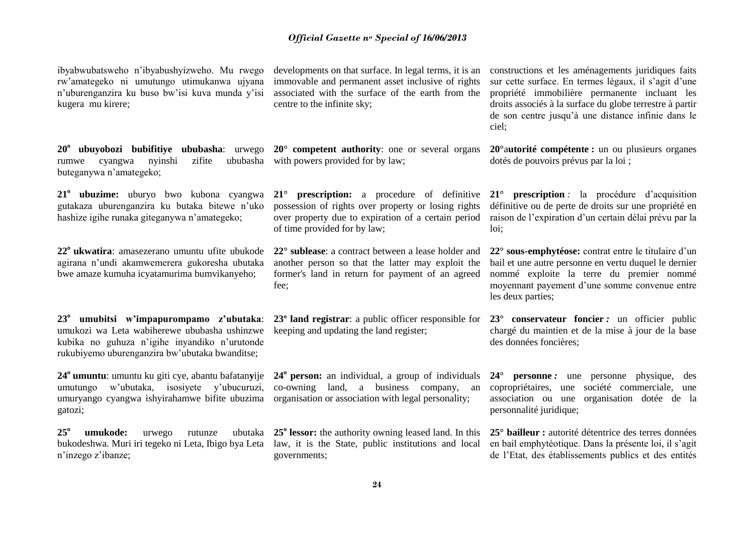ibyabwubatsweho n'ibyabushyizweho. Mu rwego rw'amategeko ni umutungo utimukanwa ujyana n'uburenganzira ku buso bw'isi kuva munda y'isi kugera mu kirere;

developments on that surface. In legal terms, it is an immovable and permanent asset inclusive of rights associated with the surface of the earth from the centre to the infinite sky;

constructions et les aménagements juridiques faits sur cette surface. En termes légaux, il s'agit d'une propriété immobilière permanente incluant les droits associés à la surface du globe terrestre à partir de son centre jusqu'à une distance infinie dans le ciel;

**20° ubuyobozi bubifitiye ububasha**: urwego rumwe cyangwa nyinshi zifite ububasha buteganywa n'amategeko;

**20° competent authority**: one or several organs with powers provided for by law;

**20°autorité compétente :** un ou plusieurs organes dotés de pouvoirs prévus par la loi ;

**21° ubuzime:** uburyo bwo kubona cyangwa gutakaza uburenganzira ku butaka bitewe n'uko hashize igihe runaka giteganywa n'amategeko;

**21° prescription:** a procedure of definitive possession of rights over property or losing rights over property due to expiration of a certain period of time provided for by law;

**21° prescription** *:* la procédure d'acquisition définitive ou de perte de droits sur une propriété en raison de l'expiration d'un certain délai prévu par la loi;

**22° ukwatira**: amasezerano umuntu ufite ubukode agirana n'undi akamwemerera gukoresha ubutaka bwe amaze kumuha icyatamurima bumvikanyeho;

**22° sublease**: a contract between a lease holder and another person so that the latter may exploit the former's land in return for payment of an agreed fee;

**22° sous-emphytéose:** contrat entre le titulaire d'un bail et une autre personne en vertu duquel le dernier nommé exploite la terre du premier nommé moyennant payement d'une somme convenue entre les deux parties;

**23° umubitsi w'impapurompamo z'ubutaka**: umukozi wa Leta wabiherewe ububasha ushinzwe kubika no guhuza n'igihe inyandiko n'urutonde rukubiyemo uburenganzira bw'ubutaka bwanditse;

**23° land registrar**: a public officer responsible for keeping and updating the land register;

**23° conservateur foncier** *:* un officier public chargé du maintien et de la mise à jour de la base des données foncières;

**24° umuntu**: umuntu ku giti cye, abantu bafatanyije umutungo w'ubutaka, isosiyete y'ubucuruzi, umuryango cyangwa ishyirahamwe bifite ubuzima gatozi;

**24° person:** an individual, a group of individuals co-owning land, a business company, an organisation or association with legal personality;

**24° personne** *:* une personne physique, des copropriétaires, une société commerciale, une association ou une organisation dotée de la personnalité juridique;

**25° umukode:** urwego rutunze ubutaka bukodeshwa. Muri iri tegeko ni Leta, Ibigo bya Leta n'inzego z'ibanze;

**25° lessor:** the authority owning leased land. In this law, it is the State, public institutions and local governments;

**25° bailleur :** autorité détentrice des terres données en bail emphytéotique. Dans la présente loi, il s'agit de l'Etat, des établissements publics et des entités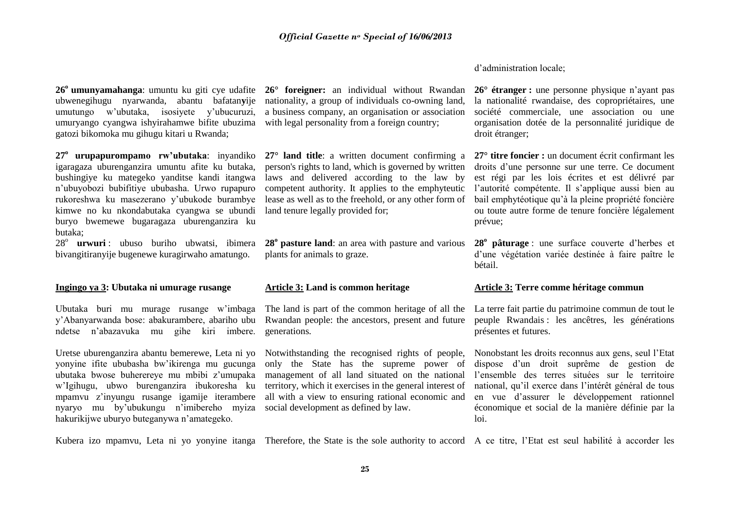d'administration locale;

**26° umunyamahanga**: umuntu ku giti cye udafite ubwenegihugu nyarwanda, abantu bafatanyije umutungo w'ubutaka, isosiyete y'ubucuruzi, umuryango cyangwa ishyirahamwe bifite ubuzima gatozi bikomoka mu gihugu kitari u Rwanda;

**27° urupapurompamo rw'ubutaka**: inyandiko igaragaza uburenganzira umuntu afite ku butaka, bushingiye ku mategeko yanditse kandi itangwa n'ubuyobozi bubifitiye ububasha. Urwo rupapuro rukoreshwa ku masezerano y'ubukode burambye kimwe no ku nkondabutaka cyangwa se ubundi buryo bwemewe bugaragaza uburenganzira ku butaka;

28° **urwuri** : ubuso buriho ubwatsi, ibimera bivangitiranyije bugenewe kuragirwaho amatungo.

## Ingingo ya 3: Ubutaka ni umurage rusange

Ubutaka buri mu murage rusange w'imbaga y'Abanyarwanda bose: abakurambere, abariho ubu ndetse n'abazavuka mu gihe kiri imbere.

Uretse uburenganzira abantu bemerewe, Leta ni yo yonyine ifite ububasha bw'ikirenga mu gucunga ubutaka bwose buherereye mu mbibi z'umupaka w'Igihugu, ubwo burenganzira ibukoresha ku mpamvu z'inyungu rusange igamije iterambere nyaryo mu by'ubukungu n'imibereho myiza hakurikijwe uburyo buteganywa n'amategeko.

Kubera izo mpamvu, Leta ni yo yonyine itanga

**26° foreigner:** an individual without Rwandan nationality, a group of individuals co-owning land, a business company, an organisation or association with legal personality from a foreign country;

**27° land title**: a written document confirming a person's rights to land, which is governed by written laws and delivered according to the law by competent authority. It applies to the emphyteutic lease as well as to the freehold, or any other form of land tenure legally provided for;

**28° pasture land**: an area with pasture and various plants for animals to graze.

## Article 3: Land is common heritage

The land is part of the common heritage of all the Rwandan people: the ancestors, present and future generations.

Notwithstanding the recognised rights of people, only the State has the supreme power of management of all land situated on the national territory, which it exercises in the general interest of all with a view to ensuring rational economic and social development as defined by law.

Therefore, the State is the sole authority to accord

**26° étranger :** une personne physique n'ayant pas la nationalité rwandaise, des copropriétaires, une société commerciale, une association ou une organisation dotée de la personnalité juridique de droit étranger;

**27° titre foncier :** un document écrit confirmant les droits d'une personne sur une terre. Ce document est régi par les lois écrites et est délivré par l'autorité compétente. Il s'applique aussi bien au bail emphytéotique qu'à la pleine propriété foncière ou toute autre forme de tenure foncière légalement prévue;

**28° pâturage** : une surface couverte d'herbes et d'une végétation variée destinée à faire paître le bétail.

## Article 3: Terre comme héritage commun

La terre fait partie du patrimoine commun de tout le peuple Rwandais : les ancêtres, les générations présentes et futures.

Nonobstant les droits reconnus aux gens, seul l'Etat dispose d'un droit suprême de gestion de l'ensemble des terres situées sur le territoire national, qu'il exerce dans l'intérêt général de tous en vue d'assurer le développement rationnel économique et social de la manière définie par la loi.

A ce titre, l'Etat est seul habilité à accorder les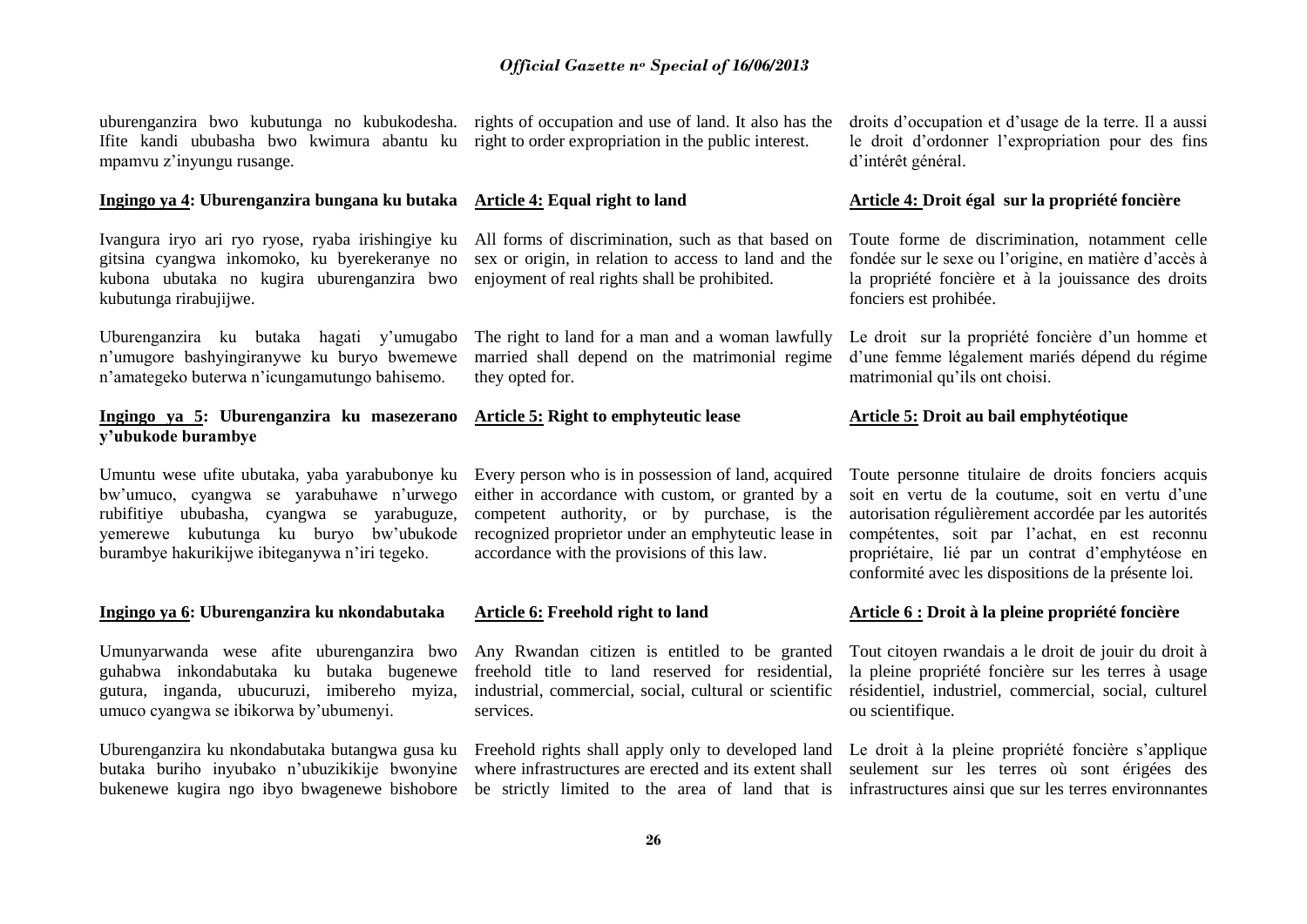uburenganzira bwo kubutunga no kubukodesha. Ifite kandi ububasha bwo kwimura abantu ku mpamvu z'inyungu rusange.

**Ingingo ya 4: Uburenganzira bungana ku butaka**

Ivangura iryo ari ryo ryose, ryaba irishingiye ku gitsina cyangwa inkomoko, ku byerekeranye no kubona ubutaka no kugira uburenganzira bwo kubutunga rirabujijwe.

Uburenganzira ku butaka hagati y'umugabo n'umugore bashyingiranywe ku buryo bwemewe n'amategeko buterwa n'icungamutungo bahisemo.

**Ingingo ya 5: Uburenganzira ku masezerano y'ubukode burambye**

Umuntu wese ufite ubutaka, yaba yarabubonye ku bw'umuco, cyangwa se yarabuhawe n'urwego rubifitiye ububasha, cyangwa se yarabuguze, yemerewe kubutunga ku buryo bw'ubukode burambye hakurikijwe ibiteganywa n'iri tegeko.

**Ingingo ya 6: Uburenganzira ku nkondabutaka**

Umunyarwanda wese afite uburenganzira bwo guhabwa inkondabutaka ku butaka bugenewe gutura, inganda, ubucuruzi, imibereho myiza, umuco cyangwa se ibikorwa by'ubumenyi.

Uburenganzira ku nkondabutaka butangwa gusa ku butaka buriho inyubako n'ubuzikikije bwonyine bukenewe kugira ngo ibyo bwagenewe bishobore

rights of occupation and use of land. It also has the right to order expropriation in the public interest.

**Article 4: Equal right to land**

All forms of discrimination, such as that based on sex or origin, in relation to access to land and the enjoyment of real rights shall be prohibited.

The right to land for a man and a woman lawfully married shall depend on the matrimonial regime they opted for.

**Article 5: Right to emphyteutic lease**

Every person who is in possession of land, acquired either in accordance with custom, or granted by a competent authority, or by purchase, is the recognized proprietor under an emphyteutic lease in accordance with the provisions of this law.

**Article 6: Freehold right to land**

Any Rwandan citizen is entitled to be granted freehold title to land reserved for residential, industrial, commercial, social, cultural or scientific services.

Freehold rights shall apply only to developed land where infrastructures are erected and its extent shall be strictly limited to the area of land that is

droits d'occupation et d'usage de la terre. Il a aussi le droit d'ordonner l'expropriation pour des fins d'intérêt général.

**Article 4: Droit égal sur la propriété foncière**

Toute forme de discrimination, notamment celle fondée sur le sexe ou l'origine, en matière d'accès à la propriété foncière et à la jouissance des droits fonciers est prohibée.

Le droit sur la propriété foncière d'un homme et d'une femme légalement mariés dépend du régime matrimonial qu'ils ont choisi.

**Article 5: Droit au bail emphytéotique**

Toute personne titulaire de droits fonciers acquis soit en vertu de la coutume, soit en vertu d'une autorisation régulièrement accordée par les autorités compétentes, soit par l'achat, en est reconnu propriétaire, lié par un contrat d'emphytéose en conformité avec les dispositions de la présente loi.

**Article 6 : Droit à la pleine propriété foncière**

Tout citoyen rwandais a le droit de jouir du droit à la pleine propriété foncière sur les terres à usage résidentiel, industriel, commercial, social, culturel ou scientifique.

Le droit à la pleine propriété foncière s'applique seulement sur les terres où sont érigées des infrastructures ainsi que sur les terres environnantes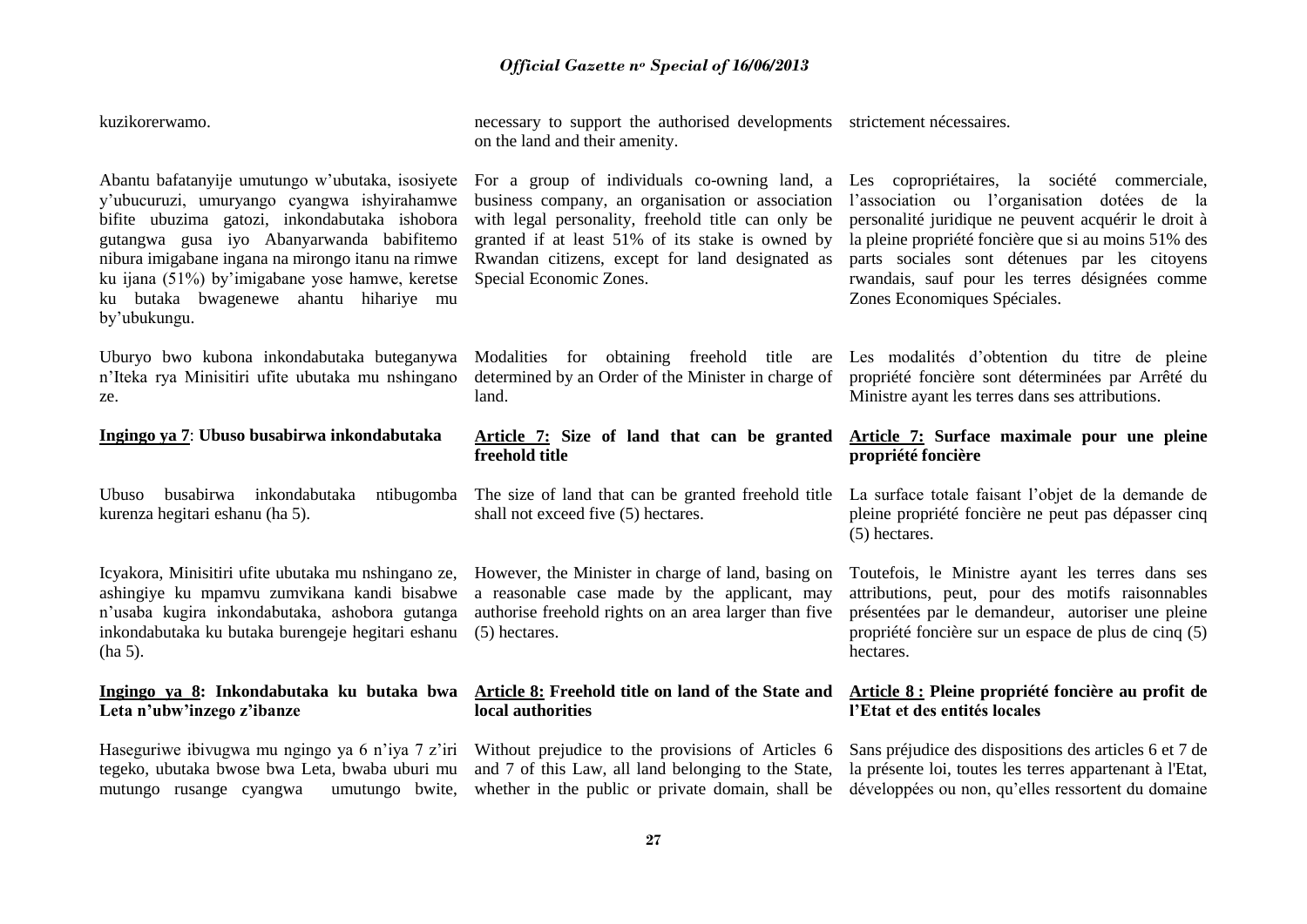kuzikorerwamo.

Abantu bafatanyije umutungo w'ubutaka, isosiyete y'ubucuruzi, umuryango cyangwa ishyirahamwe bifite ubuzima gatozi, inkondabutaka ishobora gutangwa gusa iyo Abanyarwanda babifitemo nibura imigabane ingana na mirongo itanu na rimwe ku ijana (51%) by'imigabane yose hamwe, keretse ku butaka bwagenewe ahantu hihariye mu by'ubukungu.

Uburyo bwo kubona inkondabutaka buteganywa n'Iteka rya Minisitiri ufite ubutaka mu nshingano ze.

**Ingingo ya 7**: **Ubuso busabirwa inkondabutaka**

Ubuso busabirwa inkondabutaka ntibugomba kurenza hegitari eshanu (ha 5).

Icyakora, Minisitiri ufite ubutaka mu nshingano ze, ashingiye ku mpamvu zumvikana kandi bisabwe n'usaba kugira inkondabutaka, ashobora gutanga inkondabutaka ku butaka burengeje hegitari eshanu (ha 5).

**Ingingo ya 8: Inkondabutaka ku butaka bwa Leta n'ubw'inzego z'ibanze**

Haseguriwe ibivugwa mu ngingo ya 6 n'iya 7 z'iri tegeko, ubutaka bwose bwa Leta, bwaba uburi mu mutungo rusange cyangwa umutungo bwite,

necessary to support the authorised developments on the land and their amenity.

For a group of individuals co-owning land, a business company, an organisation or association with legal personality, freehold title can only be granted if at least 51% of its stake is owned by Rwandan citizens, except for land designated as Special Economic Zones.

Modalities for obtaining freehold title are determined by an Order of the Minister in charge of land.

**Article 7: Size of land that can be granted freehold title**

The size of land that can be granted freehold title shall not exceed five (5) hectares.

However, the Minister in charge of land, basing on a reasonable case made by the applicant, may authorise freehold rights on an area larger than five (5) hectares.

**Article 8: Freehold title on land of the State and local authorities**

Without prejudice to the provisions of Articles 6 and 7 of this Law, all land belonging to the State, whether in the public or private domain, shall be

strictement nécessaires.

Les copropriétaires, la société commerciale, l'association ou l'organisation dotées de la personalité juridique ne peuvent acquérir le droit à la pleine propriété foncière que si au moins 51% des parts sociales sont détenues par les citoyens rwandais, sauf pour les terres désignées comme Zones Economiques Spéciales.

Les modalités d'obtention du titre de pleine propriété foncière sont déterminées par Arrêté du Ministre ayant les terres dans ses attributions.

**Article 7: Surface maximale pour une pleine propriété foncière**

La surface totale faisant l'objet de la demande de pleine propriété foncière ne peut pas dépasser cinq (5) hectares.

Toutefois, le Ministre ayant les terres dans ses attributions, peut, pour des motifs raisonnables présentées par le demandeur, autoriser une pleine propriété foncière sur un espace de plus de cinq (5) hectares.

**Article 8 : Pleine propriété foncière au profit de l'Etat et des entités locales**

Sans préjudice des dispositions des articles 6 et 7 de la présente loi, toutes les terres appartenant à l'Etat, développées ou non, qu'elles ressortent du domaine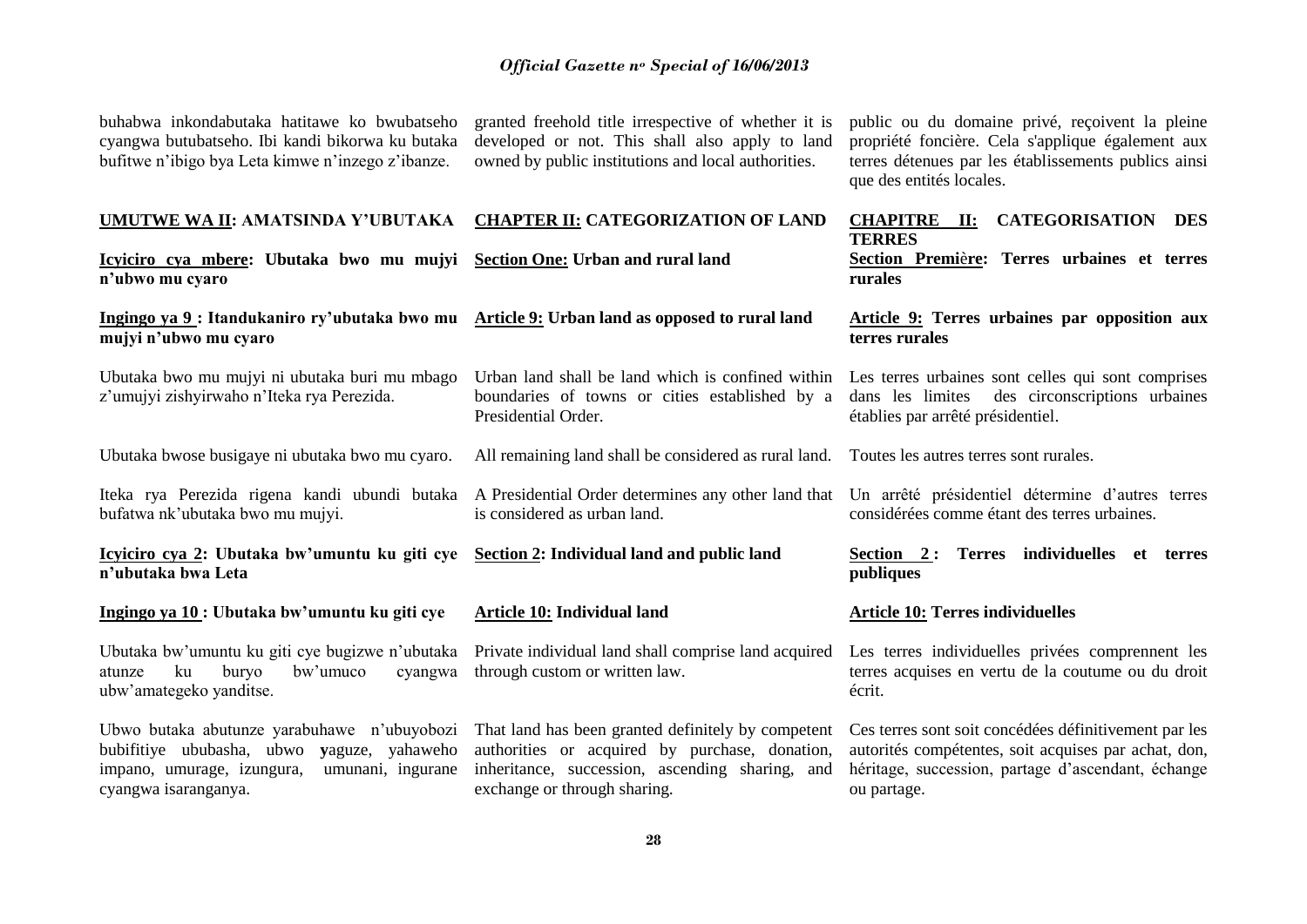buhabwa inkondabutaka hatitawe ko bwubatseho cyangwa butubatseho. Ibi kandi bikorwa ku butaka bufitwe n'ibigo bya Leta kimwe n'inzego z'ibanze.

granted freehold title irrespective of whether it is developed or not. This shall also apply to land owned by public institutions and local authorities.

public ou du domaine privé, reçoivent la pleine propriété foncière. Cela s'applique également aux terres détenues par les établissements publics ainsi que des entités locales.

## UMUTWE WA II: AMATSINDA Y'UBUTAKA

## CHAPTER II: CATEGORIZATION OF LAND

## CHAPITRE II: CATEGORISATION DES TERRES

### Icyiciro cya mbere: Ubutaka bwo mu mujyi n'ubwo mu cyaro

### Section One: Urban and rural land

### Section Première: Terres urbaines et terres rurales

#### Ingingo ya 9 : Itandukaniro ry'ubutaka bwo mu mujyi n'ubwo mu cyaro

Ubutaka bwo mu mujyi ni ubutaka buri mu mbago z'umujyi zishyirwaho n'Iteka rya Perezida.

Ubutaka bwose busigaye ni ubutaka bwo mu cyaro.

Iteka rya Perezida rigena kandi ubundi butaka bufatwa nk'ubutaka bwo mu mujyi.

#### Article 9: Urban land as opposed to rural land

Urban land shall be land which is confined within boundaries of towns or cities established by a Presidential Order.

All remaining land shall be considered as rural land.

A Presidential Order determines any other land that is considered as urban land.

#### Article 9: Terres urbaines par opposition aux terres rurales

Les terres urbaines sont celles qui sont comprises dans les limites des circonscriptions urbaines établies par arrêté présidentiel.

Toutes les autres terres sont rurales.

Un arrêté présidentiel détermine d'autres terres considérées comme étant des terres urbaines.

### Icyiciro cya 2: Ubutaka bw'umuntu ku giti cye n'ubutaka bwa Leta

### Section 2: Individual land and public land

### Section 2 : Terres individuelles et terres publiques

#### Ingingo ya 10 : Ubutaka bw'umuntu ku giti cye

Ubutaka bw'umuntu ku giti cye bugizwe n'ubutaka atunze ku buryo bw'umuco cyangwa ubw'amategeko yanditse.

Ubwo butaka abutunze yarabuhawe n'ubuyobozi bubifitiye ububasha, ubwo **y**aguze, yahaweho impano, umurage, izungura, umunani, ingurane cyangwa isaranganya.

#### Article 10: Individual land

Private individual land shall comprise land acquired through custom or written law.

That land has been granted definitely by competent authorities or acquired by purchase, donation, inheritance, succession, ascending sharing, and exchange or through sharing.

#### Article 10: Terres individuelles

Les terres individuelles privées comprennent les terres acquises en vertu de la coutume ou du droit écrit.

Ces terres sont soit concédées définitivement par les autorités compétentes, soit acquises par achat, don, héritage, succession, partage d'ascendant, échange ou partage.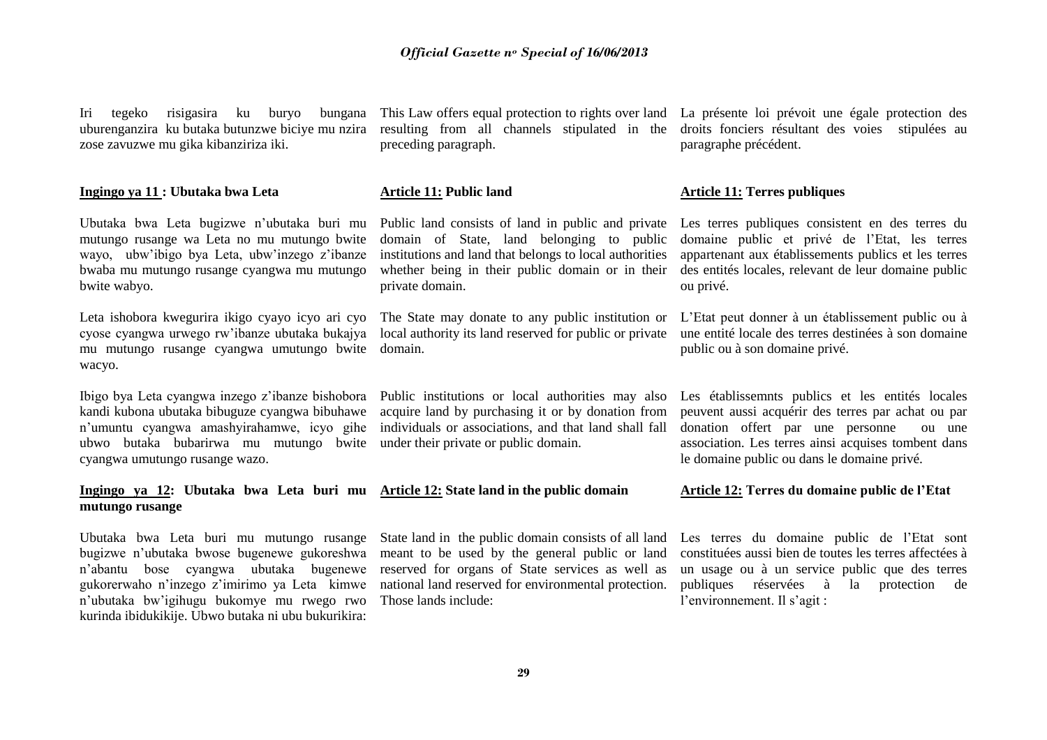Iri tegeko risigasira ku buryo bungana uburenganzira ku butaka butunzwe biciye mu nzira zose zavuzwe mu gika kibanziriza iki.

This Law offers equal protection to rights over land resulting from all channels stipulated in the preceding paragraph.

La présente loi prévoit une égale protection des droits fonciers résultant des voies stipulées au paragraphe précédent.

**Ingingo ya 11 : Ubutaka bwa Leta**

**Article 11: Public land**

**Article 11: Terres publiques**

Ubutaka bwa Leta bugizwe n'ubutaka buri mu mutungo rusange wa Leta no mu mutungo bwite wayo, ubw'ibigo bya Leta, ubw'inzego z'ibanze bwaba mu mutungo rusange cyangwa mu mutungo bwite wabyo.

Leta ishobora kwegurira ikigo cyayo icyo ari cyo cyose cyangwa urwego rw'ibanze ubutaka bukajya mu mutungo rusange cyangwa umutungo bwite wacyo.

Ibigo bya Leta cyangwa inzego z'ibanze bishobora kandi kubona ubutaka bibuguze cyangwa bibuhawe n'umuntu cyangwa amashyirahamwe, icyo gihe ubwo butaka bubarirwa mu mutungo bwite cyangwa umutungo rusange wazo.

Public land consists of land in public and private domain of State, land belonging to public institutions and land that belongs to local authorities whether being in their public domain or in their private domain.

The State may donate to any public institution or local authority its land reserved for public or private domain.

Public institutions or local authorities may also acquire land by purchasing it or by donation from individuals or associations, and that land shall fall under their private or public domain.

Les terres publiques consistent en des terres du domaine public et privé de l'Etat, les terres appartenant aux établissements publics et les terres des entités locales, relevant de leur domaine public ou privé.

L'Etat peut donner à un établissement public ou à une entité locale des terres destinées à son domaine public ou à son domaine privé.

Les établissemnts publics et les entités locales peuvent aussi acquérir des terres par achat ou par donation offert par une personne ou une association. Les terres ainsi acquises tombent dans le domaine public ou dans le domaine privé.

**Ingingo ya 12: Ubutaka bwa Leta buri mu mutungo rusange**

**Article 12: State land in the public domain**

**Article 12: Terres du domaine public de l'Etat**

Ubutaka bwa Leta buri mu mutungo rusange bugizwe n'ubutaka bwose bugenewe gukoreshwa n'abantu bose cyangwa ubutaka bugenewe gukorerwaho n'inzego z'imirimo ya Leta kimwe n'ubutaka bw'igihugu bukomye mu rwego rwo kurinda ibidukikije. Ubwo butaka ni ubu bukurikira:

State land in the public domain consists of all land meant to be used by the general public or land reserved for organs of State services as well as national land reserved for environmental protection. Those lands include:

Les terres du domaine public de l'Etat sont constituées aussi bien de toutes les terres affectées à un usage ou à un service public que des terres publiques réservées à la protection de l'environnement. Il s'agit :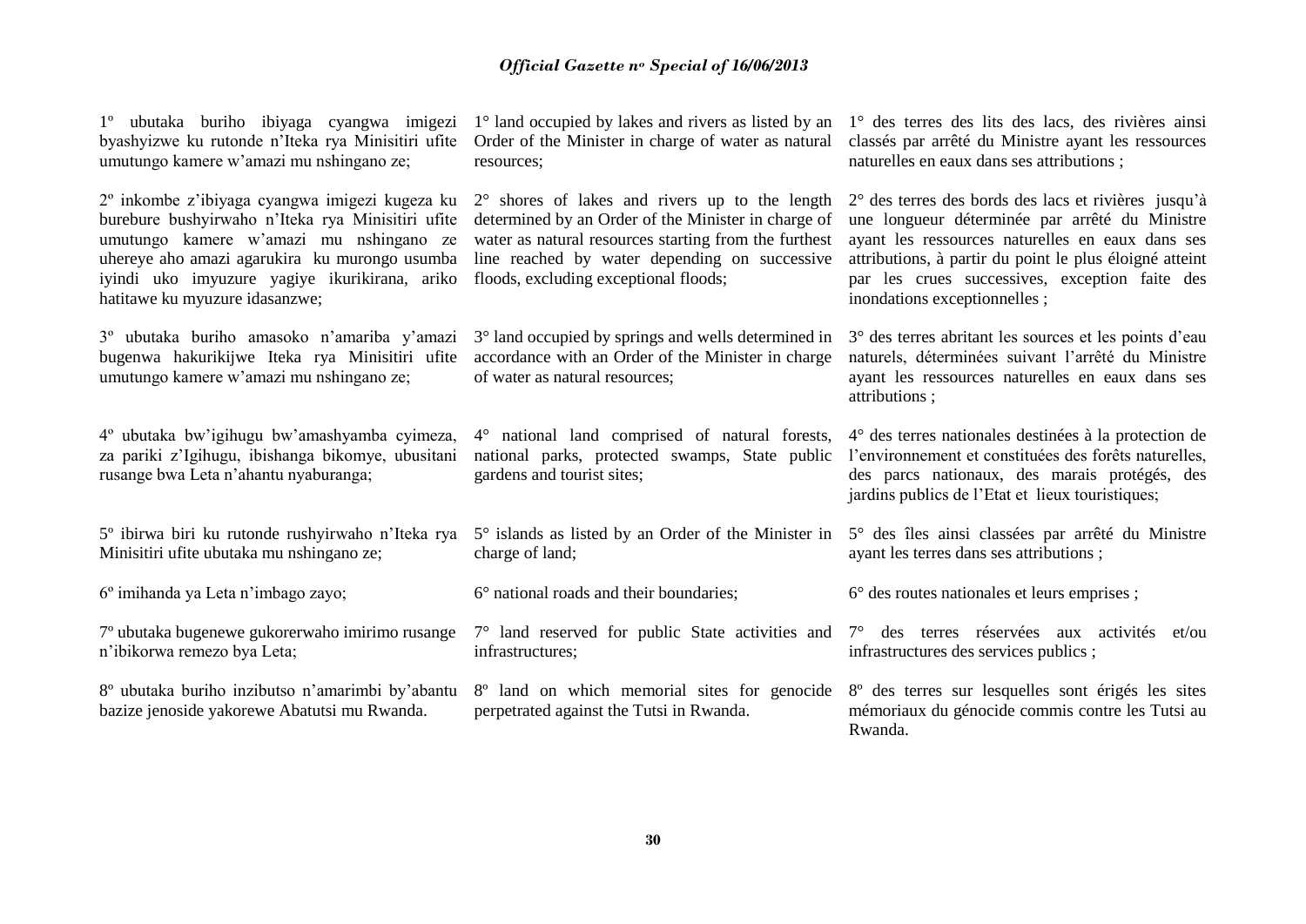1º ubutaka buriho ibiyaga cyangwa imigezi byashyizwe ku rutonde n'Iteka rya Minisitiri ufite umutungo kamere w'amazi mu nshingano ze;

2º inkombe z'ibiyaga cyangwa imigezi kugeza ku burebure bushyirwaho n'Iteka rya Minisitiri ufite umutungo kamere w'amazi mu nshingano ze uhereye aho amazi agarukira ku murongo usumba iyindi uko imyuzure yagiye ikurikirana, ariko hatitawe ku myuzure idasanzwe;

3º ubutaka buriho amasoko n'amariba y'amazi bugenwa hakurikijwe Iteka rya Minisitiri ufite umutungo kamere w'amazi mu nshingano ze;

4º ubutaka bw'igihugu bw'amashyamba cyimeza, za pariki z'Igihugu, ibishanga bikomye, ubusitani rusange bwa Leta n'ahantu nyaburanga;

5º ibirwa biri ku rutonde rushyirwaho n'Iteka rya Minisitiri ufite ubutaka mu nshingano ze;

6º imihanda ya Leta n'imbago zayo;

7º ubutaka bugenewe gukorerwaho imirimo rusange n'ibikorwa remezo bya Leta;

8º ubutaka buriho inzibutso n'amarimbi by'abantu bazize jenoside yakorewe Abatutsi mu Rwanda.

1° land occupied by lakes and rivers as listed by an Order of the Minister in charge of water as natural resources;

2° shores of lakes and rivers up to the length determined by an Order of the Minister in charge of water as natural resources starting from the furthest line reached by water depending on successive floods, excluding exceptional floods;

3° land occupied by springs and wells determined in accordance with an Order of the Minister in charge of water as natural resources;

4° national land comprised of natural forests, national parks, protected swamps, State public gardens and tourist sites;

5° islands as listed by an Order of the Minister in charge of land;

6° national roads and their boundaries;

7° land reserved for public State activities and infrastructures;

8º land on which memorial sites for genocide perpetrated against the Tutsi in Rwanda.

1° des terres des lits des lacs, des rivières ainsi classés par arrêté du Ministre ayant les ressources naturelles en eaux dans ses attributions ;

2° des terres des bords des lacs et rivières jusqu'à une longueur déterminée par arrêté du Ministre ayant les ressources naturelles en eaux dans ses attributions, à partir du point le plus éloigné atteint par les crues successives, exception faite des inondations exceptionnelles ;

3° des terres abritant les sources et les points d'eau naturels, déterminées suivant l'arrêté du Ministre ayant les ressources naturelles en eaux dans ses attributions ;

4° des terres nationales destinées à la protection de l'environnement et constituées des forêts naturelles, des parcs nationaux, des marais protégés, des jardins publics de l'Etat et lieux touristiques;

5° des îles ainsi classées par arrêté du Ministre ayant les terres dans ses attributions ;

6° des routes nationales et leurs emprises ;

7° des terres réservées aux activités et/ou infrastructures des services publics ;

8º des terres sur lesquelles sont érigés les sites mémoriaux du génocide commis contre les Tutsi au Rwanda.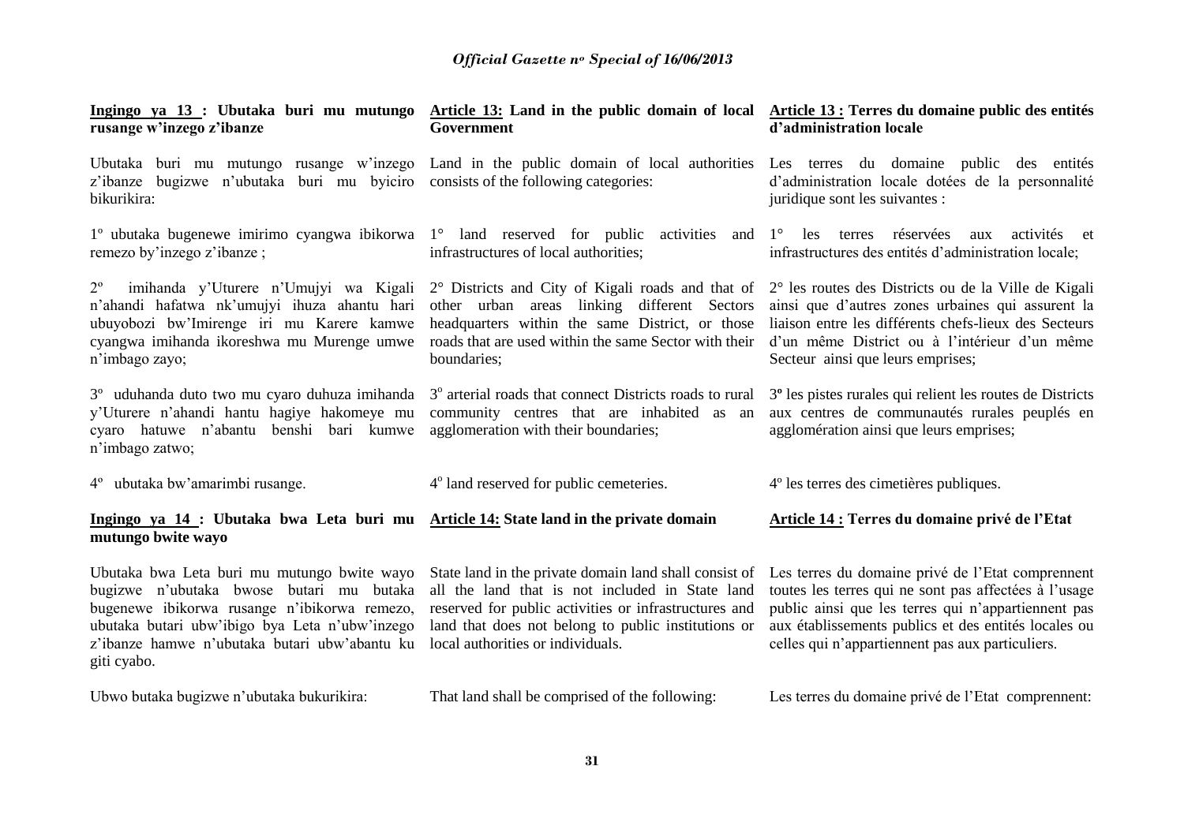**Ingingo ya 13 : Ubutaka buri mu mutungo rusange w'inzego z'ibanze**

Ubutaka buri mu mutungo rusange w'inzego z'ibanze bugizwe n'ubutaka buri mu byiciro bikurikira:

1º ubutaka bugenewe imirimo cyangwa ibikorwa remezo by'inzego z'ibanze ;

2º imihanda y'Uturere n'Umujyi wa Kigali n'ahandi hafatwa nk'umujyi ihuza ahantu hari ubuyobozi bw'Imirenge iri mu Karere kamwe cyangwa imihanda ikoreshwa mu Murenge umwe n'imbago zayo;

3º uduhanda duto two mu cyaro duhuza imihanda y'Uturere n'ahandi hantu hagiye hakomeye mu cyaro hatuwe n'abantu benshi bari kumwe n'imbago zatwo;

4º ubutaka bw'amarimbi rusange.

**Ingingo ya 14 : Ubutaka bwa Leta buri mu mutungo bwite wayo**

Ubutaka bwa Leta buri mu mutungo bwite wayo bugizwe n'ubutaka bwose butari mu butaka bugenewe ibikorwa rusange n'ibikorwa remezo, ubutaka butari ubw'ibigo bya Leta n'ubw'inzego z'ibanze hamwe n'ubutaka butari ubw'abantu ku giti cyabo.

Ubwo butaka bugizwe n'ubutaka bukurikira:

**Article 13: Land in the public domain of local Government**

Land in the public domain of local authorities consists of the following categories:

1° land reserved for public activities and infrastructures of local authorities;

2° Districts and City of Kigali roads and that of other urban areas linking different Sectors headquarters within the same District, or those roads that are used within the same Sector with their boundaries;

3º arterial roads that connect Districts roads to rural community centres that are inhabited as an agglomeration with their boundaries;

4º land reserved for public cemeteries.

**Article 14: State land in the private domain**

State land in the private domain land shall consist of all the land that is not included in State land reserved for public activities or infrastructures and land that does not belong to public institutions or local authorities or individuals.

That land shall be comprised of the following:

**Article 13 : Terres du domaine public des entités d'administration locale**

Les terres du domaine public des entités d'administration locale dotées de la personnalité juridique sont les suivantes :

1° les terres réservées aux activités et infrastructures des entités d'administration locale;

2° les routes des Districts ou de la Ville de Kigali ainsi que d'autres zones urbaines qui assurent la liaison entre les différents chefs-lieux des Secteurs d'un même District ou à l'intérieur d'un même Secteur ainsi que leurs emprises;

3º les pistes rurales qui relient les routes de Districts aux centres de communautés rurales peuplés en agglomération ainsi que leurs emprises;

4º les terres des cimetières publiques.

**Article 14 : Terres du domaine privé de l'Etat**

Les terres du domaine privé de l'Etat comprennent toutes les terres qui ne sont pas affectées à l'usage public ainsi que les terres qui n'appartiennent pas aux établissements publics et des entités locales ou celles qui n'appartiennent pas aux particuliers.

Les terres du domaine privé de l'Etat comprennent: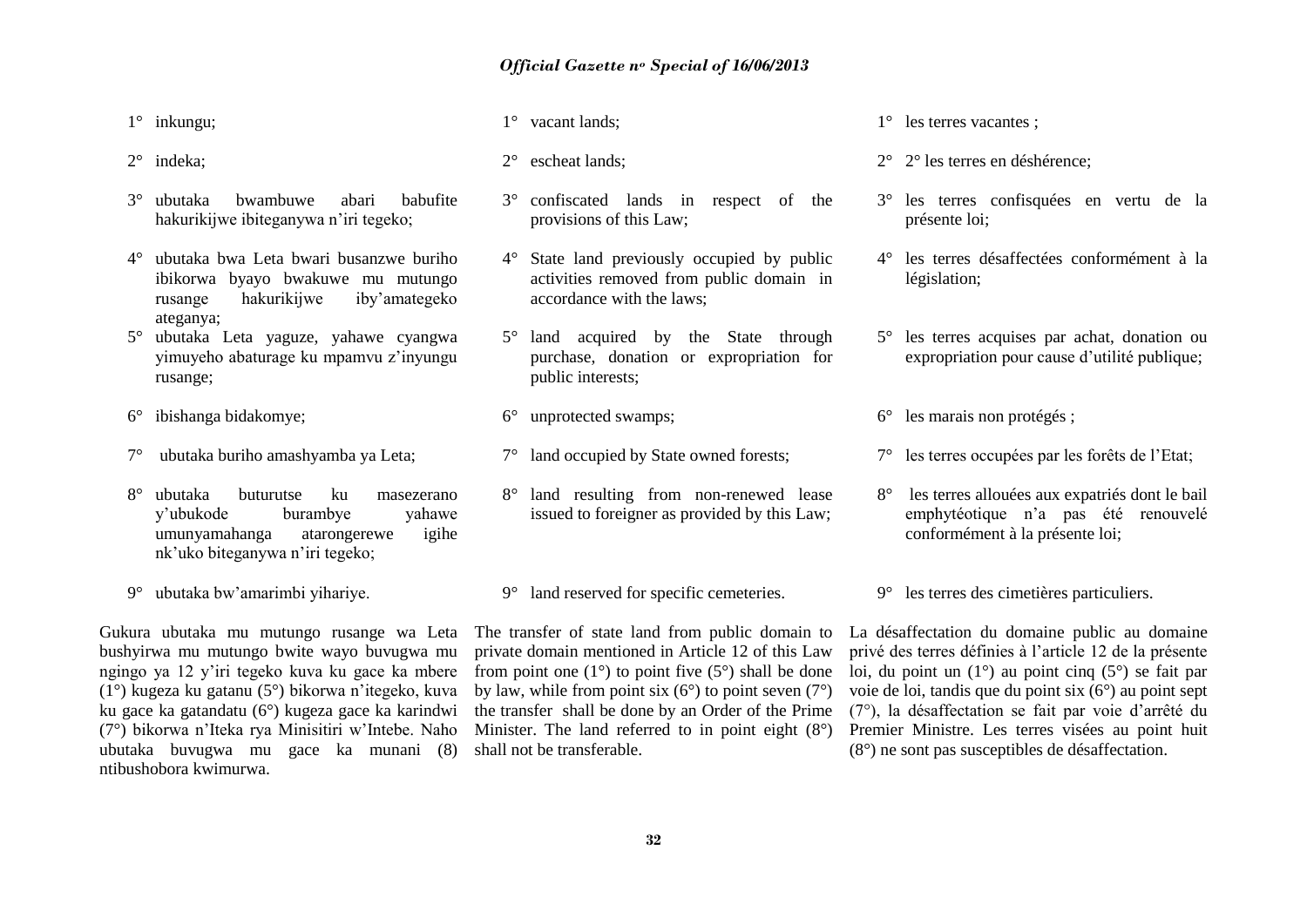1° inkungu;

2° indeka;

3° ubutaka bwambuwe abari babufite hakurikijwe ibiteganywa n'iri tegeko;

4° ubutaka bwa Leta bwari busanzwe buriho ibikorwa byayo bwakuwe mu mutungo rusange hakurikijwe iby'amategeko ateganya;

5° ubutaka Leta yaguze, yahawe cyangwa yimuyeho abaturage ku mpamvu z'inyungu rusange;

6° ibishanga bidakomye;

7° ubutaka buriho amashyamba ya Leta;

8° ubutaka buturutse ku masezerano y'ubukode burambye yahawe umunyamahanga atarongerewe igihe nk'uko biteganywa n'iri tegeko;

9° ubutaka bw'amarimbi yihariye.

Gukura ubutaka mu mutungo rusange wa Leta bushyirwa mu mutungo bwite wayo buvugwa mu ngingo ya 12 y'iri tegeko kuva ku gace ka mbere (1°) kugeza ku gatanu (5°) bikorwa n'itegeko, kuva ku gace ka gatandatu (6°) kugeza gace ka karindwi (7°) bikorwa n'Iteka rya Minisitiri w'Intebe. Naho ubutaka buvugwa mu gace ka munani (8) ntibushobora kwimurwa.

1° vacant lands;

2° escheat lands;

3° confiscated lands in respect of the provisions of this Law;

4° State land previously occupied by public activities removed from public domain in accordance with the laws;

5° land acquired by the State through purchase, donation or expropriation for public interests;

6° unprotected swamps;

7° land occupied by State owned forests;

8° land resulting from non-renewed lease issued to foreigner as provided by this Law;

9° land reserved for specific cemeteries.

The transfer of state land from public domain to private domain mentioned in Article 12 of this Law from point one (1°) to point five (5°) shall be done by law, while from point six (6°) to point seven (7°) the transfer shall be done by an Order of the Prime Minister. The land referred to in point eight (8°) shall not be transferable.

1° les terres vacantes ;

2° 2° les terres en déshérence;

3° les terres confisquées en vertu de la présente loi;

4° les terres désaffectées conformément à la législation;

5° les terres acquises par achat, donation ou expropriation pour cause d'utilité publique;

6° les marais non protégés ;

7° les terres occupées par les forêts de l'Etat;

8° les terres allouées aux expatriés dont le bail emphytéotique n'a pas été renouvelé conformément à la présente loi;

9° les terres des cimetières particuliers.

La désaffectation du domaine public au domaine privé des terres définies à l'article 12 de la présente loi, du point un (1°) au point cinq (5°) se fait par voie de loi, tandis que du point six (6°) au point sept (7°), la désaffectation se fait par voie d'arrêté du Premier Ministre. Les terres visées au point huit (8°) ne sont pas susceptibles de désaffectation.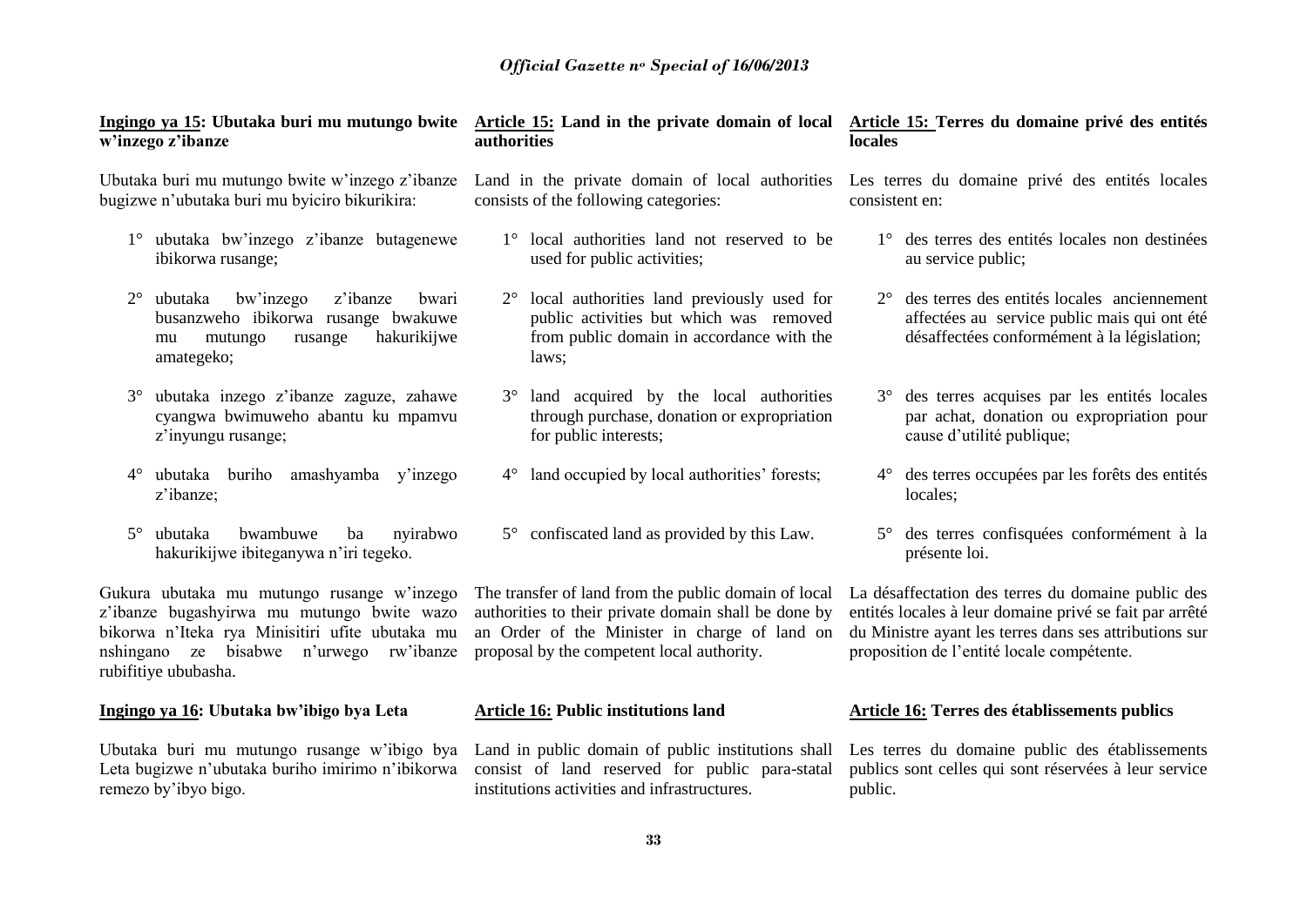**Ingingo ya 15: Ubutaka buri mu mutungo bwite w'inzego z'ibanze**

Ubutaka buri mu mutungo bwite w'inzego z'ibanze bugizwe n'ubutaka buri mu byiciro bikurikira:

1° ubutaka bw'inzego z'ibanze butagenewe ibikorwa rusange;

2° ubutaka bw'inzego z'ibanze bwari busanzweho ibikorwa rusange bwakuwe mu mutungo rusange hakurikijwe amategeko;

3° ubutaka inzego z'ibanze zaguze, zahawe cyangwa bwimuweho abantu ku mpamvu z'inyungu rusange;

4° ubutaka buriho amashyamba y'inzego z'ibanze;

5° ubutaka bwambuwe ba nyirabwo hakurikijwe ibiteganywa n'iri tegeko.

Gukura ubutaka mu mutungo rusange w'inzego z'ibanze bugashyirwa mu mutungo bwite wazo bikorwa n'Iteka rya Minisitiri ufite ubutaka mu nshingano ze bisabwe n'urwego rw'ibanze rubifitiye ububasha.

**Ingingo ya 16: Ubutaka bw'ibigo bya Leta**

Ubutaka buri mu mutungo rusange w'ibigo bya Leta bugizwe n'ubutaka buriho imirimo n'ibikorwa remezo by'ibyo bigo.

**Article 15: Land in the private domain of local authorities**

Land in the private domain of local authorities consists of the following categories:

1° local authorities land not reserved to be used for public activities;

2° local authorities land previously used for public activities but which was removed from public domain in accordance with the laws;

3° land acquired by the local authorities through purchase, donation or expropriation for public interests;

4° land occupied by local authorities' forests;

5° confiscated land as provided by this Law.

The transfer of land from the public domain of local authorities to their private domain shall be done by an Order of the Minister in charge of land on proposal by the competent local authority.

**Article 16: Public institutions land**

Land in public domain of public institutions shall consist of land reserved for public para-statal institutions activities and infrastructures.

**Article 15: Terres du domaine privé des entités locales**

Les terres du domaine privé des entités locales consistent en:

1° des terres des entités locales non destinées au service public;

2° des terres des entités locales anciennement affectées au service public mais qui ont été désaffectées conformément à la législation;

3° des terres acquises par les entités locales par achat, donation ou expropriation pour cause d'utilité publique;

4° des terres occupées par les forêts des entités locales;

5° des terres confisquées conformément à la présente loi.

La désaffectation des terres du domaine public des entités locales à leur domaine privé se fait par arrêté du Ministre ayant les terres dans ses attributions sur proposition de l'entité locale compétente.

**Article 16: Terres des établissements publics**

Les terres du domaine public des établissements publics sont celles qui sont réservées à leur service public.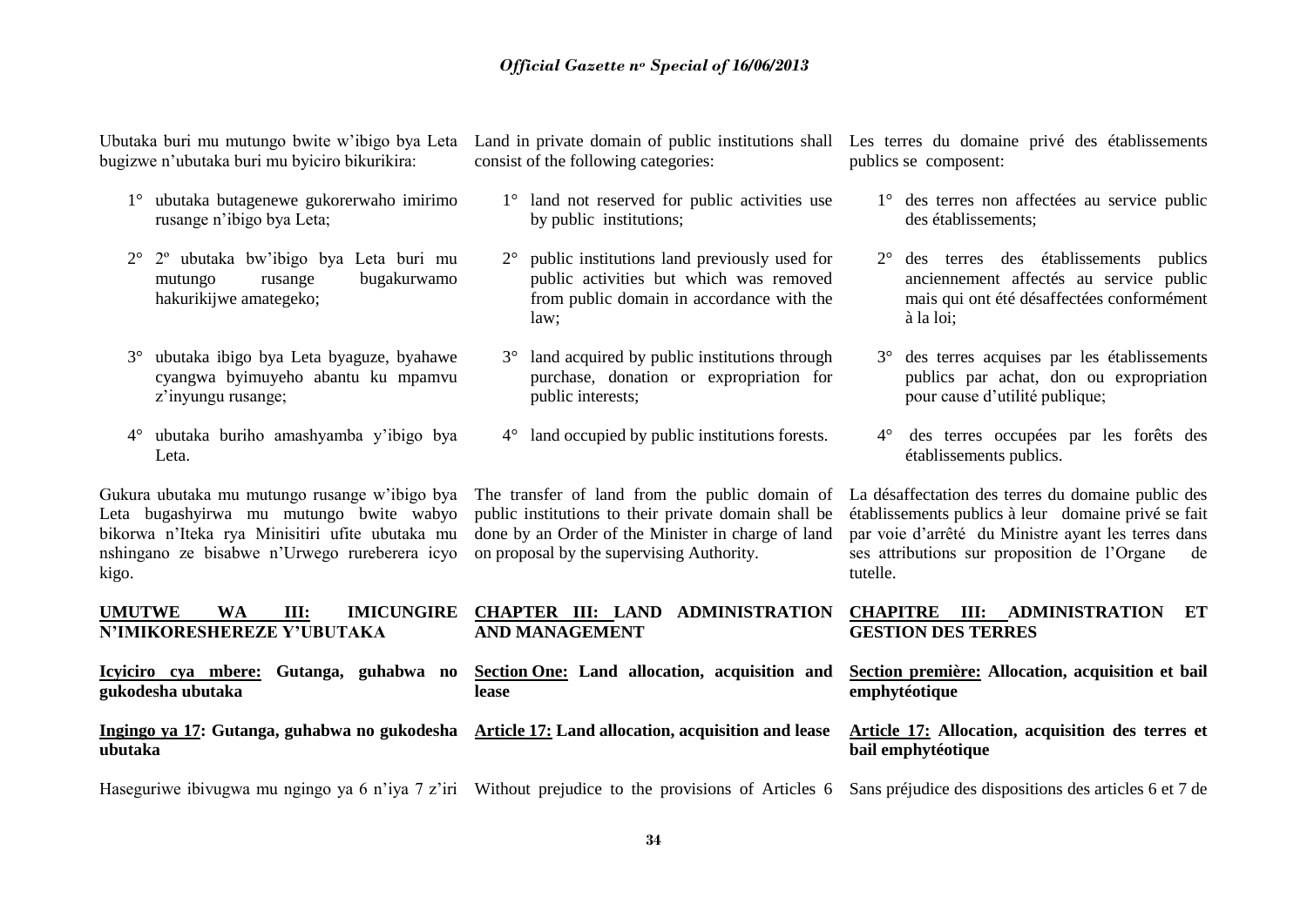Ubutaka buri mu mutungo bwite w'ibigo bya Leta bugizwe n'ubutaka buri mu byiciro bikurikira:

1° ubutaka butagenewe gukorerwaho imirimo rusange n'ibigo bya Leta;

2° 2º ubutaka bw'ibigo bya Leta buri mu mutungo rusange bugakurwamo hakurikijwe amategeko;

3° ubutaka ibigo bya Leta byaguze, byahawe cyangwa byimuyeho abantu ku mpamvu z'inyungu rusange;

4° ubutaka buriho amashyamba y'ibigo bya Leta.

Gukura ubutaka mu mutungo rusange w'ibigo bya Leta bugashyirwa mu mutungo bwite wabyo bikorwa n'Iteka rya Minisitiri ufite ubutaka mu nshingano ze bisabwe n'Urwego rureberera icyo kigo.

**UMUTWE WA III: IMICUNGIRE N'IMIKORESHEREZE Y'UBUTAKA**

**Icyiciro cya mbere: Gutanga, guhabwa no gukodesha ubutaka**

**Ingingo ya 17: Gutanga, guhabwa no gukodesha ubutaka**

Haseguriwe ibivugwa mu ngingo ya 6 n'iya 7 z'iri

Land in private domain of public institutions shall consist of the following categories:

1° land not reserved for public activities use by public institutions;

2° public institutions land previously used for public activities but which was removed from public domain in accordance with the law;

3° land acquired by public institutions through purchase, donation or expropriation for public interests;

4° land occupied by public institutions forests.

The transfer of land from the public domain of public institutions to their private domain shall be done by an Order of the Minister in charge of land on proposal by the supervising Authority.

**CHAPTER III: LAND ADMINISTRATION AND MANAGEMENT**

**Section One: Land allocation, acquisition and lease**

**Article 17: Land allocation, acquisition and lease**

Without prejudice to the provisions of Articles 6

Les terres du domaine privé des établissements publics se composent:

1° des terres non affectées au service public des établissements;

2° des terres des établissements publics anciennement affectés au service public mais qui ont été désaffectées conformément à la loi;

3° des terres acquises par les établissements publics par achat, don ou expropriation pour cause d'utilité publique;

4° des terres occupées par les forêts des établissements publics.

La désaffectation des terres du domaine public des établissements publics à leur domaine privé se fait par voie d'arrêté du Ministre ayant les terres dans ses attributions sur proposition de l'Organe de tutelle.

**CHAPITRE III: ADMINISTRATION ET GESTION DES TERRES**

**Section première: Allocation, acquisition et bail emphytéotique**

**Article 17: Allocation, acquisition des terres et bail emphytéotique**

Sans préjudice des dispositions des articles 6 et 7 de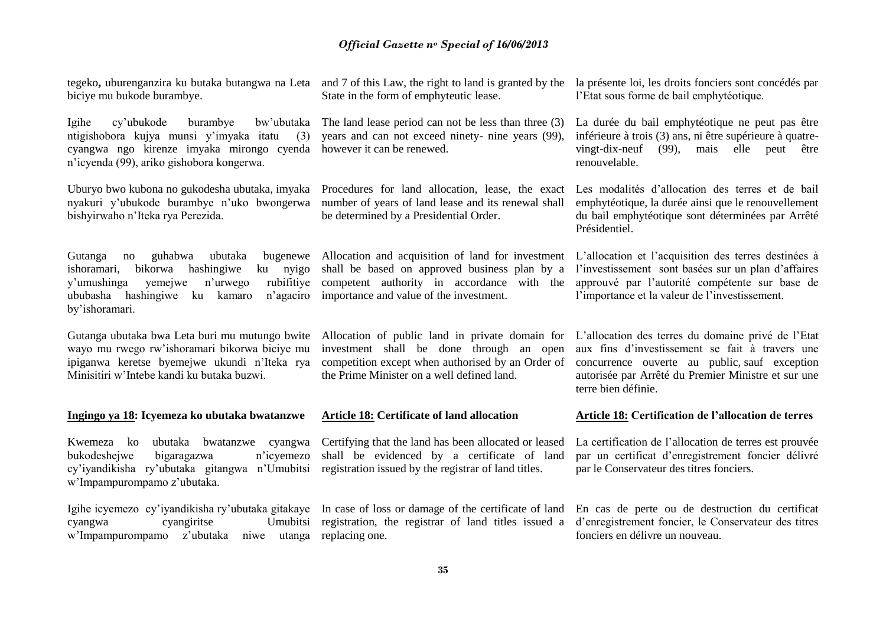tegeko**,** uburenganzira ku butaka butangwa na Leta biciye mu bukode burambye.

Igihe cy'ubukode burambye bw'ubutaka ntigishobora kujya munsi y'imyaka itatu (3) cyangwa ngo kirenze imyaka mirongo cyenda n'icyenda (99), ariko gishobora kongerwa.

Uburyo bwo kubona no gukodesha ubutaka, imyaka nyakuri y'ubukode burambye n'uko bwongerwa bishyirwaho n'Iteka rya Perezida.

Gutanga no guhabwa ubutaka bugenewe ishoramari, bikorwa hashingiwe ku nyigo y'umushinga yemejwe n'urwego rubifitiye ububasha hashingiwe ku kamaro n'agaciro by'ishoramari.

Gutanga ubutaka bwa Leta buri mu mutungo bwite wayo mu rwego rw'ishoramari bikorwa biciye mu ipiganwa keretse byemejwe ukundi n'Iteka rya Minisitiri w'Intebe kandi ku butaka buzwi.

**Ingingo ya 18: Icyemeza ko ubutaka bwatanzwe**

Kwemeza ko ubutaka bwatanzwe cyangwa bukodeshejwe bigaragazwa n'icyemezo cy'iyandikisha ry'ubutaka gitangwa n'Umubitsi w'Impampurompamo z'ubutaka.

Igihe icyemezo cy'iyandikisha ry'ubutaka gitakaye cyangwa cyangiritse Umubitsi w'Impampurompamo z'ubutaka niwe utanga

and 7 of this Law, the right to land is granted by the State in the form of emphyteutic lease.

The land lease period can not be less than three (3) years and can not exceed ninety- nine years (99), however it can be renewed.

Procedures for land allocation, lease, the exact number of years of land lease and its renewal shall be determined by a Presidential Order.

Allocation and acquisition of land for investment shall be based on approved business plan by a competent authority in accordance with the importance and value of the investment.

Allocation of public land in private domain for investment shall be done through an open competition except when authorised by an Order of the Prime Minister on a well defined land.

**Article 18: Certificate of land allocation**

Certifying that the land has been allocated or leased shall be evidenced by a certificate of land registration issued by the registrar of land titles.

In case of loss or damage of the certificate of land registration, the registrar of land titles issued a replacing one.

la présente loi, les droits fonciers sont concédés par l'Etat sous forme de bail emphytéotique.

La durée du bail emphytéotique ne peut pas être inférieure à trois (3) ans, ni être supérieure à quatre-vingt-dix-neuf (99), mais elle peut être renouvelable.

Les modalités d'allocation des terres et de bail emphytéotique, la durée ainsi que le renouvellement du bail emphytéotique sont déterminées par Arrêté Présidentiel.

L'allocation et l'acquisition des terres destinées à l'investissement sont basées sur un plan d'affaires approuvé par l'autorité compétente sur base de l'importance et la valeur de l'investissement.

L'allocation des terres du domaine privé de l'Etat aux fins d'investissement se fait à travers une concurrence ouverte au public, sauf exception autorisée par Arrêté du Premier Ministre et sur une terre bien définie.

**Article 18: Certification de l'allocation de terres**

La certification de l'allocation de terres est prouvée par un certificat d'enregistrement foncier délivré par le Conservateur des titres fonciers.

En cas de perte ou de destruction du certificat d'enregistrement foncier, le Conservateur des titres fonciers en délivre un nouveau.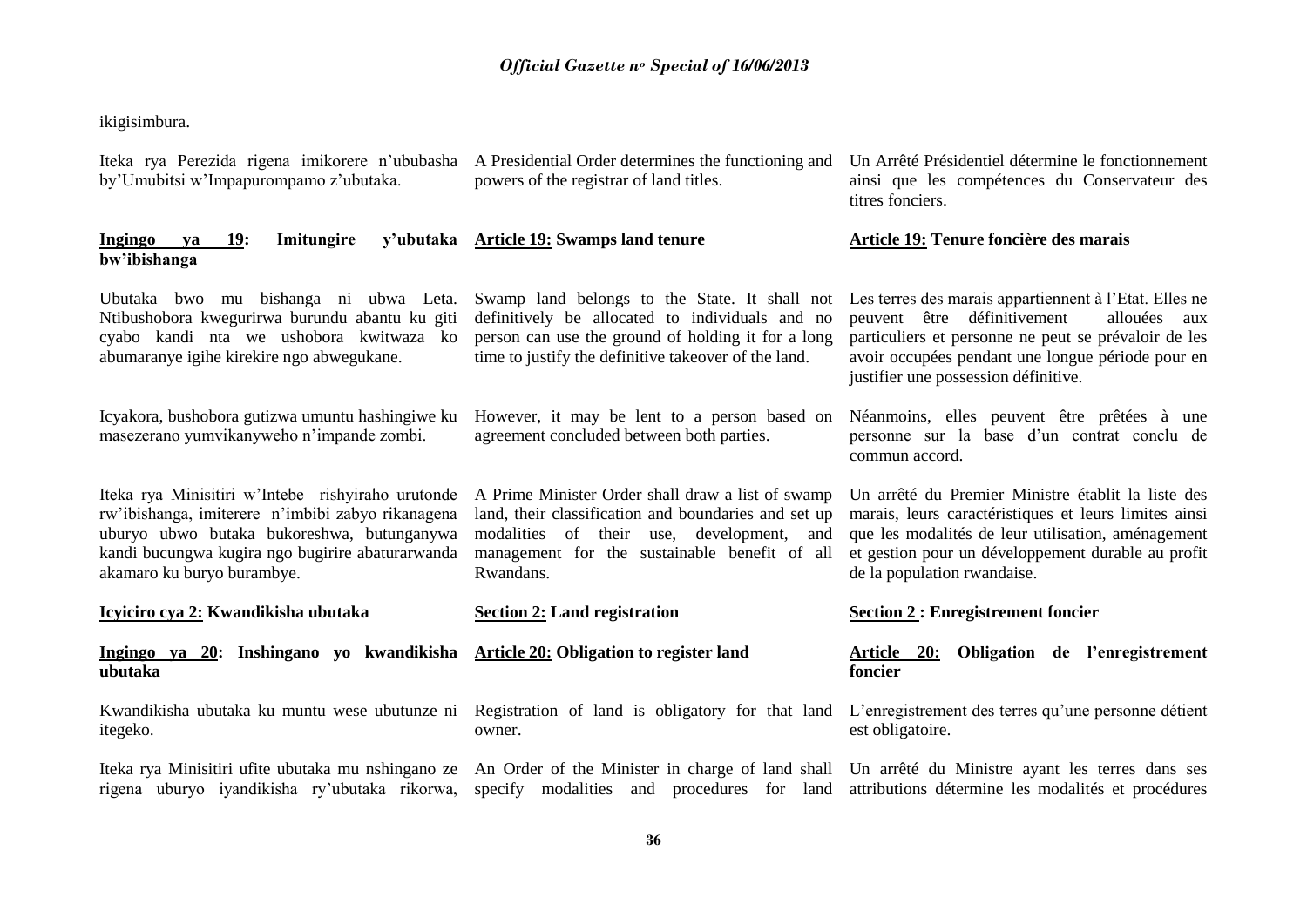ikigisimbura.

Iteka rya Perezida rigena imikorere n'ububasha by'Umubitsi w'Impapurompamo z'ubutaka.

A Presidential Order determines the functioning and powers of the registrar of land titles.

Un Arrêté Présidentiel détermine le fonctionnement ainsi que les compétences du Conservateur des titres fonciers.

**Ingingo ya 19: Imitungire y'ubutaka bw'ibishanga**

Ubutaka bwo mu bishanga ni ubwa Leta. Ntibushobora kwegurirwa burundu abantu ku giti cyabo kandi nta we ushobora kwitwaza ko abumaranye igihe kirekire ngo abwegukane.

Icyakora, bushobora gutizwa umuntu hashingiwe ku masezerano yumvikanyweho n'impande zombi.

Iteka rya Minisitiri w'Intebe rishyiraho urutonde rw'ibishanga, imiterere n'imbibi zabyo rikanagena uburyo ubwo butaka bukoreshwa, butunganywa kandi bucungwa kugira ngo bugirire abaturarwanda akamaro ku buryo burambye.

**Article 19: Swamps land tenure**

Swamp land belongs to the State. It shall not definitively be allocated to individuals and no person can use the ground of holding it for a long time to justify the definitive takeover of the land.

However, it may be lent to a person based on agreement concluded between both parties.

A Prime Minister Order shall draw a list of swamp land, their classification and boundaries and set up modalities of their use, development, and management for the sustainable benefit of all Rwandans.

**Article 19: Tenure foncière des marais**

Les terres des marais appartiennent à l'Etat. Elles ne peuvent être définitivement allouées aux particuliers et personne ne peut se prévaloir de les avoir occupées pendant une longue période pour en justifier une possession définitive.

Néanmoins, elles peuvent être prêtées à une personne sur la base d'un contrat conclu de commun accord.

Un arrêté du Premier Ministre établit la liste des marais, leurs caractéristiques et leurs limites ainsi que les modalités de leur utilisation, aménagement et gestion pour un développement durable au profit de la population rwandaise.

**Icyiciro cya 2: Kwandikisha ubutaka**

**Section 2: Land registration**

**Section 2 : Enregistrement foncier**

**Ingingo ya 20: Inshingano yo kwandikisha ubutaka**

Kwandikisha ubutaka ku muntu wese ubutunze ni itegeko.

Iteka rya Minisitiri ufite ubutaka mu nshingano ze rigena uburyo iyandikisha ry'ubutaka rikorwa,

**Article 20: Obligation to register land**

Registration of land is obligatory for that land owner.

An Order of the Minister in charge of land shall specify modalities and procedures for land

**Article 20: Obligation de l'enregistrement foncier**

L'enregistrement des terres qu'une personne détient est obligatoire.

Un arrêté du Ministre ayant les terres dans ses attributions détermine les modalités et procédures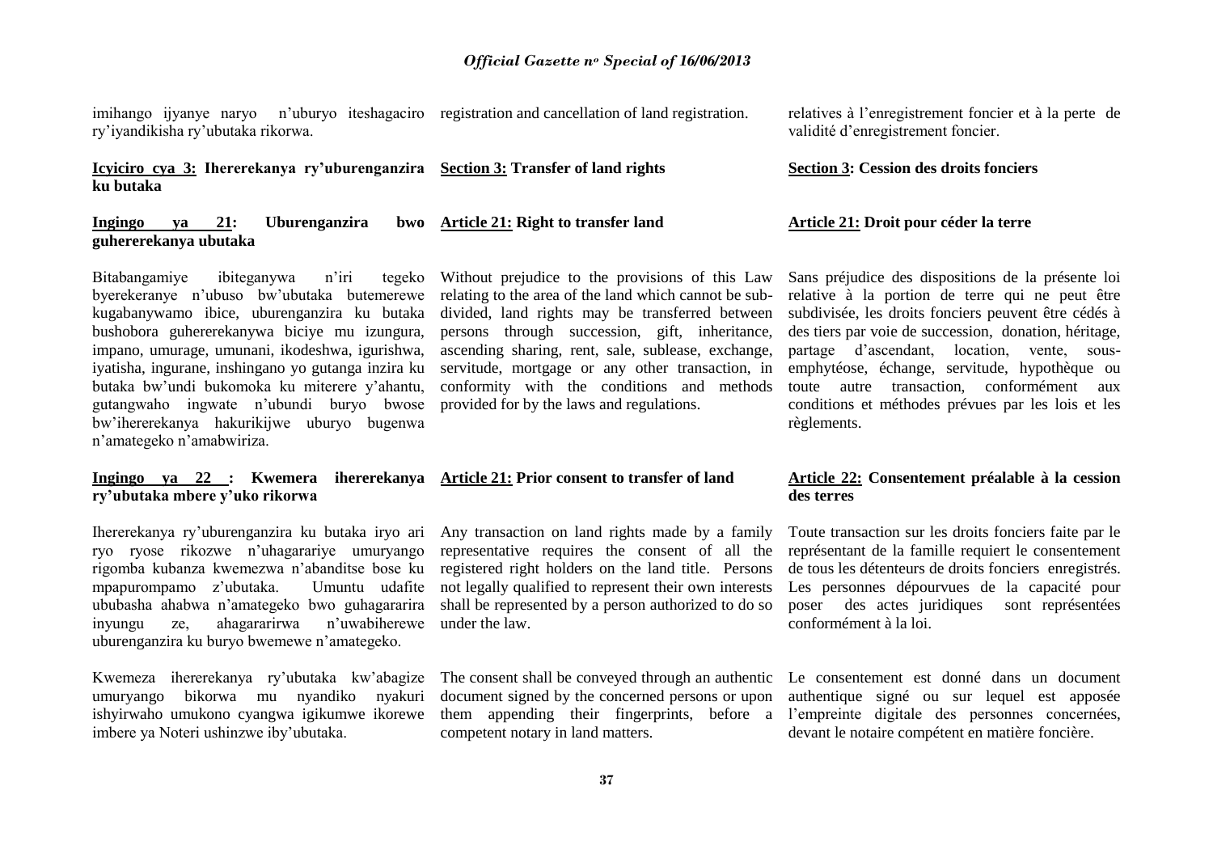imihango ijyanye naryo n'uburyo iteshagaciro ry'iyandikisha ry'ubutaka rikorwa.

registration and cancellation of land registration.

relatives à l'enregistrement foncier et à la perte de validité d'enregistrement foncier.

**Icyiciro cya 3: Ihererekanya ry'uburenganzira ku butaka**

**Section 3: Transfer of land rights**

**Section 3: Cession des droits fonciers**

**Ingingo ya 21: Uburenganzira bwo guhererekanya ubutaka**

Bitabangamiye ibiteganywa n'iri tegeko byerekeranye n'ubuso bw'ubutaka butemerewe kugabanywamo ibice, uburenganzira ku butaka bushobora guhererekanywa biciye mu izungura, impano, umurage, umunani, ikodeshwa, igurishwa, iyatisha, ingurane, inshingano yo gutanga inzira ku butaka bw'undi bukomoka ku miterere y'ahantu, gutangwaho ingwate n'ubundi buryo bwose bw'ihererekanya hakurikijwe uburyo bugenwa n'amategeko n'amabwiriza.

**Article 21: Right to transfer land**

Without prejudice to the provisions of this Law relating to the area of the land which cannot be sub-divided, land rights may be transferred between persons through succession, gift, inheritance, ascending sharing, rent, sale, sublease, exchange, servitude, mortgage or any other transaction, in conformity with the conditions and methods provided for by the laws and regulations.

**Article 21: Droit pour céder la terre**

Sans préjudice des dispositions de la présente loi relative à la portion de terre qui ne peut être subdivisée, les droits fonciers peuvent être cédés à des tiers par voie de succession, donation, héritage, partage d'ascendant, location, vente, sous-emphytéose, échange, servitude, hypothèque ou toute autre transaction, conformément aux conditions et méthodes prévues par les lois et les règlements.

**Ingingo ya 22 : Kwemera ihererekanya ry'ubutaka mbere y'uko rikorwa**

Ihererekanya ry'uburenganzira ku butaka iryo ari ryo ryose rikozwe n'uhagarariye umuryango rigomba kubanza kwemezwa n'abanditse bose ku mpapurompamo z'ubutaka. Umuntu udafite ububasha ahabwa n'amategeko bwo guhagararira inyungu ze, ahagararirwa n'uwabiherewe uburenganzira ku buryo bwemewe n'amategeko.

Kwemeza ihererekanya ry'ubutaka kw'abagize umuryango bikorwa mu nyandiko nyakuri ishyirwaho umukono cyangwa igikumwe ikorewe imbere ya Noteri ushinzwe iby'ubutaka.

**Article 21: Prior consent to transfer of land**

Any transaction on land rights made by a family representative requires the consent of all the registered right holders on the land title. Persons not legally qualified to represent their own interests shall be represented by a person authorized to do so under the law.

The consent shall be conveyed through an authentic document signed by the concerned persons or upon them appending their fingerprints, before a competent notary in land matters.

**Article 22: Consentement préalable à la cession des terres**

Toute transaction sur les droits fonciers faite par le représentant de la famille requiert le consentement de tous les détenteurs de droits fonciers enregistrés. Les personnes dépourvues de la capacité pour poser des actes juridiques sont représentées conformément à la loi.

Le consentement est donné dans un document authentique signé ou sur lequel est apposée l'empreinte digitale des personnes concernées, devant le notaire compétent en matière foncière.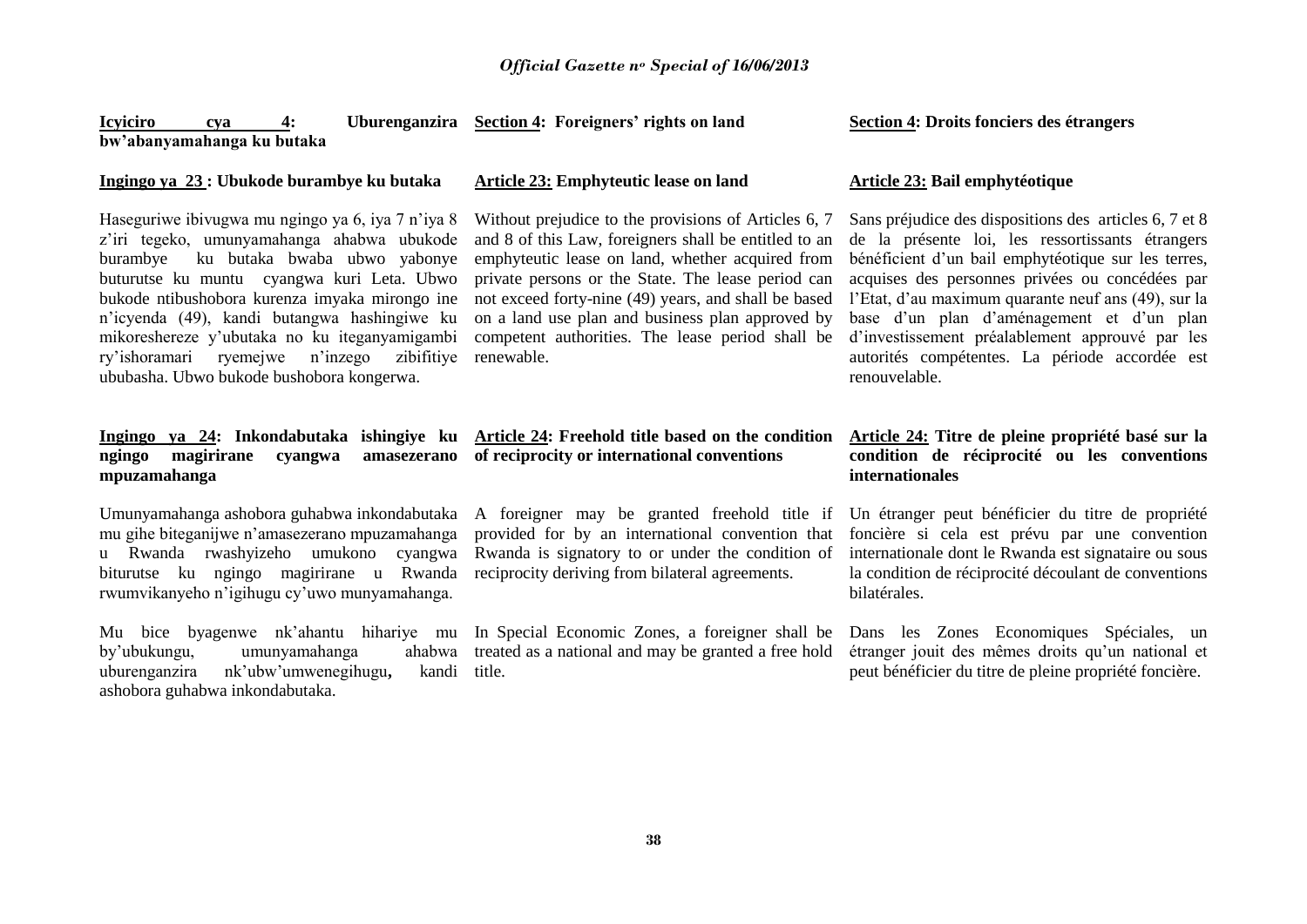**Icyiciro cya 4: Uburenganzira bw'abanyamahanga ku butaka**

**Ingingo ya 23 : Ubukode burambye ku butaka**

Haseguriwe ibivugwa mu ngingo ya 6, iya 7 n'iya 8 z'iri tegeko, umunyamahanga ahabwa ubukode burambye ku butaka bwaba ubwo yabonye buturutse ku muntu cyangwa kuri Leta. Ubwo bukode ntibushobora kurenza imyaka mirongo ine n'icyenda (49), kandi butangwa hashingiwe ku mikoreshereze y'ubutaka no ku iteganyamigambi ry'ishoramari ryemejwe n'inzego zibifitiye ububasha. Ubwo bukode bushobora kongerwa.

**Ingingo ya 24: Inkondabutaka ishingiye ku ngingo magirirane cyangwa amasezerano mpuzamahanga**

Umunyamahanga ashobora guhabwa inkondabutaka mu gihe biteganijwe n'amasezerano mpuzamahanga u Rwanda rwashyizeho umukono cyangwa biturutse ku ngingo magirirane u Rwanda rwumvikanyeho n'igihugu cy'uwo munyamahanga.

Mu bice byagenwe nk'ahantu hihariye mu by'ubukungu, umunyamahanga ahabwa uburenganzira nk'ubw'umwenegihugu**,** kandi ashobora guhabwa inkondabutaka.

**Section 4: Foreigners' rights on land**

**Article 23: Emphyteutic lease on land**

Without prejudice to the provisions of Articles 6, 7 and 8 of this Law, foreigners shall be entitled to an emphyteutic lease on land, whether acquired from private persons or the State. The lease period can not exceed forty-nine (49) years, and shall be based on a land use plan and business plan approved by competent authorities. The lease period shall be renewable.

**Article 24: Freehold title based on the condition of reciprocity or international conventions**

A foreigner may be granted freehold title if provided for by an international convention that Rwanda is signatory to or under the condition of reciprocity deriving from bilateral agreements.

In Special Economic Zones, a foreigner shall be treated as a national and may be granted a free hold title.

**Section 4: Droits fonciers des étrangers**

**Article 23: Bail emphytéotique**

Sans préjudice des dispositions des articles 6, 7 et 8 de la présente loi, les ressortissants étrangers bénéficient d'un bail emphytéotique sur les terres, acquises des personnes privées ou concédées par l'Etat, d'au maximum quarante neuf ans (49), sur la base d'un plan d'aménagement et d'un plan d'investissement préalablement approuvé par les autorités compétentes. La période accordée est renouvelable.

**Article 24: Titre de pleine propriété basé sur la condition de réciprocité ou les conventions internationales**

Un étranger peut bénéficier du titre de propriété foncière si cela est prévu par une convention internationale dont le Rwanda est signataire ou sous la condition de réciprocité découlant de conventions bilatérales.

Dans les Zones Economiques Spéciales, un étranger jouit des mêmes droits qu'un national et peut bénéficier du titre de pleine propriété foncière.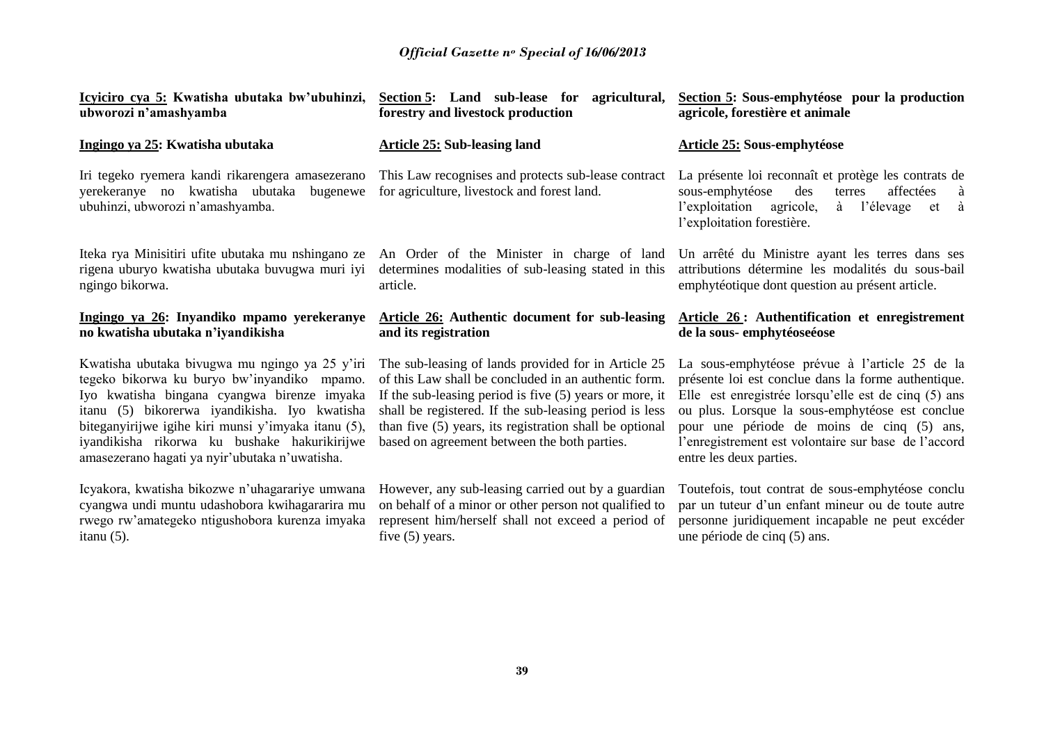**Icyiciro cya 5: Kwatisha ubutaka bw'ubuhinzi, ubworozi n'amashyamba**

**Ingingo ya 25: Kwatisha ubutaka**

Iri tegeko ryemera kandi rikarengera amasezerano yerekeranye no kwatisha ubutaka bugenewe ubuhinzi, ubworozi n'amashyamba.

Iteka rya Minisitiri ufite ubutaka mu nshingano ze rigena uburyo kwatisha ubutaka buvugwa muri iyi ngingo bikorwa.

**Ingingo ya 26: Inyandiko mpamo yerekeranye no kwatisha ubutaka n'iyandikisha**

Kwatisha ubutaka bivugwa mu ngingo ya 25 y'iri tegeko bikorwa ku buryo bw'inyandiko mpamo. Iyo kwatisha bingana cyangwa birenze imyaka itanu (5) bikorerwa iyandikisha. Iyo kwatisha biteganyirijwe igihe kiri munsi y'imyaka itanu (5), iyandikisha rikorwa ku bushake hakurikirijwe amasezerano hagati ya nyir'ubutaka n'uwatisha.

Icyakora, kwatisha bikozwe n'uhagarariye umwana cyangwa undi muntu udashobora kwihagararira mu rwego rw'amategeko ntigushobora kurenza imyaka itanu (5).

**Section 5: Land sub-lease for agricultural, forestry and livestock production**

**Article 25: Sub-leasing land**

This Law recognises and protects sub-lease contract for agriculture, livestock and forest land.

An Order of the Minister in charge of land determines modalities of sub-leasing stated in this article.

**Article 26: Authentic document for sub-leasing and its registration**

The sub-leasing of lands provided for in Article 25 of this Law shall be concluded in an authentic form. If the sub-leasing period is five (5) years or more, it shall be registered. If the sub-leasing period is less than five (5) years, its registration shall be optional based on agreement between the both parties.

However, any sub-leasing carried out by a guardian on behalf of a minor or other person not qualified to represent him/herself shall not exceed a period of five (5) years.

**Section 5: Sous-emphytéose pour la production agricole, forestière et animale**

**Article 25: Sous-emphytéose**

La présente loi reconnaît et protège les contrats de sous-emphytéose des terres affectées à l'exploitation agricole, à l'élevage et à l'exploitation forestière.

Un arrêté du Ministre ayant les terres dans ses attributions détermine les modalités du sous-bail emphytéotique dont question au présent article.

**Article 26 : Authentification et enregistrement de la sous- emphytéoseéose**

La sous-emphytéose prévue à l'article 25 de la présente loi est conclue dans la forme authentique. Elle est enregistrée lorsqu'elle est de cinq (5) ans ou plus. Lorsque la sous-emphytéose est conclue pour une période de moins de cinq (5) ans, l'enregistrement est volontaire sur base de l'accord entre les deux parties.

Toutefois, tout contrat de sous-emphytéose conclu par un tuteur d'un enfant mineur ou de toute autre personne juridiquement incapable ne peut excéder une période de cinq (5) ans.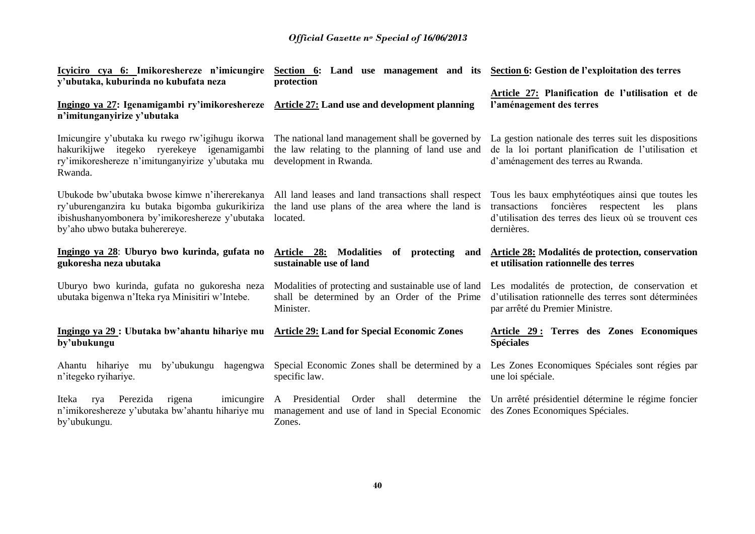**Icyiciro cya 6: Imikoreshereze n'imicungire y'ubutaka, kuburinda no kubufata neza**

**Ingingo ya 27: Igenamigambi ry'imikoreshereze n'imitunganyirize y'ubutaka**

Imicungire y'ubutaka ku rwego rw'igihugu ikorwa hakurikijwe itegeko ryerekeye igenamigambi ry'imikoreshereze n'imitunganyirize y'ubutaka mu Rwanda.

Ubukode bw'ubutaka bwose kimwe n'ihererekanya ry'uburenganzira ku butaka bigomba gukurikiriza ibishushanyombonera by'imikoreshereze y'ubutaka by'aho ubwo butaka buherereye.

**Ingingo ya 28: Uburyo bwo kurinda, gufata no gukoresha neza ubutaka**

Uburyo bwo kurinda, gufata no gukoresha neza ubutaka bigenwa n'Iteka rya Minisitiri w'Intebe.

**Ingingo ya 29 : Ubutaka bw'ahantu hihariye mu by'ubukungu**

Ahantu hihariye mu by'ubukungu hagengwa n'itegeko ryihariye.

Iteka rya Perezida rigena imicungire n'imikoreshereze y'ubutaka bw'ahantu hihariye mu by'ubukungu.

**Section 6: Land use management and its protection**

**Article 27: Land use and development planning**

The national land management shall be governed by the law relating to the planning of land use and development in Rwanda.

All land leases and land transactions shall respect the land use plans of the area where the land is located.

**Article 28: Modalities of protecting and sustainable use of land**

Modalities of protecting and sustainable use of land shall be determined by an Order of the Prime Minister.

**Article 29: Land for Special Economic Zones**

Special Economic Zones shall be determined by a specific law.

A Presidential Order shall determine the management and use of land in Special Economic Zones.

**Section 6: Gestion de l'exploitation des terres**

**Article 27: Planification de l'utilisation et de l'aménagement des terres**

La gestion nationale des terres suit les dispositions de la loi portant planification de l'utilisation et d'aménagement des terres au Rwanda.

Tous les baux emphytéotiques ainsi que toutes les transactions foncières respectent les plans d'utilisation des terres des lieux où se trouvent ces dernières.

**Article 28: Modalités de protection, conservation et utilisation rationnelle des terres**

Les modalités de protection, de conservation et d'utilisation rationnelle des terres sont déterminées par arrêté du Premier Ministre.

**Article 29 : Terres des Zones Economiques Spéciales**

Les Zones Economiques Spéciales sont régies par une loi spéciale.

Un arrêté présidentiel détermine le régime foncier des Zones Economiques Spéciales.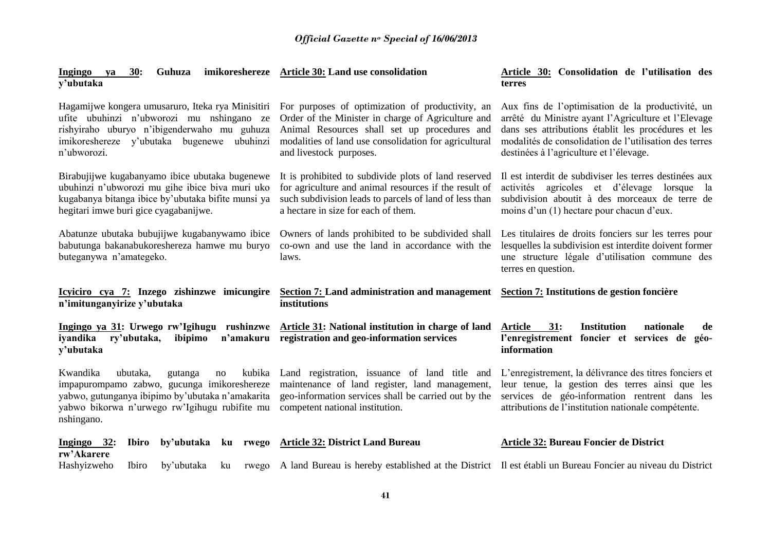**Ingingo ya 30: Guhuza imikoreshereze y'ubutaka**

Hagamijwe kongera umusaruro, Iteka rya Minisitiri ufite ubuhinzi n'ubworozi mu nshingano ze rishyiraho uburyo n'ibigenderwaho mu guhuza imikoreshereze y'ubutaka bugenewe ubuhinzi n'ubworozi.

Birabujijwe kugabanyamo ibice ubutaka bugenewe ubuhinzi n'ubworozi mu gihe ibice biva muri uko kugabanya bitanga ibice by'ubutaka bifite munsi ya hegitari imwe buri gice cyagabanijwe.

Abatunze ubutaka bubujijwe kugabanywamo ibice babutunga bakanabukoreshereza hamwe mu buryo buteganywa n'amategeko.

**Icyiciro cya 7: Inzego zishinzwe imicungire n'imitunganyirize y'ubutaka**

**Ingingo ya 31: Urwego rw'Igihugu rushinzwe iyandika ry'ubutaka, ibipimo n'amakuru y'ubutaka**

Kwandika ubutaka, gutanga no kubika impapurompamo zabwo, gucunga imikoreshereze yabwo, gutunganya ibipimo by'ubutaka n'amakarita yabwo bikorwa n'urwego rw'Igihugu rubifite mu nshingano.

**Ingingo 32: Ibiro by'ubutaka ku rwego rw'Akarere**

Hashyizweho Ibiro by'ubutaka ku rwego

**Article 30: Land use consolidation**

For purposes of optimization of productivity, an Order of the Minister in charge of Agriculture and Animal Resources shall set up procedures and modalities of land use consolidation for agricultural and livestock purposes.

It is prohibited to subdivide plots of land reserved for agriculture and animal resources if the result of such subdivision leads to parcels of land of less than a hectare in size for each of them.

Owners of lands prohibited to be subdivided shall co-own and use the land in accordance with the laws.

**Section 7: Land administration and management institutions**

**Article 31: National institution in charge of land registration and geo-information services**

Land registration, issuance of land title and maintenance of land register, land management, geo-information services shall be carried out by the competent national institution.

**Article 32: District Land Bureau**

A land Bureau is hereby established at the District

**Article 30: Consolidation de l'utilisation des terres**

Aux fins de l'optimisation de la productivité, un arrêté du Ministre ayant l'Agriculture et l'Elevage dans ses attributions établit les procédures et les modalités de consolidation de l'utilisation des terres destinées à l'agriculture et l'élevage.

Il est interdit de subdiviser les terres destinées aux activités agricoles et d'élevage lorsque la subdivision aboutit à des morceaux de terre de moins d'un (1) hectare pour chacun d'eux.

Les titulaires de droits fonciers sur les terres pour lesquelles la subdivision est interdite doivent former une structure légale d'utilisation commune des terres en question.

**Section 7: Institutions de gestion foncière**

**Article 31: Institution nationale de l'enregistrement foncier et services de géo-information**

L'enregistrement, la délivrance des titres fonciers et leur tenue, la gestion des terres ainsi que les services de géo-information rentrent dans les attributions de l'institution nationale compétente.

**Article 32: Bureau Foncier de District**

Il est établi un Bureau Foncier au niveau du District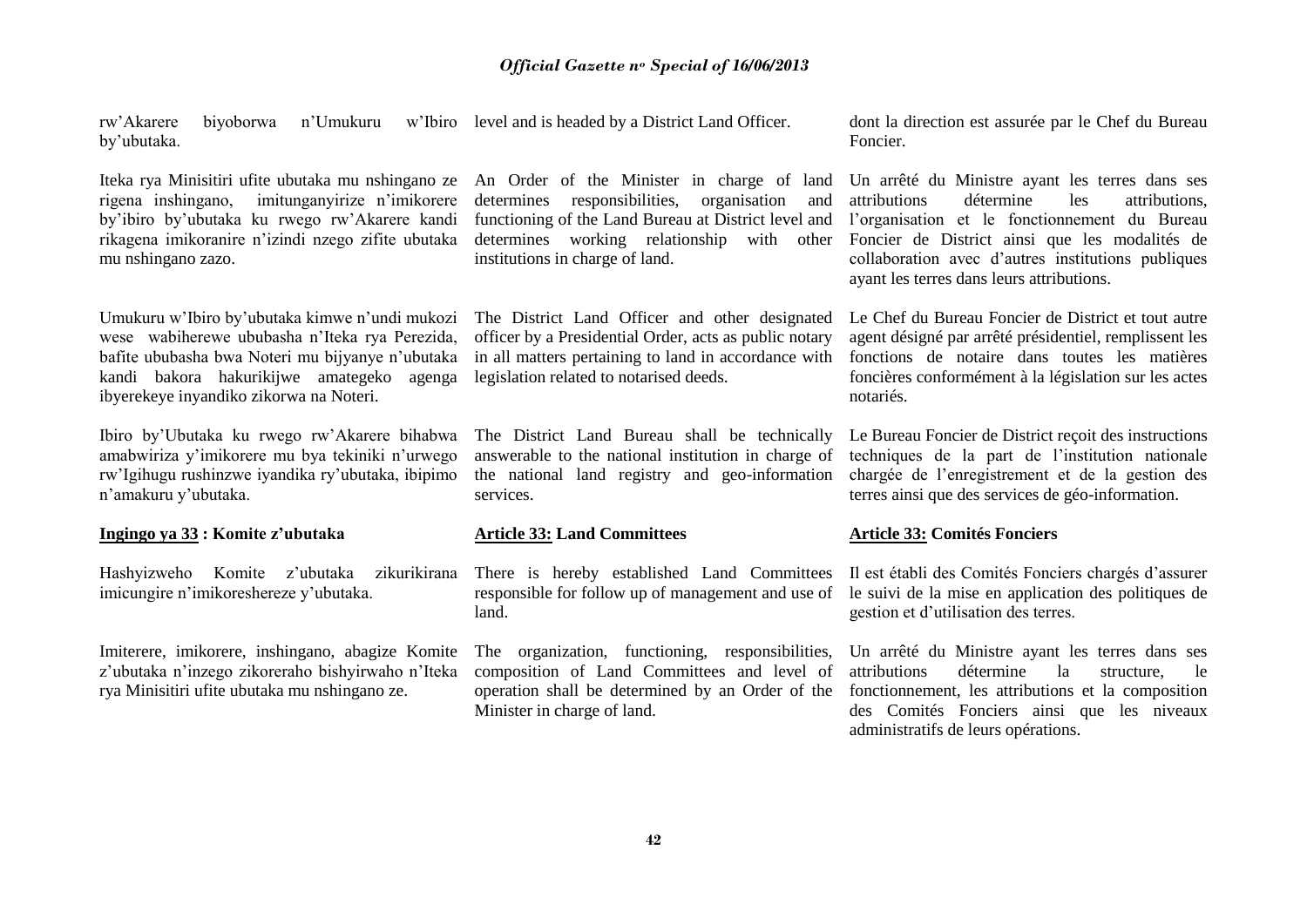rw'Akarere biyoborwa n'Umukuru w'Ibiro by'ubutaka.

Iteka rya Minisitiri ufite ubutaka mu nshingano ze rigena inshingano, imitunganyirize n'imikorere by'ibiro by'ubutaka ku rwego rw'Akarere kandi rikagena imikoranire n'izindi nzego zifite ubutaka mu nshingano zazo.

Umukuru w'Ibiro by'ubutaka kimwe n'undi mukozi wese wabiherewe ububasha n'Iteka rya Perezida, bafite ububasha bwa Noteri mu bijyanye n'ubutaka kandi bakora hakurikijwe amategeko agenga ibyerekeye inyandiko zikorwa na Noteri.

Ibiro by'Ubutaka ku rwego rw'Akarere bihabwa amabwiriza y'imikorere mu bya tekiniki n'urwego rw'Igihugu rushinzwe iyandika ry'ubutaka, ibipimo n'amakuru y'ubutaka.

**Ingingo ya 33 : Komite z'ubutaka**

Hashyizweho Komite z'ubutaka zikurikirana imicungire n'imikoreshereze y'ubutaka.

Imiterere, imikorere, inshingano, abagize Komite z'ubutaka n'inzego zikoreraho bishyirwaho n'Iteka rya Minisitiri ufite ubutaka mu nshingano ze.

level and is headed by a District Land Officer.

An Order of the Minister in charge of land determines responsibilities, organisation and functioning of the Land Bureau at District level and determines working relationship with other institutions in charge of land.

The District Land Officer and other designated officer by a Presidential Order, acts as public notary in all matters pertaining to land in accordance with legislation related to notarised deeds.

The District Land Bureau shall be technically answerable to the national institution in charge of the national land registry and geo-information services.

**Article 33: Land Committees**

There is hereby established Land Committees responsible for follow up of management and use of land.

The organization, functioning, responsibilities, composition of Land Committees and level of operation shall be determined by an Order of the Minister in charge of land.

dont la direction est assurée par le Chef du Bureau Foncier.

Un arrêté du Ministre ayant les terres dans ses attributions détermine les attributions, l'organisation et le fonctionnement du Bureau Foncier de District ainsi que les modalités de collaboration avec d'autres institutions publiques ayant les terres dans leurs attributions.

Le Chef du Bureau Foncier de District et tout autre agent désigné par arrêté présidentiel, remplissent les fonctions de notaire dans toutes les matières foncières conformément à la législation sur les actes notariés.

Le Bureau Foncier de District reçoit des instructions techniques de la part de l'institution nationale chargée de l'enregistrement et de la gestion des terres ainsi que des services de géo-information.

**Article 33: Comités Fonciers**

Il est établi des Comités Fonciers chargés d'assurer le suivi de la mise en application des politiques de gestion et d'utilisation des terres.

Un arrêté du Ministre ayant les terres dans ses attributions détermine la structure, le fonctionnement, les attributions et la composition des Comités Fonciers ainsi que les niveaux administratifs de leurs opérations.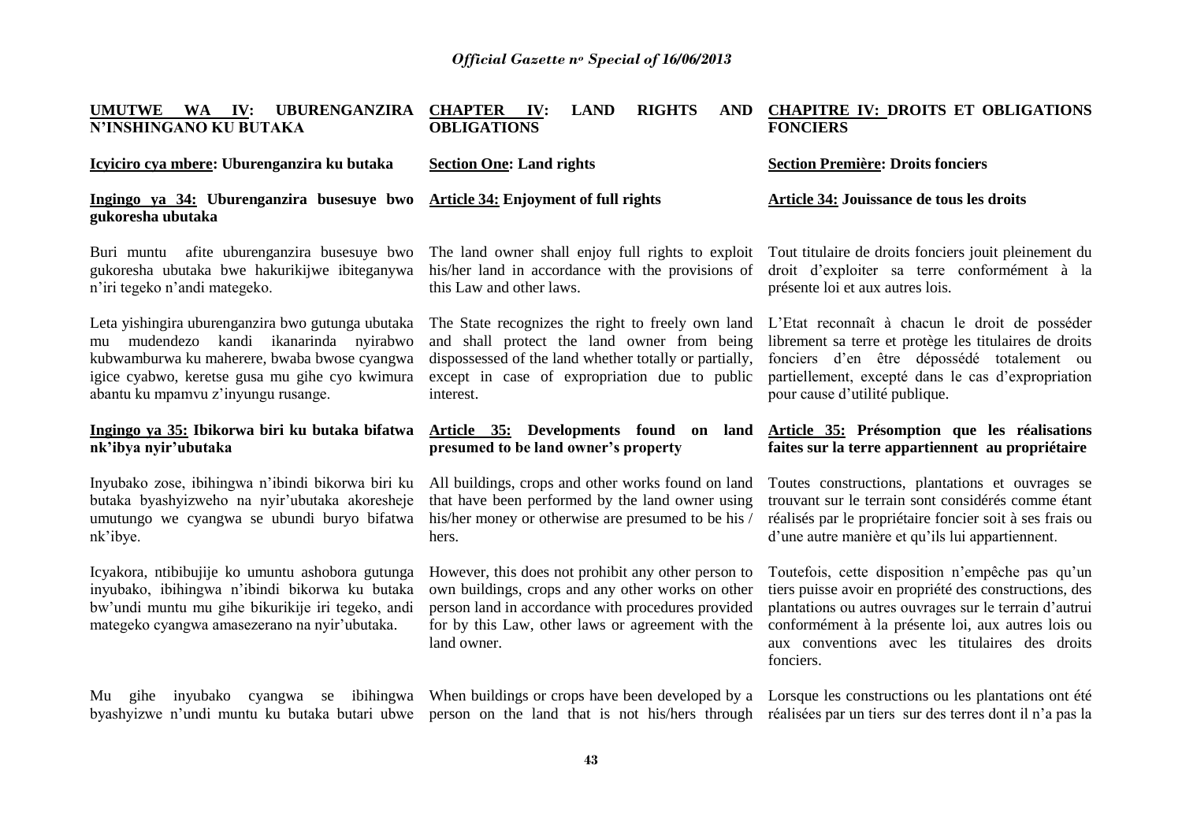## UMUTWE WA IV: UBURENGANZIRA N'INSHINGANO KU BUTAKA

### Icyiciro cya mbere: Uburenganzira ku butaka

#### Ingingo ya 34: Uburenganzira busesuye bwo gukoresha ubutaka

Buri muntu afite uburenganzira busesuye bwo gukoresha ubutaka bwe hakurikijwe ibiteganywa n'iri tegeko n'andi mategeko.

Leta yishingira uburenganzira bwo gutunga ubutaka mu mudendezo kandi ikanarinda nyirabwo kubwamburwa ku maherere, bwaba bwose cyangwa igice cyabwo, keretse gusa mu gihe cyo kwimura abantu ku mpamvu z'inyungu rusange.

#### Ingingo ya 35: Ibikorwa biri ku butaka bifatwa nk'ibya nyir'ubutaka

Inyubako zose, ibihingwa n'ibindi bikorwa biri ku butaka byashyizweho na nyir'ubutaka akoresheje umutungo we cyangwa se ubundi buryo bifatwa nk'ibye.

Icyakora, ntibibujije ko umuntu ashobora gutunga inyubako, ibihingwa n'ibindi bikorwa ku butaka bw'undi muntu mu gihe bikurikije iri tegeko, andi mategeko cyangwa amasezerano na nyir'ubutaka.

Mu gihe inyubako cyangwa se ibihingwa byashyizwe n'undi muntu ku butaka butari ubwe

## CHAPTER IV: LAND RIGHTS AND OBLIGATIONS

### Section One: Land rights

#### Article 34: Enjoyment of full rights

The land owner shall enjoy full rights to exploit his/her land in accordance with the provisions of this Law and other laws.

The State recognizes the right to freely own land and shall protect the land owner from being dispossessed of the land whether totally or partially, except in case of expropriation due to public interest.

#### Article 35: Developments found on land presumed to be land owner's property

All buildings, crops and other works found on land that have been performed by the land owner using his/her money or otherwise are presumed to be his / hers.

However, this does not prohibit any other person to own buildings, crops and any other works on other person land in accordance with procedures provided for by this Law, other laws or agreement with the land owner.

When buildings or crops have been developed by a person on the land that is not his/hers through

## CHAPITRE IV: DROITS ET OBLIGATIONS FONCIERS

### Section Première: Droits fonciers

#### Article 34: Jouissance de tous les droits

Tout titulaire de droits fonciers jouit pleinement du droit d'exploiter sa terre conformément à la présente loi et aux autres lois.

L'Etat reconnaît à chacun le droit de posséder librement sa terre et protège les titulaires de droits fonciers d'en être dépossédé totalement ou partiellement, excepté dans le cas d'expropriation pour cause d'utilité publique.

#### Article 35: Présomption que les réalisations faites sur la terre appartiennent au propriétaire

Toutes constructions, plantations et ouvrages se trouvant sur le terrain sont considérés comme étant réalisés par le propriétaire foncier soit à ses frais ou d'une autre manière et qu'ils lui appartiennent.

Toutefois, cette disposition n'empêche pas qu'un tiers puisse avoir en propriété des constructions, des plantations ou autres ouvrages sur le terrain d'autrui conformément à la présente loi, aux autres lois ou aux conventions avec les titulaires des droits fonciers.

Lorsque les constructions ou les plantations ont été réalisées par un tiers sur des terres dont il n'a pas la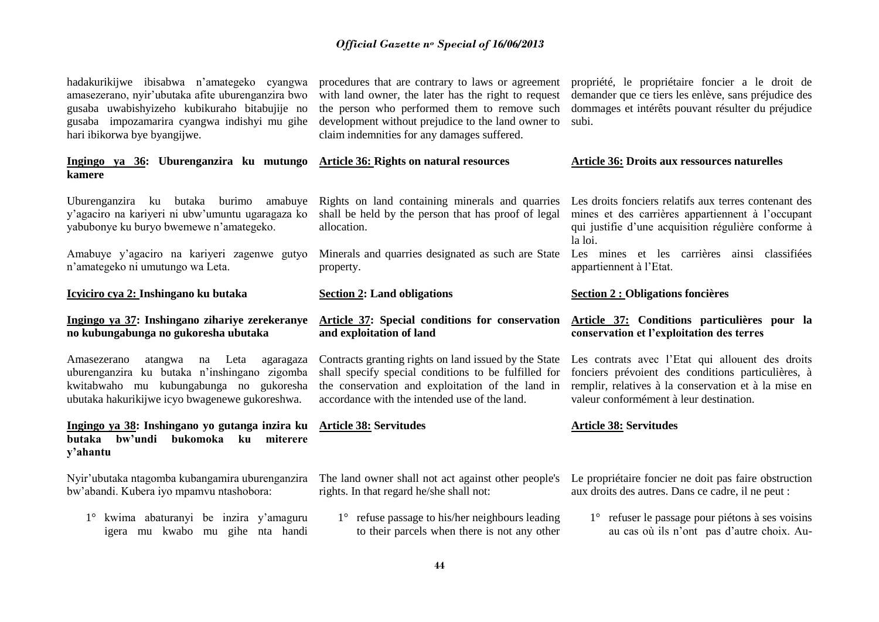hadakurikijwe ibisabwa n'amategeko cyangwa amasezerano, nyir'ubutaka afite uburenganzira bwo gusaba uwabishyizeho kubikuraho bitabujije no gusaba impozamarira cyangwa indishyi mu gihe hari ibikorwa bye byangijwe.

**Ingingo ya 36: Uburenganzira ku mutungo kamere**

Uburenganzira ku butaka burimo amabuye y'agaciro na kariyeri ni ubw'umuntu ugaragaza ko yabubonye ku buryo bwemewe n'amategeko.

Amabuye y'agaciro na kariyeri zagenwe gutyo n'amategeko ni umutungo wa Leta.

**Icyiciro cya 2: Inshingano ku butaka**

**Ingingo ya 37: Inshingano zihariye zerekeranye no kubungabunga no gukoresha ubutaka**

Amasezerano atangwa na Leta agaragaza uburenganzira ku butaka n'inshingano zigomba kwitabwaho mu kubungabunga no gukoresha ubutaka hakurikijwe icyo bwagenewe gukoreshwa.

**Ingingo ya 38: Inshingano yo gutanga inzira ku butaka bw'undi bukomoka ku miterere y'ahantu**

Nyir'ubutaka ntagomba kubangamira uburenganzira bw'abandi. Kubera iyo mpamvu ntashobora:

1° kwima abaturanyi be inzira y'amaguru igera mu kwabo mu gihe nta handi

procedures that are contrary to laws or agreement with land owner, the later has the right to request the person who performed them to remove such development without prejudice to the land owner to claim indemnities for any damages suffered.

**Article 36: Rights on natural resources**

Rights on land containing minerals and quarries shall be held by the person that has proof of legal allocation.

Minerals and quarries designated as such are State property.

**Section 2: Land obligations**

**Article 37: Special conditions for conservation and exploitation of land**

Contracts granting rights on land issued by the State shall specify special conditions to be fulfilled for the conservation and exploitation of the land in accordance with the intended use of the land.

**Article 38: Servitudes**

The land owner shall not act against other people's rights. In that regard he/she shall not:

1° refuse passage to his/her neighbours leading to their parcels when there is not any other

propriété, le propriétaire foncier a le droit de demander que ce tiers les enlève, sans préjudice des dommages et intérêts pouvant résulter du préjudice subi.

**Article 36: Droits aux ressources naturelles**

Les droits fonciers relatifs aux terres contenant des mines et des carrières appartiennent à l'occupant qui justifie d'une acquisition régulière conforme à la loi.

Les mines et les carrières ainsi classifiées appartiennent à l'Etat.

**Section 2 : Obligations foncières**

**Article 37: Conditions particulières pour la conservation et l'exploitation des terres**

Les contrats avec l'Etat qui allouent des droits fonciers prévoient des conditions particulières, à remplir, relatives à la conservation et à la mise en valeur conformément à leur destination.

**Article 38: Servitudes**

Le propriétaire foncier ne doit pas faire obstruction aux droits des autres. Dans ce cadre, il ne peut :

1° refuser le passage pour piétons à ses voisins au cas où ils n'ont pas d'autre choix. Au-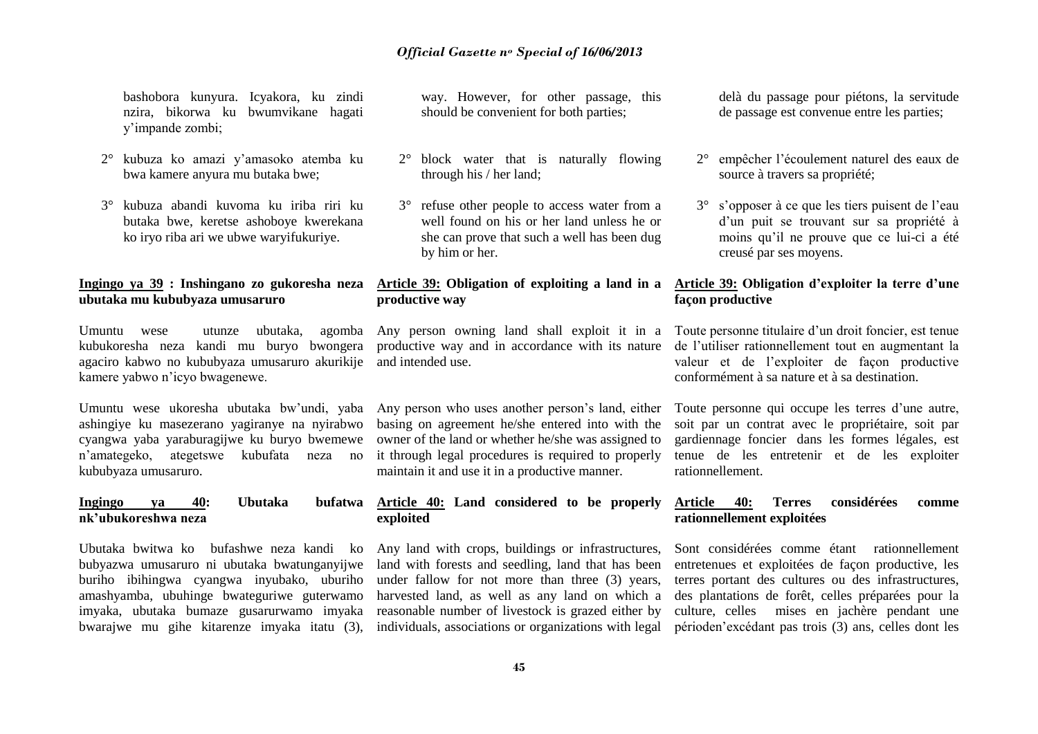bashobora kunyura. Icyakora, ku zindi nzira, bikorwa ku bwumvikane hagati y'impande zombi;

2° kubuza ko amazi y'amasoko atemba ku bwa kamere anyura mu butaka bwe;

3° kubuza abandi kuvoma ku iriba riri ku butaka bwe, keretse ashoboye kwerekana ko iryo riba ari we ubwe waryifukuriye.

**Ingingo ya 39 : Inshingano zo gukoresha neza ubutaka mu kububyaza umusaruro**

Umuntu wese utunze ubutaka, agomba kubukoresha neza kandi mu buryo bwongera agaciro kabwo no kububyaza umusaruro akurikije kamere yabwo n'icyo bwagenewe.

Umuntu wese ukoresha ubutaka bw'undi, yaba ashingiye ku masezerano yagiranye na nyirabwo cyangwa yaba yaraburagijwe ku buryo bwemewe n'amategeko, ategetswe kubufata neza no kububyaza umusaruro.

**Ingingo ya 40: Ubutaka bufatwa nk'ubukoreshwa neza**

Ubutaka bwitwa ko bufashwe neza kandi ko bubyazwa umusaruro ni ubutaka bwatunganyijwe buriho ibihingwa cyangwa inyubako, uburiho amashyamba, ubuhinge bwateguriwe guterwamo imyaka, ubutaka bumaze gusarurwamo imyaka bwarajwe mu gihe kitarenze imyaka itatu (3),

way. However, for other passage, this should be convenient for both parties;

2° block water that is naturally flowing through his / her land;

3° refuse other people to access water from a well found on his or her land unless he or she can prove that such a well has been dug by him or her.

**Article 39: Obligation of exploiting a land in a productive way**

Any person owning land shall exploit it in a productive way and in accordance with its nature and intended use.

Any person who uses another person's land, either basing on agreement he/she entered into with the owner of the land or whether he/she was assigned to it through legal procedures is required to properly maintain it and use it in a productive manner.

**Article 40: Land considered to be properly exploited**

Any land with crops, buildings or infrastructures, land with forests and seedling, land that has been under fallow for not more than three (3) years, harvested land, as well as any land on which a reasonable number of livestock is grazed either by individuals, associations or organizations with legal

delà du passage pour piétons, la servitude de passage est convenue entre les parties;

2° empêcher l'écoulement naturel des eaux de source à travers sa propriété;

3° s'opposer à ce que les tiers puisent de l'eau d'un puit se trouvant sur sa propriété à moins qu'il ne prouve que ce lui-ci a été creusé par ses moyens.

**Article 39: Obligation d'exploiter la terre d'une façon productive**

Toute personne titulaire d'un droit foncier, est tenue de l'utiliser rationnellement tout en augmentant la valeur et de l'exploiter de façon productive conformément à sa nature et à sa destination.

Toute personne qui occupe les terres d'une autre, soit par un contrat avec le propriétaire, soit par gardiennage foncier dans les formes légales, est tenue de les entretenir et de les exploiter rationnellement.

**Article 40: Terres considérées comme rationnellement exploitées**

Sont considérées comme étant rationnellement entretenues et exploitées de façon productive, les terres portant des cultures ou des infrastructures, des plantations de forêt, celles préparées pour la culture, celles mises en jachère pendant une périoden'excédant pas trois (3) ans, celles dont les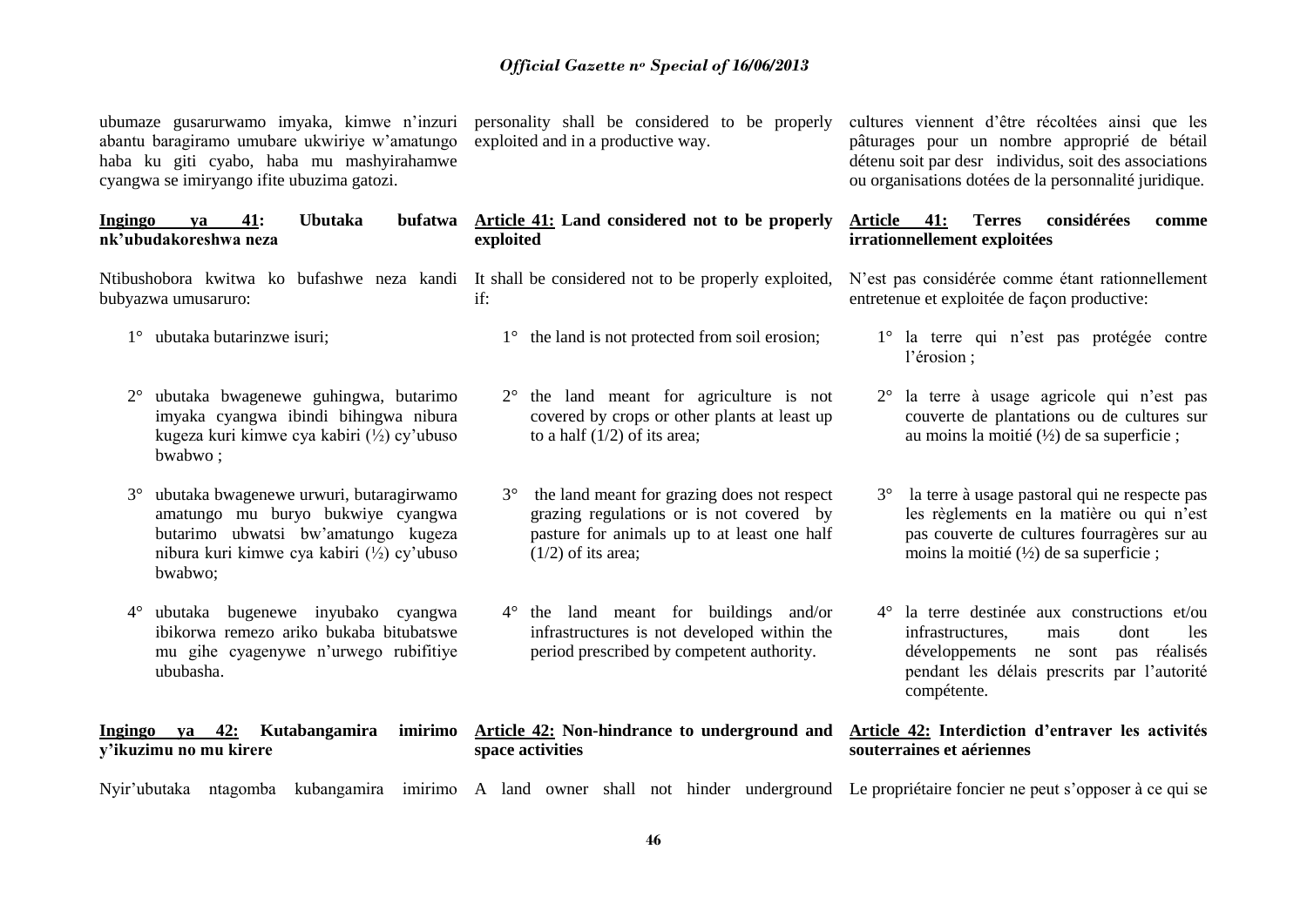ubumaze gusarurwamo imyaka, kimwe n'inzuri abantu baragiramo umubare ukwiriye w'amatungo haba ku giti cyabo, haba mu mashyirahamwe cyangwa se imiryango ifite ubuzima gatozi.

**Ingingo ya 41: Ubutaka bufatwa nk'ubudakoreshwa neza**

Ntibushobora kwitwa ko bufashwe neza kandi bubyazwa umusaruro:

1° ubutaka butarinzwe isuri;

2° ubutaka bwagenewe guhingwa, butarimo imyaka cyangwa ibindi bihingwa nibura kugeza kuri kimwe cya kabiri (½) cy'ubuso bwabwo ;

3° ubutaka bwagenewe urwuri, butaragirwamo amatungo mu buryo bukwiye cyangwa butarimo ubwatsi bw'amatungo kugeza nibura kuri kimwe cya kabiri (½) cy'ubuso bwabwo;

4° ubutaka bugenewe inyubako cyangwa ibikorwa remezo ariko bukaba bitubatswe mu gihe cyagenywe n'urwego rubifitiye ububasha.

**Ingingo ya 42: Kutabangamira imirimo y'ikuzimu no mu kirere**

Nyir'ubutaka ntagomba kubangamira imirimo

personality shall be considered to be properly exploited and in a productive way.

**Article 41: Land considered not to be properly exploited**

It shall be considered not to be properly exploited, if:

1° the land is not protected from soil erosion;

2° the land meant for agriculture is not covered by crops or other plants at least up to a half (1/2) of its area;

3° the land meant for grazing does not respect grazing regulations or is not covered by pasture for animals up to at least one half (1/2) of its area;

4° the land meant for buildings and/or infrastructures is not developed within the period prescribed by competent authority.

**Article 42: Non-hindrance to underground and space activities**

A land owner shall not hinder underground

cultures viennent d'être récoltées ainsi que les pâturages pour un nombre approprié de bétail détenu soit par desr individus, soit des associations ou organisations dotées de la personnalité juridique.

**Article 41: Terres considérées comme irrationnellement exploitées**

N'est pas considérée comme étant rationnellement entretenue et exploitée de façon productive:

1° la terre qui n'est pas protégée contre l'érosion ;

2° la terre à usage agricole qui n'est pas couverte de plantations ou de cultures sur au moins la moitié (½) de sa superficie ;

3° la terre à usage pastoral qui ne respecte pas les règlements en la matière ou qui n'est pas couverte de cultures fourragères sur au moins la moitié (½) de sa superficie ;

4° la terre destinée aux constructions et/ou infrastructures, mais dont les développements ne sont pas réalisés pendant les délais prescrits par l'autorité compétente.

**Article 42: Interdiction d'entraver les activités souterraines et aériennes**

Le propriétaire foncier ne peut s'opposer à ce qui se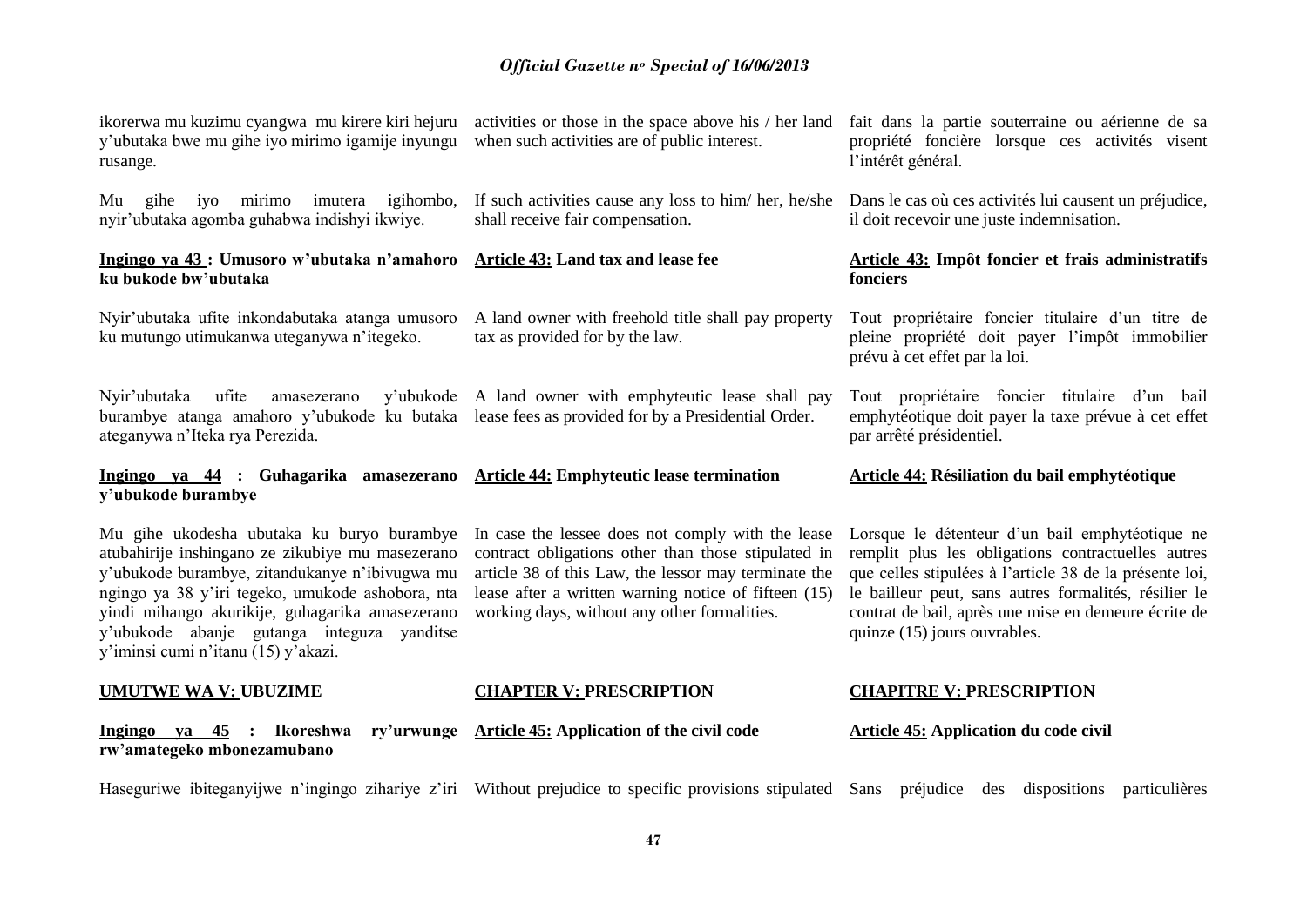ikorerwa mu kuzimu cyangwa mu kirere kiri hejuru y'ubutaka bwe mu gihe iyo mirimo igamije inyungu rusange.

Mu gihe iyo mirimo imutera igihombo, nyir'ubutaka agomba guhabwa indishyi ikwiye.

**<u>Ingingo ya 43</u> : Umusoro w'ubutaka n'amahoro ku bukode bw'ubutaka**

Nyir'ubutaka ufite inkondabutaka atanga umusoro ku mutungo utimukanwa uteganywa n'itegeko.

Nyir'ubutaka ufite amasezerano y'ubukode burambye atanga amahoro y'ubukode ku butaka ateganywa n'Iteka rya Perezida.

**<u>Ingingo ya 44</u> : Guhagarika amasezerano y'ubukode burambye**

Mu gihe ukodesha ubutaka ku buryo burambye atubahirije inshingano ze zikubiye mu masezerano y'ubukode burambye, zitandukanye n'ibivugwa mu ngingo ya 38 y'iri tegeko, umukode ashobora, nta yindi mihango akurikije, guhagarika amasezerano y'ubukode abanje gutanga integuza yanditse y'iminsi cumi n'itanu (15) y'akazi.

**<u>UMUTWE WA V:</u> UBUZIME**

**<u>Ingingo ya 45</u> : Ikoreshwa ry'urwunge rw'amategeko mbonezamubano**

Haseguriwe ibiteganyijwe n'ingingo zihariye z'iri

activities or those in the space above his / her land when such activities are of public interest.

If such activities cause any loss to him/ her, he/she shall receive fair compensation.

**<u>Article 43:</u> Land tax and lease fee**

A land owner with freehold title shall pay property tax as provided for by the law.

A land owner with emphyteutic lease shall pay lease fees as provided for by a Presidential Order.

**<u>Article 44:</u> Emphyteutic lease termination**

In case the lessee does not comply with the lease contract obligations other than those stipulated in article 38 of this Law, the lessor may terminate the lease after a written warning notice of fifteen (15) working days, without any other formalities.

**<u>CHAPTER V:</u> PRESCRIPTION**

**<u>Article 45:</u> Application of the civil code**

Without prejudice to specific provisions stipulated

fait dans la partie souterraine ou aérienne de sa propriété foncière lorsque ces activités visent l'intérêt général.

Dans le cas où ces activités lui causent un préjudice, il doit recevoir une juste indemnisation.

**<u>Article 43:</u> Impôt foncier et frais administratifs fonciers**

Tout propriétaire foncier titulaire d'un titre de pleine propriété doit payer l'impôt immobilier prévu à cet effet par la loi.

Tout propriétaire foncier titulaire d'un bail emphytéotique doit payer la taxe prévue à cet effet par arrêté présidentiel.

**<u>Article 44:</u> Résiliation du bail emphytéotique**

Lorsque le détenteur d'un bail emphytéotique ne remplit plus les obligations contractuelles autres que celles stipulées à l'article 38 de la présente loi, le bailleur peut, sans autres formalités, résilier le contrat de bail, après une mise en demeure écrite de quinze (15) jours ouvrables.

**<u>CHAPITRE V:</u> PRESCRIPTION**

**<u>Article 45:</u> Application du code civil**

Sans préjudice des dispositions particulières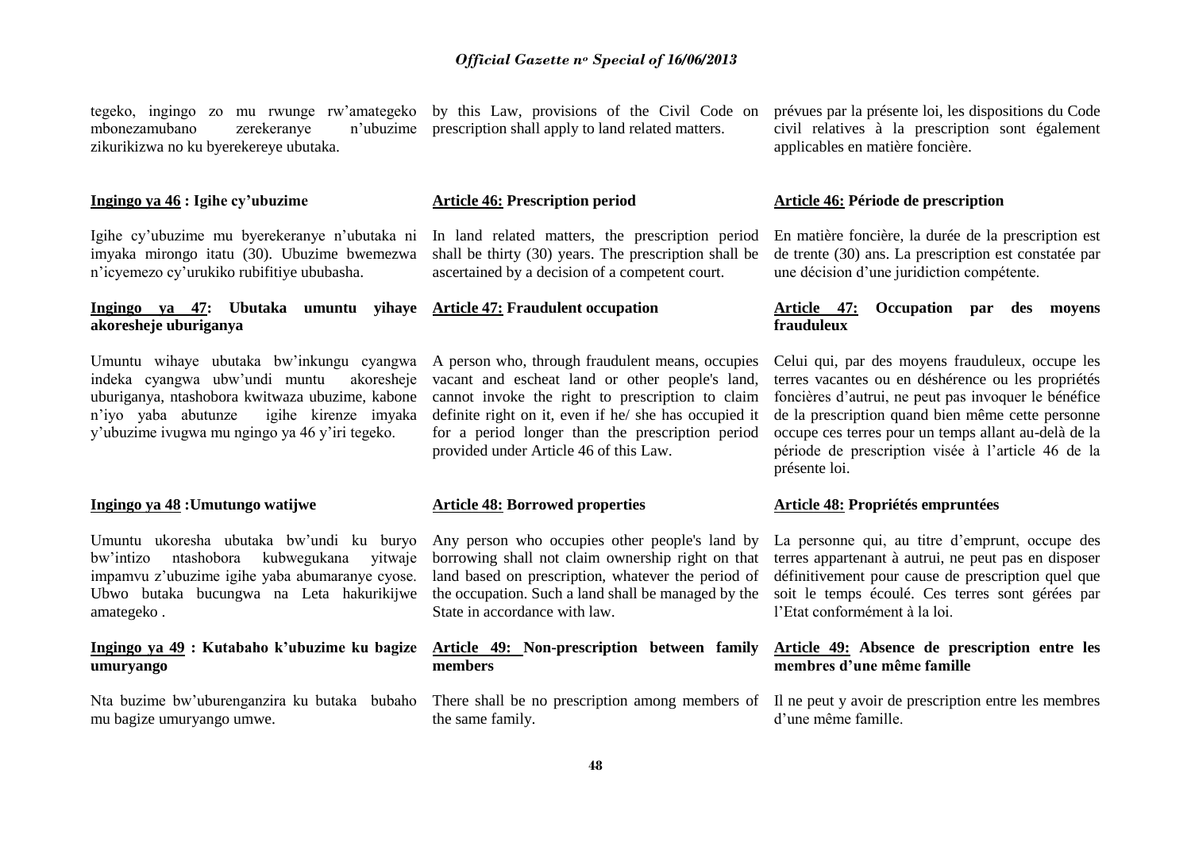tegeko, ingingo zo mu rwunge rw'amategeko mbonezamubano zerekeranye n'ubuzime zikurikizwa no ku byerekereye ubutaka.

by this Law, provisions of the Civil Code on prescription shall apply to land related matters.

prévues par la présente loi, les dispositions du Code civil relatives à la prescription sont également applicables en matière foncière.

**Ingingo ya 46 : Igihe cy'ubuzime**

Igihe cy'ubuzime mu byerekeranye n'ubutaka ni imyaka mirongo itatu (30). Ubuzime bwemezwa n'icyemezo cy'urukiko rubifitiye ububasha.

**Article 46: Prescription period**

In land related matters, the prescription period shall be thirty (30) years. The prescription shall be ascertained by a decision of a competent court.

**Article 46: Période de prescription**

En matière foncière, la durée de la prescription est de trente (30) ans. La prescription est constatée par une décision d'une juridiction compétente.

**Ingingo ya 47: Ubutaka umuntu yihaye akoresheje uburiganya**

Umuntu wihaye ubutaka bw'inkungu cyangwa indeka cyangwa ubw'undi muntu akoresheje uburiganya, ntashobora kwitwaza ubuzime, kabone n'iyo yaba abutunze igihe kirenze imyaka y'ubuzime ivugwa mu ngingo ya 46 y'iri tegeko.

**Article 47: Fraudulent occupation**

A person who, through fraudulent means, occupies vacant and escheat land or other people's land, cannot invoke the right to prescription to claim definite right on it, even if he/ she has occupied it for a period longer than the prescription period provided under Article 46 of this Law.

**Article 47: Occupation par des moyens frauduleux**

Celui qui, par des moyens frauduleux, occupe les terres vacantes ou en déshérence ou les propriétés foncières d'autrui, ne peut pas invoquer le bénéfice de la prescription quand bien même cette personne occupe ces terres pour un temps allant au-delà de la période de prescription visée à l'article 46 de la présente loi.

**Ingingo ya 48 :Umutungo watijwe**

Umuntu ukoresha ubutaka bw'undi ku buryo bw'intizo ntashobora kubwegukana yitwaje impamvu z'ubuzime igihe yaba abumaranye cyose. Ubwo butaka bucungwa na Leta hakurikijwe amategeko .

**Article 48: Borrowed properties**

Any person who occupies other people's land by borrowing shall not claim ownership right on that land based on prescription, whatever the period of the occupation. Such a land shall be managed by the State in accordance with law.

**Article 48: Propriétés empruntées**

La personne qui, au titre d'emprunt, occupe des terres appartenant à autrui, ne peut pas en disposer définitivement pour cause de prescription quel que soit le temps écoulé. Ces terres sont gérées par l'Etat conformément à la loi.

**Ingingo ya 49 : Kutabaho k'ubuzime ku bagize umuryango**

Nta buzime bw'uburenganzira ku butaka bubaho mu bagize umuryango umwe.

**Article 49: Non-prescription between family members**

There shall be no prescription among members of the same family.

**Article 49: Absence de prescription entre les membres d'une même famille**

Il ne peut y avoir de prescription entre les membres d'une même famille.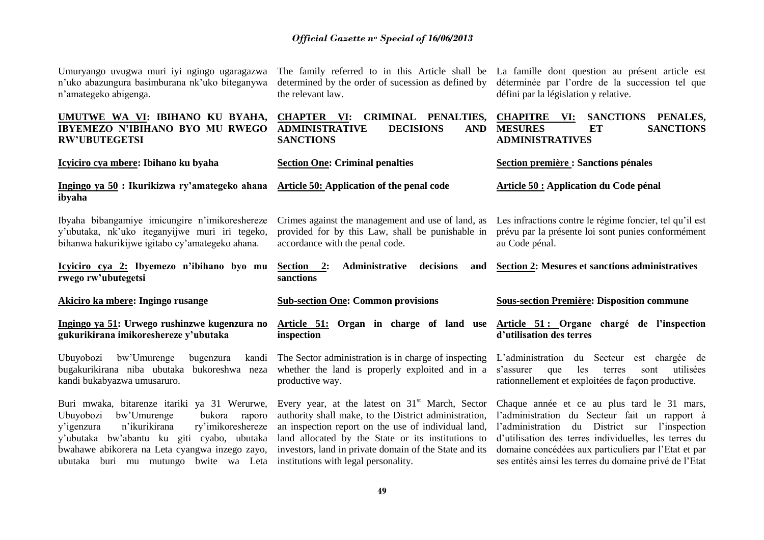Umuryango uvugwa muri iyi ngingo ugaragazwa n'uko abazungura basimburana nk'uko biteganywa n'amategeko abigenga.

The family referred to in this Article shall be determined by the order of sucession as defined by the relevant law.

La famille dont question au présent article est déterminée par l'ordre de la succession tel que défini par la législation y relative.

## UMUTWE WA VI: IBIHANO KU BYAHA, IBYEMEZO N'IBIHANO BYO MU RWEGO RW'UBUTEGETSI

## CHAPTER VI: CRIMINAL PENALTIES, ADMINISTRATIVE DECISIONS AND SANCTIONS

## CHAPITRE VI: SANCTIONS PENALES, MESURES ET SANCTIONS ADMINISTRATIVES

### Icyiciro cya mbere: Ibihano ku byaha

### Section One: Criminal penalties

### Section première : Sanctions pénales

**Ingingo ya 50 : Ikurikizwa ry'amategeko ahana ibyaha**

**Article 50: Application of the penal code**

**Article 50 : Application du Code pénal**

Ibyaha bibangamiye imicungire n'imikoreshereze y'ubutaka, nk'uko iteganyijwe muri iri tegeko, bihanwa hakurikijwe igitabo cy'amategeko ahana.

Crimes against the management and use of land, as provided for by this Law, shall be punishable in accordance with the penal code.

Les infractions contre le régime foncier, tel qu'il est prévu par la présente loi sont punies conformément au Code pénal.

### Icyiciro cya 2: Ibyemezo n'ibihano byo mu rwego rw'ubutegetsi

### Section 2: Administrative decisions and sanctions

### Section 2: Mesures et sanctions administratives

**Akiciro ka mbere: Ingingo rusange**

**Sub-section One: Common provisions**

**Sous-section Première: Disposition commune**

**Ingingo ya 51: Urwego rushinzwe kugenzura no gukurikirana imikoreshereze y'ubutaka**

**Article 51: Organ in charge of land use inspection**

**Article 51 : Organe chargé de l'inspection d'utilisation des terres**

Ubuyobozi bw'Umurenge bugenzura kandi bugakurikirana niba ubutaka bukoreshwa neza kandi bukabyazwa umusaruro.

The Sector administration is in charge of inspecting whether the land is properly exploited and in a productive way.

L'administration du Secteur est chargée de s'assurer que les terres sont utilisées rationnellement et exploitées de façon productive.

Buri mwaka, bitarenze itariki ya 31 Werurwe, Ubuyobozi bw'Umurenge bukora raporo y'igenzura n'ikurikirana ry'imikoreshereze y'ubutaka bw'abantu ku giti cyabo, ubutaka bwahawe abikorera na Leta cyangwa inzego zayo, ubutaka buri mu mutungo bwite wa Leta

Every year, at the latest on 31st March, Sector authority shall make, to the District administration, an inspection report on the use of individual land, land allocated by the State or its institutions to investors, land in private domain of the State and its institutions with legal personality.

Chaque année et ce au plus tard le 31 mars, l'administration du Secteur fait un rapport à l'administration du District sur l'inspection d'utilisation des terres individuelles, les terres du domaine concédées aux particuliers par l'Etat et par ses entités ainsi les terres du domaine privé de l'Etat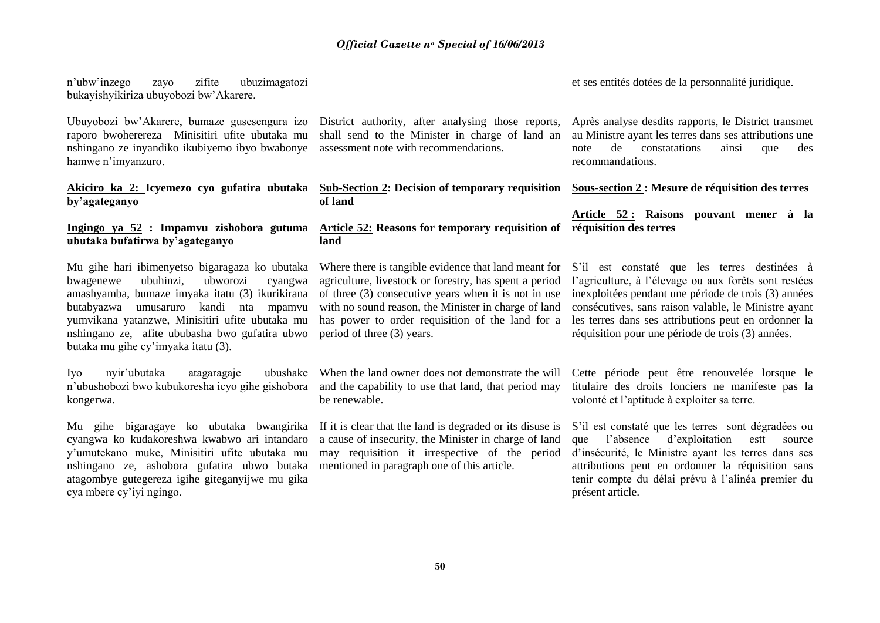n'ubw'inzego zayo zifite ubuzimagatozi bukayishyikiriza ubuyobozi bw'Akarere.

Ubuyobozi bw'Akarere, bumaze gusesengura izo raporo bwoherereza Minisitiri ufite ubutaka mu nshingano ze inyandiko ikubiyemo ibyo bwabonye hamwe n'imyanzuro.

**Akiciro ka 2: Icyemezo cyo gufatira ubutaka by'agateganyo**

**Ingingo ya 52 : Impamvu zishobora gutuma ubutaka bufatirwa by'agateganyo**

Mu gihe hari ibimenyetso bigaragaza ko ubutaka bwagenewe ubuhinzi, ubworozi cyangwa amashyamba, bumaze imyaka itatu (3) ikurikirana butabyazwa umusaruro kandi nta mpamvu yumvikana yatanzwe, Minisitiri ufite ubutaka mu nshingano ze, afite ububasha bwo gufatira ubwo butaka mu gihe cy'imyaka itatu (3).

Iyo nyir'ubutaka atagaragaje ubushake n'ubushobozi bwo kubukoresha icyo gihe gishobora kongerwa.

Mu gihe bigaragaye ko ubutaka bwangirika cyangwa ko kudakoreshwa kwabwo ari intandaro y'umutekano muke, Minisitiri ufite ubutaka mu nshingano ze, ashobora gufatira ubwo butaka atagombye gutegereza igihe giteganyijwe mu gika cya mbere cy'iyi ngingo.

District authority, after analysing those reports, shall send to the Minister in charge of land an assessment note with recommendations.

**Sub-Section 2: Decision of temporary requisition of land**

**Article 52: Reasons for temporary requisition of land**

Where there is tangible evidence that land meant for agriculture, livestock or forestry, has spent a period of three (3) consecutive years when it is not in use with no sound reason, the Minister in charge of land has power to order requisition of the land for a period of three (3) years.

When the land owner does not demonstrate the will and the capability to use that land, that period may be renewable.

If it is clear that the land is degraded or its disuse is a cause of insecurity, the Minister in charge of land may requisition it irrespective of the period mentioned in paragraph one of this article.

et ses entités dotées de la personnalité juridique.

Après analyse desdits rapports, le District transmet au Ministre ayant les terres dans ses attributions une note de constatations ainsi que des recommandations.

**Sous-section 2 : Mesure de réquisition des terres**

**Article 52 : Raisons pouvant mener à la réquisition des terres**

S'il est constaté que les terres destinées à l'agriculture, à l'élevage ou aux forêts sont restées inexploitées pendant une période de trois (3) années consécutives, sans raison valable, le Ministre ayant les terres dans ses attributions peut en ordonner la réquisition pour une période de trois (3) années.

Cette période peut être renouvelée lorsque le titulaire des droits fonciers ne manifeste pas la volonté et l'aptitude à exploiter sa terre.

S'il est constaté que les terres sont dégradées ou que l'absence d'exploitation estt source d'insécurité, le Ministre ayant les terres dans ses attributions peut en ordonner la réquisition sans tenir compte du délai prévu à l'alinéa premier du présent article.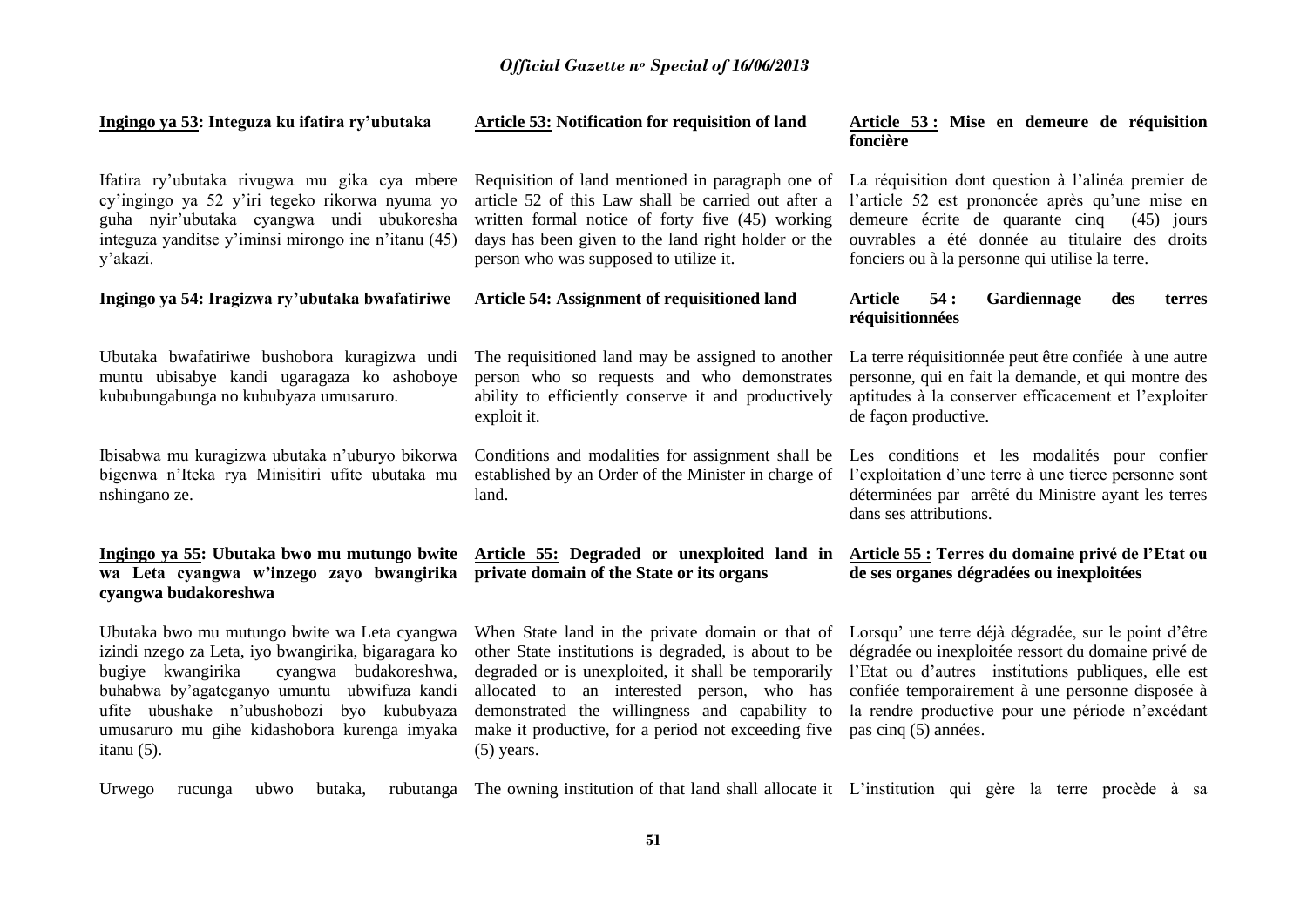**Ingingo ya 53: Integuza ku ifatira ry'ubutaka**

Ifatira ry'ubutaka rivugwa mu gika cya mbere cy'ingingo ya 52 y'iri tegeko rikorwa nyuma yo guha nyir'ubutaka cyangwa undi ubukoresha integuza yanditse y'iminsi mirongo ine n'itanu (45) y'akazi.

**Ingingo ya 54: Iragizwa ry'ubutaka bwafatiriwe**

Ubutaka bwafatiriwe bushobora kuragizwa undi muntu ubisabye kandi ugaragaza ko ashoboye kububungabunga no kububyaza umusaruro.

Ibisabwa mu kuragizwa ubutaka n'uburyo bikorwa bigenwa n'Iteka rya Minisitiri ufite ubutaka mu nshingano ze.

**Ingingo ya 55: Ubutaka bwo mu mutungo bwite wa Leta cyangwa w'inzego zayo bwangirika cyangwa budakoreshwa**

Ubutaka bwo mu mutungo bwite wa Leta cyangwa izindi nzego za Leta, iyo bwangirika, bigaragara ko bugiye kwangirika cyangwa budakoreshwa, buhabwa by'agateganyo umuntu ubwifuza kandi ufite ubushake n'ubushobozi byo kububyaza umusaruro mu gihe kidashobora kurenga imyaka itanu (5).

Urwego rucunga ubwo butaka, rubutanga

**Article 53: Notification for requisition of land**

Requisition of land mentioned in paragraph one of article 52 of this Law shall be carried out after a written formal notice of forty five (45) working days has been given to the land right holder or the person who was supposed to utilize it.

**Article 54: Assignment of requisitioned land**

The requisitioned land may be assigned to another person who so requests and who demonstrates ability to efficiently conserve it and productively exploit it.

Conditions and modalities for assignment shall be established by an Order of the Minister in charge of land.

**Article 55: Degraded or unexploited land in private domain of the State or its organs**

When State land in the private domain or that of other State institutions is degraded, is about to be degraded or is unexploited, it shall be temporarily allocated to an interested person, who has demonstrated the willingness and capability to make it productive, for a period not exceeding five (5) years.

The owning institution of that land shall allocate it

**Article 53 : Mise en demeure de réquisition foncière**

La réquisition dont question à l'alinéa premier de l'article 52 est prononcée après qu'une mise en demeure écrite de quarante cinq (45) jours ouvrables a été donnée au titulaire des droits fonciers ou à la personne qui utilise la terre.

**Article 54 : Gardiennage des terres réquisitionnées**

La terre réquisitionnée peut être confiée à une autre personne, qui en fait la demande, et qui montre des aptitudes à la conserver efficacement et l'exploiter de façon productive.

Les conditions et les modalités pour confier l'exploitation d'une terre à une tierce personne sont déterminées par arrêté du Ministre ayant les terres dans ses attributions.

**Article 55 : Terres du domaine privé de l'Etat ou de ses organes dégradées ou inexploitées**

Lorsqu' une terre déjà dégradée, sur le point d'être dégradée ou inexploitée ressort du domaine privé de l'Etat ou d'autres institutions publiques, elle est confiée temporairement à une personne disposée à la rendre productive pour une période n'excédant pas cinq (5) années.

L'institution qui gère la terre procède à sa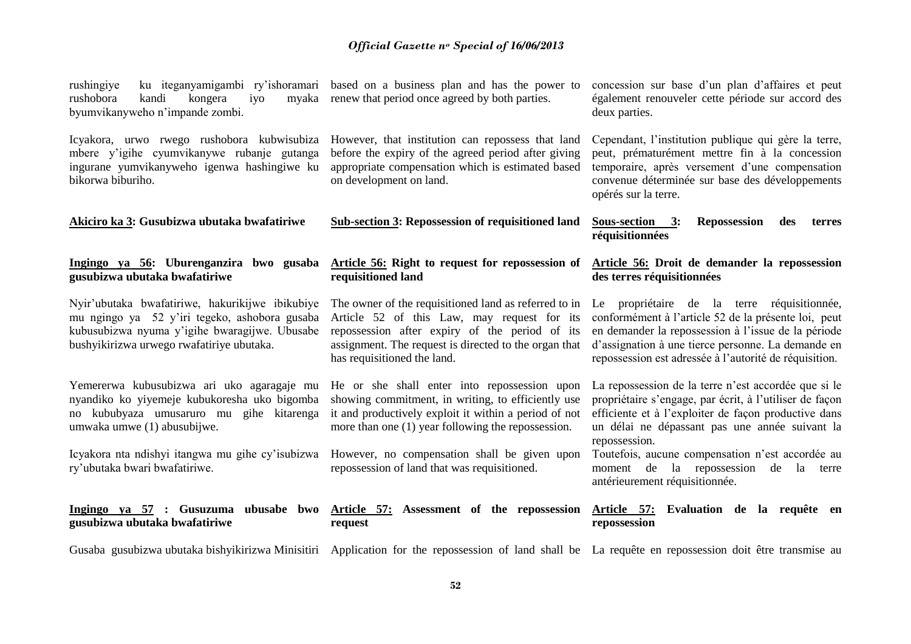rushingiye ku iteganyamigambi ry'ishoramari rushobora kandi kongera iyo myaka byumvikanyweho n'impande zombi.

Icyakora, urwo rwego rushobora kubwisubiza mbere y'igihe cyumvikanywe rubanje gutanga ingurane yumvikanyweho igenwa hashingiwe ku bikorwa biburiho.

**Akiciro ka 3: Gusubizwa ubutaka bwafatiriwe**

**Ingingo ya 56: Uburenganzira bwo gusaba gusubizwa ubutaka bwafatiriwe**

Nyir'ubutaka bwafatiriwe, hakurikijwe ibikubiye mu ngingo ya 52 y'iri tegeko, ashobora gusaba kubusubizwa nyuma y'igihe bwaragijwe. Ubusabe bushyikirizwa urwego rwafatiriye ubutaka.

Yemererwa kubusubizwa ari uko agaragaje mu nyandiko ko yiyemeje kubukoresha uko bigomba no kububyaza umusaruro mu gihe kitarenga umwaka umwe (1) abusubijwe.

Icyakora nta ndishyi itangwa mu gihe cy'isubizwa ry'ubutaka bwari bwafatiriwe.

**Ingingo ya 57 : Gusuzuma ubusabe bwo gusubizwa ubutaka bwafatiriwe**

Gusaba gusubizwa ubutaka bishyikirizwa Minisitiri

based on a business plan and has the power to renew that period once agreed by both parties.

However, that institution can repossess that land before the expiry of the agreed period after giving appropriate compensation which is estimated based on development on land.

**Sub-section 3: Repossession of requisitioned land**

**Article 56: Right to request for repossession of requisitioned land**

The owner of the requisitioned land as referred to in Article 52 of this Law, may request for its repossession after expiry of the period of its assignment. The request is directed to the organ that has requisitioned the land.

He or she shall enter into repossession upon showing commitment, in writing, to efficiently use it and productively exploit it within a period of not more than one (1) year following the repossession.

However, no compensation shall be given upon repossession of land that was requisitioned.

**Article 57: Assessment of the repossession request**

Application for the repossession of land shall be

concession sur base d'un plan d'affaires et peut également renouveler cette période sur accord des deux parties.

Cependant, l'institution publique qui gère la terre, peut, prématurément mettre fin à la concession temporaire, après versement d'une compensation convenue déterminée sur base des développements opérés sur la terre.

**Sous-section 3: Repossession des terres réquisitionnées**

**Article 56: Droit de demander la repossession des terres réquisitionnées**

Le propriétaire de la terre réquisitionnée, conformément à l'article 52 de la présente loi, peut en demander la repossession à l'issue de la période d'assignation à une tierce personne. La demande en repossession est adressée à l'autorité de réquisition.

La repossession de la terre n'est accordée que si le propriétaire s'engage, par écrit, à l'utiliser de façon efficiente et à l'exploiter de façon productive dans un délai ne dépassant pas une année suivant la repossession.

Toutefois, aucune compensation n'est accordée au moment de la repossession de la terre antérieurement réquisitionnée.

**Article 57: Evaluation de la requête en repossession**

La requête en repossession doit être transmise au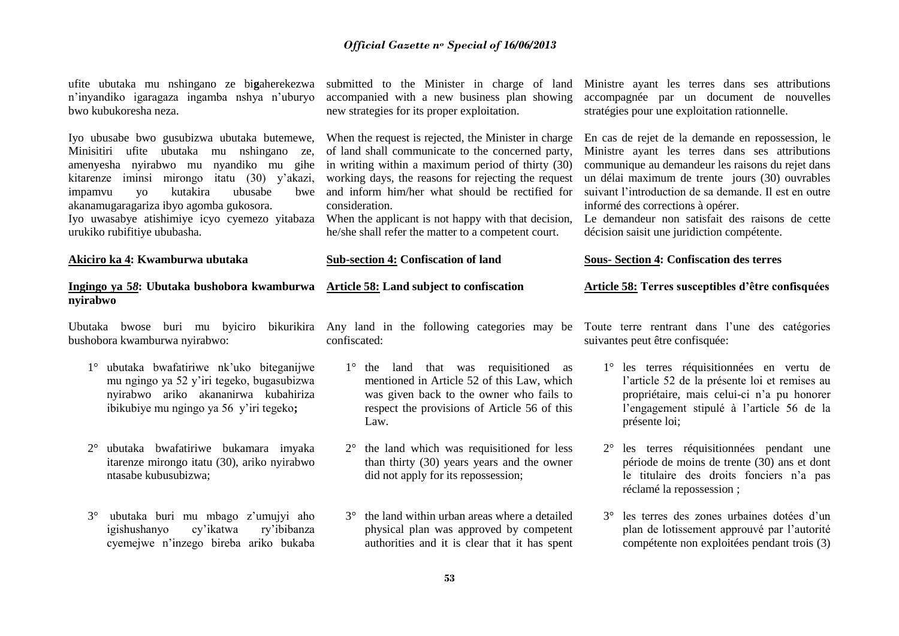ufite ubutaka mu nshingano ze bigaherekezwa n'inyandiko igaragaza ingamba nshya n'uburyo bwo kubukoresha neza.

Iyo ubusabe bwo gusubizwa ubutaka butemewe, Minisitiri ufite ubutaka mu nshingano ze, amenyesha nyirabwo mu nyandiko mu gihe kitarenze iminsi mirongo itatu (30) y'akazi, impamvu yo kutakira ubusabe bwe akanamugaragariza ibyo agomba gukosora.

Iyo uwasabye atishimiye icyo cyemezo yitabaza urukiko rubifitiye ububasha.

**Akiciro ka 4: Kwamburwa ubutaka**

**Ingingo ya 58: Ubutaka bushobora kwamburwa nyirabwo**

Ubutaka bwose buri mu byiciro bikurikira bushobora kwamburwa nyirabwo:

1° ubutaka bwafatiriwe nk'uko biteganijwe mu ngingo ya 52 y'iri tegeko, bugasubizwa nyirabwo ariko akananirwa kubahiriza ibikubiye mu ngingo ya 56 y'iri tegeko;

2° ubutaka bwafatiriwe bukamara imyaka itarenze mirongo itatu (30), ariko nyirabwo ntasabe kubusubizwa;

3° ubutaka buri mu mbago z'umujyi aho igishushanyo cy'ikatwa ry'ibibanza cyemejwe n'inzego bireba ariko bukaba

submitted to the Minister in charge of land accompanied with a new business plan showing new strategies for its proper exploitation.

When the request is rejected, the Minister in charge of land shall communicate to the concerned party, in writing within a maximum period of thirty (30) working days, the reasons for rejecting the request and inform him/her what should be rectified for consideration.

When the applicant is not happy with that decision, he/she shall refer the matter to a competent court.

**Sub-section 4: Confiscation of land**

**Article 58: Land subject to confiscation**

Any land in the following categories may be confiscated:

1° the land that was requisitioned as mentioned in Article 52 of this Law, which was given back to the owner who fails to respect the provisions of Article 56 of this Law.

2° the land which was requisitioned for less than thirty (30) years years and the owner did not apply for its repossession;

3° the land within urban areas where a detailed physical plan was approved by competent authorities and it is clear that it has spent

Ministre ayant les terres dans ses attributions accompagnée par un document de nouvelles stratégies pour une exploitation rationnelle.

En cas de rejet de la demande en repossession, le Ministre ayant les terres dans ses attributions communique au demandeur les raisons du rejet dans un délai maximum de trente jours (30) ouvrables suivant l'introduction de sa demande. Il est en outre informé des corrections à opérer.

Le demandeur non satisfait des raisons de cette décision saisit une juridiction compétente.

**Sous- Section 4: Confiscation des terres**

**Article 58: Terres susceptibles d'être confisquées**

Toute terre rentrant dans l'une des catégories suivantes peut être confisquée:

1° les terres réquisitionnées en vertu de l'article 52 de la présente loi et remises au propriétaire, mais celui-ci n'a pu honorer l'engagement stipulé à l'article 56 de la présente loi;

2° les terres réquisitionnées pendant une période de moins de trente (30) ans et dont le titulaire des droits fonciers n'a pas réclamé la repossession ;

3° les terres des zones urbaines dotées d'un plan de lotissement approuvé par l'autorité compétente non exploitées pendant trois (3)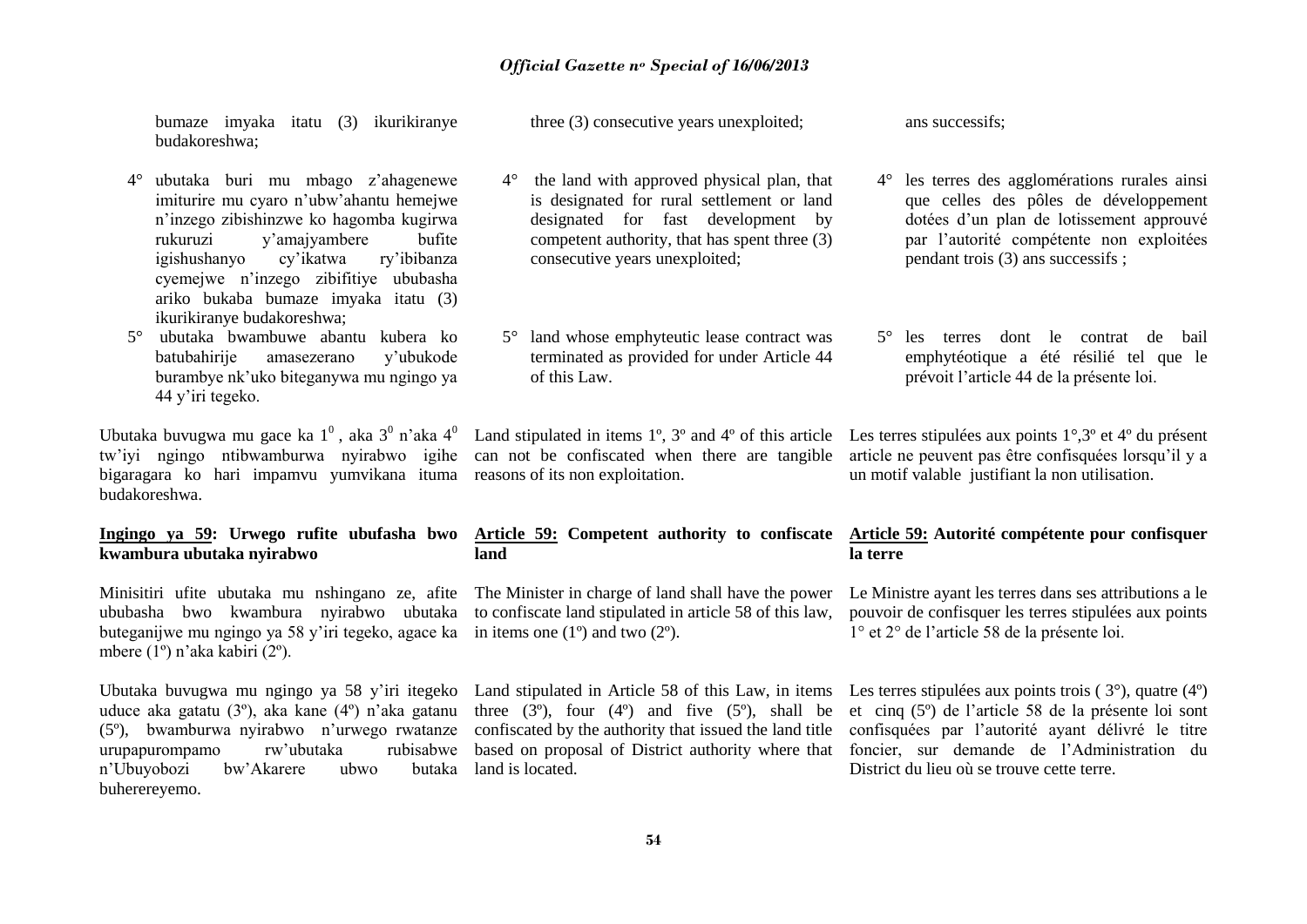bumaze imyaka itatu (3) ikurikiranye budakoreshwa;

4° ubutaka buri mu mbago z'ahagenewe imiturire mu cyaro n'ubw'ahantu hemejwe n'inzego zibishinzwe ko hagomba kugirwa rukuruzi y'amajyambere bufite igishushanyo cy'ikatwa ry'ibibanza cyemejwe n'inzego zibifitiye ububasha ariko bukaba bumaze imyaka itatu (3) ikurikiranye budakoreshwa;

5° ubutaka bwambuwe abantu kubera ko batubahirije amasezerano y'ubukode burambye nk'uko biteganywa mu ngingo ya 44 y'iri tegeko.

Ubutaka buvugwa mu gace ka 1°, aka 3° n'aka 4° tw'iyi ngingo ntibwamburwa nyirabwo igihe bigaragara ko hari impamvu yumvikana ituma budakoreshwa.

### Ingingo ya 59: Urwego rufite ubufasha bwo kwambura ubutaka nyirabwo

Minisitiri ufite ubutaka mu nshingano ze, afite ububasha bwo kwambura nyirabwo ubutaka buteganijwe mu ngingo ya 58 y'iri tegeko, agace ka mbere (1º) n'aka kabiri (2º).

Ubutaka buvugwa mu ngingo ya 58 y'iri itegeko uduce aka gatatu (3º), aka kane (4º) n'aka gatanu (5º), bwamburwa nyirabwo n'urwego rwatanze urupapurompamo rw'ubutaka rubisabwe n'Ubuyobozi bw'Akarere ubwo butaka buherereyemo.

three (3) consecutive years unexploited;

4° the land with approved physical plan, that is designated for rural settlement or land designated for fast development by competent authority, that has spent three (3) consecutive years unexploited;

5° land whose emphyteutic lease contract was terminated as provided for under Article 44 of this Law.

Land stipulated in items 1º, 3º and 4º of this article can not be confiscated when there are tangible reasons of its non exploitation.

### Article 59: Competent authority to confiscate land

The Minister in charge of land shall have the power to confiscate land stipulated in article 58 of this law, in items one (1º) and two (2º).

Land stipulated in Article 58 of this Law, in items three (3º), four (4º) and five (5º), shall be confiscated by the authority that issued the land title based on proposal of District authority where that land is located.

ans successifs;

4° les terres des agglomérations rurales ainsi que celles des pôles de développement dotées d'un plan de lotissement approuvé par l'autorité compétente non exploitées pendant trois (3) ans successifs ;

5° les terres dont le contrat de bail emphytéotique a été résilié tel que le prévoit l'article 44 de la présente loi.

Les terres stipulées aux points 1°,3º et 4º du présent article ne peuvent pas être confisquées lorsqu'il y a un motif valable justifiant la non utilisation.

### Article 59: Autorité compétente pour confisquer la terre

Le Ministre ayant les terres dans ses attributions a le pouvoir de confisquer les terres stipulées aux points 1° et 2° de l'article 58 de la présente loi.

Les terres stipulées aux points trois ( 3°), quatre (4º) et cinq (5º) de l'article 58 de la présente loi sont confisquées par l'autorité ayant délivré le titre foncier, sur demande de l'Administration du District du lieu où se trouve cette terre.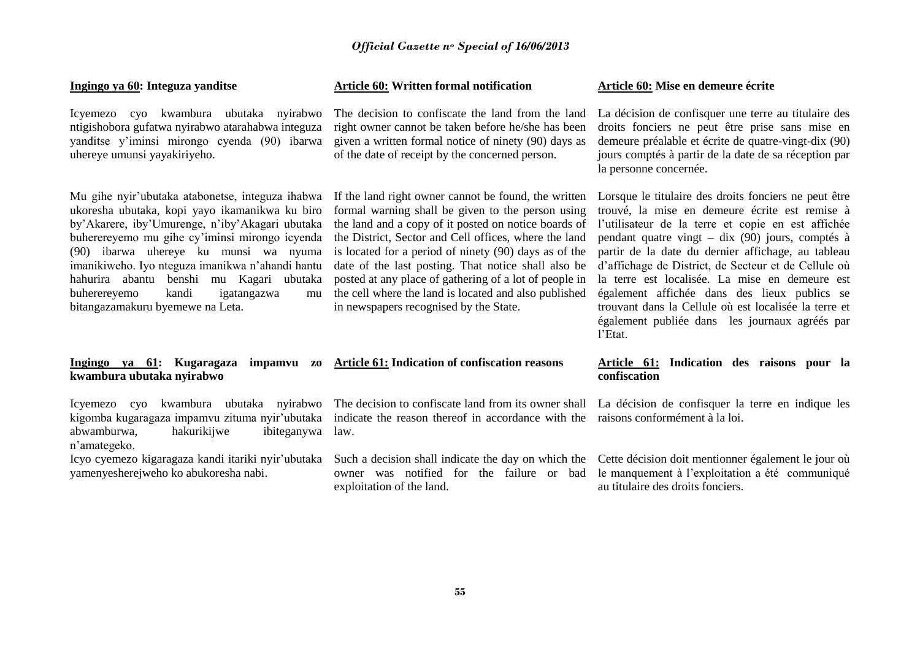**Ingingo ya 60: Integuza yanditse**

Icyemezo cyo kwambura ubutaka nyirabwo ntigishobora gufatwa nyirabwo atarahabwa integuza yanditse y'iminsi mirongo cyenda (90) ibarwa uhereye umunsi yayakiriyeho.

Mu gihe nyir'ubutaka atabonetse, integuza ihabwa ukoresha ubutaka, kopi yayo ikamanikwa ku biro by'Akarere, iby'Umurenge, n'iby'Akagari ubutaka buherereyemo mu gihe cy'iminsi mirongo icyenda (90) ibarwa uhereye ku munsi wa nyuma imanikiweho. Iyo nteguza imanikwa n'ahandi hantu hahurira abantu benshi mu Kagari ubutaka buherereyemo kandi igatangazwa mu bitangazamakuru byemewe na Leta.

**Ingingo ya 61: Kugaragaza impamvu zo kwambura ubutaka nyirabwo**

Icyemezo cyo kwambura ubutaka nyirabwo kigomba kugaragaza impamvu zituma nyir'ubutaka abwamburwa, hakurikijwe ibiteganywa n'amategeko.

Icyo cyemezo kigaragaza kandi itariki nyir'ubutaka yamenyesherejweho ko abukoresha nabi.

**Article 60: Written formal notification**

The decision to confiscate the land from the land right owner cannot be taken before he/she has been given a written formal notice of ninety (90) days as of the date of receipt by the concerned person.

If the land right owner cannot be found, the written formal warning shall be given to the person using the land and a copy of it posted on notice boards of the District, Sector and Cell offices, where the land is located for a period of ninety (90) days as of the date of the last posting. That notice shall also be posted at any place of gathering of a lot of people in the cell where the land is located and also published in newspapers recognised by the State.

**Article 61: Indication of confiscation reasons**

The decision to confiscate land from its owner shall indicate the reason thereof in accordance with the law.

Such a decision shall indicate the day on which the owner was notified for the failure or bad exploitation of the land.

**Article 60: Mise en demeure écrite**

La décision de confisquer une terre au titulaire des droits fonciers ne peut être prise sans mise en demeure préalable et écrite de quatre-vingt-dix (90) jours comptés à partir de la date de sa réception par la personne concernée.

Lorsque le titulaire des droits fonciers ne peut être trouvé, la mise en demeure écrite est remise à l'utilisateur de la terre et copie en est affichée pendant quatre vingt – dix (90) jours, comptés à partir de la date du dernier affichage, au tableau d'affichage de District, de Secteur et de Cellule où la terre est localisée. La mise en demeure est également affichée dans des lieux publics se trouvant dans la Cellule où est localisée la terre et également publiée dans les journaux agréés par l'Etat.

**Article 61: Indication des raisons pour la confiscation**

La décision de confisquer la terre en indique les raisons conformément à la loi.

Cette décision doit mentionner également le jour où le manquement à l'exploitation a été communiqué au titulaire des droits fonciers.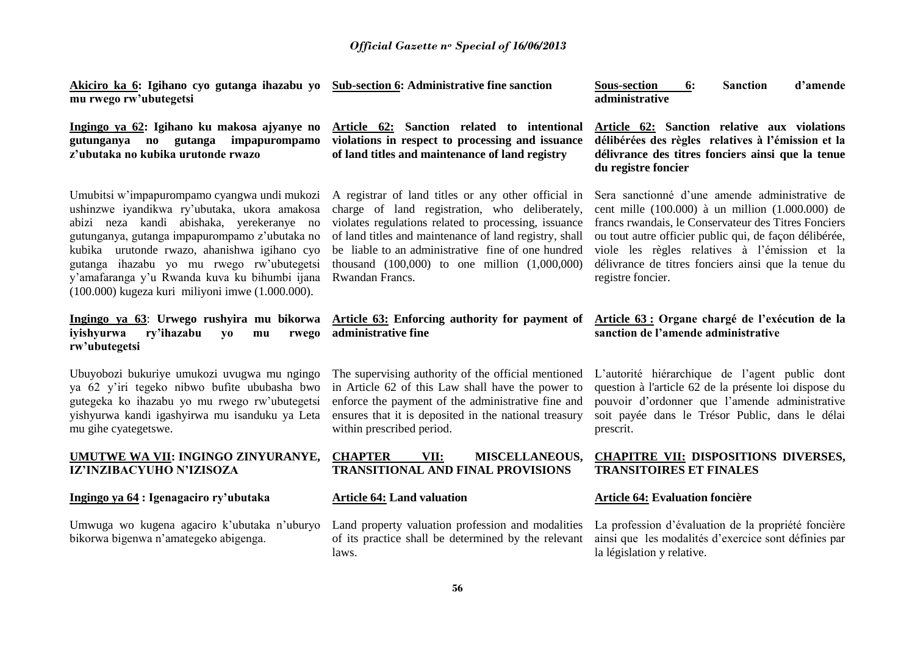**Akiciro ka 6: Igihano cyo gutanga ihazabu yo mu rwego rw'ubutegetsi**

**Ingingo ya 62: Igihano ku makosa ajyanye no gutunganya no gutanga impapurompamo z'ubutaka no kubika urutonde rwazo**

Umubitsi w'impapurompamo cyangwa undi mukozi ushinzwe iyandikwa ry'ubutaka, ukora amakosa abizi neza kandi abishaka, yerekeranye no gutunganya, gutanga impapurompamo z'ubutaka no kubika urutonde rwazo, ahanishwa igihano cyo gutanga ihazabu yo mu rwego rw'ubutegetsi y'amafaranga y'u Rwanda kuva ku bihumbi ijana (100.000) kugeza kuri miliyoni imwe (1.000.000).

**Ingingo ya 63: Urwego rushyira mu bikorwa iyishyurwa ry'ihazabu yo mu rwego rw'ubutegetsi**

Ubuyobozi bukuriye umukozi uvugwa mu ngingo ya 62 y'iri tegeko nibwo bufite ububasha bwo gutegeka ko ihazabu yo mu rwego rw'ubutegetsi yishyurwa kandi igashyirwa mu isanduku ya Leta mu gihe cyategetswe.

**UMUTWE WA VII: INGINGO ZINYURANYE, IZ'INZIBACYUHO N'IZISOZA**

**Ingingo ya 64 : Igenagaciro ry'ubutaka**

Umwuga wo kugena agaciro k'ubutaka n'uburyo bikorwa bigenwa n'amategeko abigenga.

**Sub-section 6: Administrative fine sanction**

**Article 62: Sanction related to intentional violations in respect to processing and issuance of land titles and maintenance of land registry**

A registrar of land titles or any other official in charge of land registration, who deliberately, violates regulations related to processing, issuance of land titles and maintenance of land registry, shall be liable to an administrative fine of one hundred thousand (100,000) to one million (1,000,000) Rwandan Francs.

**Article 63: Enforcing authority for payment of administrative fine**

The supervising authority of the official mentioned in Article 62 of this Law shall have the power to enforce the payment of the administrative fine and ensures that it is deposited in the national treasury within prescribed period.

**CHAPTER VII: MISCELLANEOUS, TRANSITIONAL AND FINAL PROVISIONS**

**Article 64: Land valuation**

Land property valuation profession and modalities of its practice shall be determined by the relevant laws.

**Sous-section 6: Sanction d'amende administrative**

**Article 62: Sanction relative aux violations délibérées des règles relatives à l'émission et la délivrance des titres fonciers ainsi que la tenue du registre foncier**

Sera sanctionné d'une amende administrative de cent mille (100.000) à un million (1.000.000) de francs rwandais, le Conservateur des Titres Fonciers ou tout autre officier public qui, de façon délibérée, viole les règles relatives à l'émission et la délivrance de titres fonciers ainsi que la tenue du registre foncier.

**Article 63 : Organe chargé de l'exécution de la sanction de l'amende administrative**

L'autorité hiérarchique de l'agent public dont question à l'article 62 de la présente loi dispose du pouvoir d'ordonner que l'amende administrative soit payée dans le Trésor Public, dans le délai prescrit.

**CHAPITRE VII: DISPOSITIONS DIVERSES, TRANSITOIRES ET FINALES**

**Article 64: Evaluation foncière**

La profession d'évaluation de la propriété foncière ainsi que les modalités d'exercice sont définies par la législation y relative.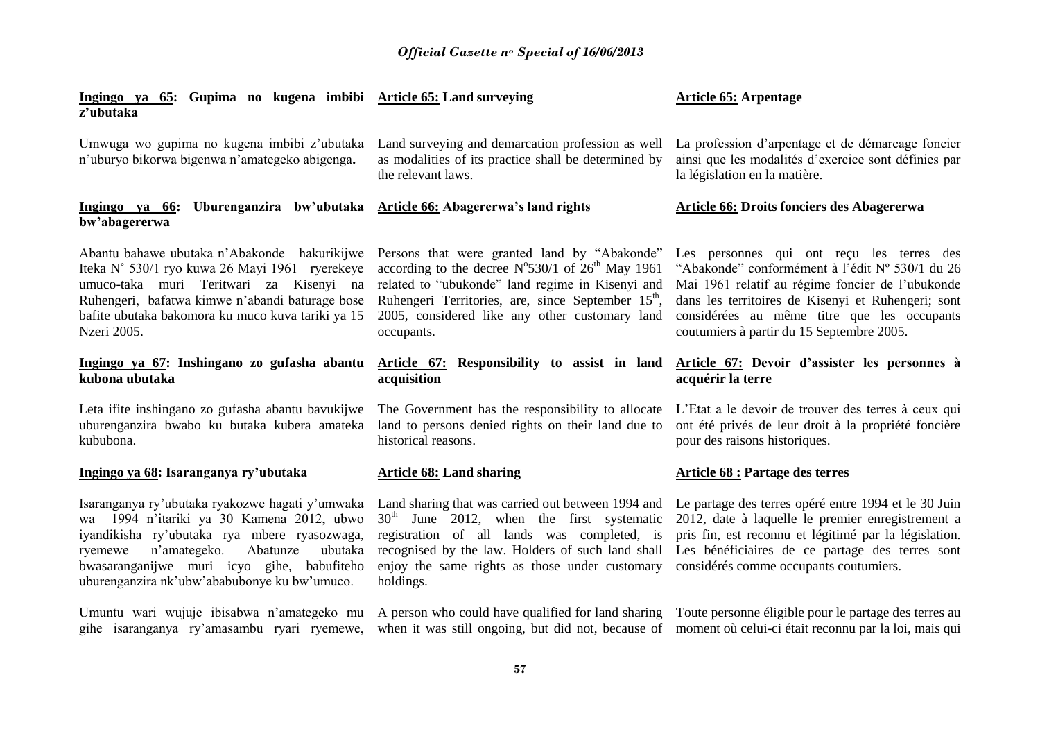**Ingingo ya 65: Gupima no kugena imbibi z'ubutaka**

Umwuga wo gupima no kugena imbibi z'ubutaka n'uburyo bikorwa bigenwa n'amategeko abigenga**.**

**Ingingo ya 66: Uburenganzira bw'ubutaka bw'abagererwa**

Abantu bahawe ubutaka n'Abakonde hakurikijwe Iteka N° 530/1 ryo kuwa 26 Mayi 1961 ryerekeye umuco-taka muri Teritwari za Kisenyi na Ruhengeri, bafatwa kimwe n'abandi baturage bose bafite ubutaka bakomora ku muco kuva tariki ya 15 Nzeri 2005.

**Ingingo ya 67: Inshingano zo gufasha abantu kubona ubutaka**

Leta ifite inshingano zo gufasha abantu bavukijwe uburenganzira bwabo ku butaka kubera amateka kububona.

**Ingingo ya 68: Isaranganya ry'ubutaka**

Isaranganya ry'ubutaka ryakozwe hagati y'umwaka wa 1994 n'itariki ya 30 Kamena 2012, ubwo iyandikisha ry'ubutaka rya mbere ryasozwaga, ryemewe n'amategeko. Abatunze ubutaka bwasaranganijwe muri icyo gihe, babufiteho uburenganzira nk'ubw'ababubonye ku bw'umuco.

Umuntu wari wujuje ibisabwa n'amategeko mu gihe isaranganya ry'amasambu ryari ryemewe,

**Article 65: Land surveying**

Land surveying and demarcation profession as well as modalities of its practice shall be determined by the relevant laws.

**Article 66: Abagererwa's land rights**

Persons that were granted land by "Abakonde" according to the decree N°530/1 of 26th May 1961 related to "ubukonde" land regime in Kisenyi and Ruhengeri Territories, are, since September 15th, 2005, considered like any other customary land occupants.

**Article 67: Responsibility to assist in land acquisition**

The Government has the responsibility to allocate land to persons denied rights on their land due to historical reasons.

**Article 68: Land sharing**

Land sharing that was carried out between 1994 and 30th June 2012, when the first systematic registration of all lands was completed, is recognised by the law. Holders of such land shall enjoy the same rights as those under customary holdings.

A person who could have qualified for land sharing when it was still ongoing, but did not, because of

**Article 65: Arpentage**

La profession d'arpentage et de démarcage foncier ainsi que les modalités d'exercice sont définies par la législation en la matière.

**Article 66: Droits fonciers des Abagererwa**

Les personnes qui ont reçu les terres des "Abakonde" conformément à l'édit Nº 530/1 du 26 Mai 1961 relatif au régime foncier de l'ubukonde dans les territoires de Kisenyi et Ruhengeri; sont considérées au même titre que les occupants coutumiers à partir du 15 Septembre 2005.

**Article 67: Devoir d'assister les personnes à acquérir la terre**

L'Etat a le devoir de trouver des terres à ceux qui ont été privés de leur droit à la propriété foncière pour des raisons historiques.

**Article 68 : Partage des terres**

Le partage des terres opéré entre 1994 et le 30 Juin 2012, date à laquelle le premier enregistrement a pris fin, est reconnu et légitimé par la législation. Les bénéficiaires de ce partage des terres sont considérés comme occupants coutumiers.

Toute personne éligible pour le partage des terres au moment où celui-ci était reconnu par la loi, mais qui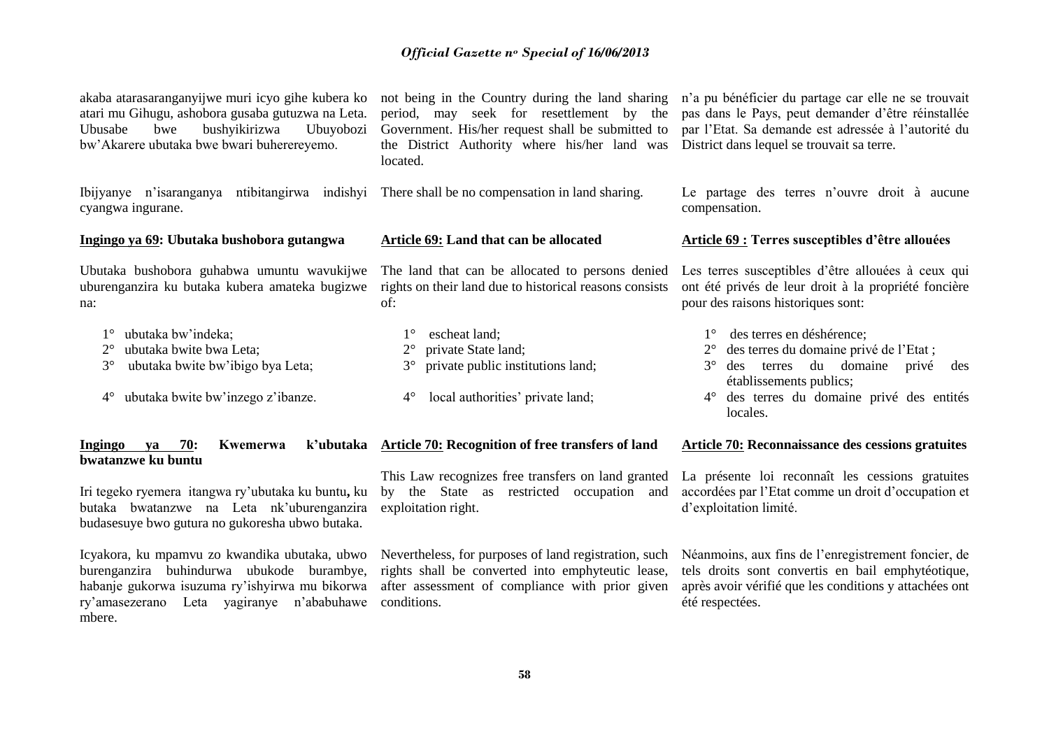akaba atarasaranganyijwe muri icyo gihe kubera ko atari mu Gihugu, ashobora gusaba gutuzwa na Leta. Ubusabe bwe bushyikirizwa Ubuyobozi bw'Akarere ubutaka bwe bwari buherereyemo.

Ibijyanye n'isaranganya ntibitangirwa indishyi cyangwa ingurane.

**Ingingo ya 69: Ubutaka bushobora gutangwa**

Ubutaka bushobora guhabwa umuntu wavukijwe uburenganzira ku butaka kubera amateka bugizwe na:

1° ubutaka bw'indeka;
2° ubutaka bwite bwa Leta;
3° ubutaka bwite bw'ibigo bya Leta;
4° ubutaka bwite bw'inzego z'ibanze.

**Ingingo ya 70: Kwemerwa k'ubutaka bwatanzwe ku buntu**

Iri tegeko ryemera itangwa ry'ubutaka ku buntu**,** ku butaka bwatanzwe na Leta nk'uburenganzira budasesuye bwo gutura no gukoresha ubwo butaka.

Icyakora, ku mpamvu zo kwandika ubutaka, ubwo burenganzira buhindurwa ubukode burambye, habanje gukorwa isuzuma ry'ishyirwa mu bikorwa ry'amasezerano Leta yagiranye n'ababuhawe mbere.

not being in the Country during the land sharing period, may seek for resettlement by the Government. His/her request shall be submitted to the District Authority where his/her land was located.

There shall be no compensation in land sharing.

**Article 69: Land that can be allocated**

The land that can be allocated to persons denied rights on their land due to historical reasons consists of:

1° escheat land;
2° private State land;
3° private public institutions land;
4° local authorities' private land;

**Article 70: Recognition of free transfers of land**

This Law recognizes free transfers on land granted by the State as restricted occupation and exploitation right.

Nevertheless, for purposes of land registration, such rights shall be converted into emphyteutic lease, after assessment of compliance with prior given conditions.

n'a pu bénéficier du partage car elle ne se trouvait pas dans le Pays, peut demander d'être réinstallée par l'Etat. Sa demande est adressée à l'autorité du District dans lequel se trouvait sa terre.

Le partage des terres n'ouvre droit à aucune compensation.

**Article 69 : Terres susceptibles d'être allouées**

Les terres susceptibles d'être allouées à ceux qui ont été privés de leur droit à la propriété foncière pour des raisons historiques sont:

1° des terres en déshérence;
2° des terres du domaine privé de l'Etat ;
3° des terres du domaine privé des établissements publics;
4° des terres du domaine privé des entités locales.

**Article 70: Reconnaissance des cessions gratuites**

La présente loi reconnaît les cessions gratuites accordées par l'Etat comme un droit d'occupation et d'exploitation limité.

Néanmoins, aux fins de l'enregistrement foncier, de tels droits sont convertis en bail emphytéotique, après avoir vérifié que les conditions y attachées ont été respectées.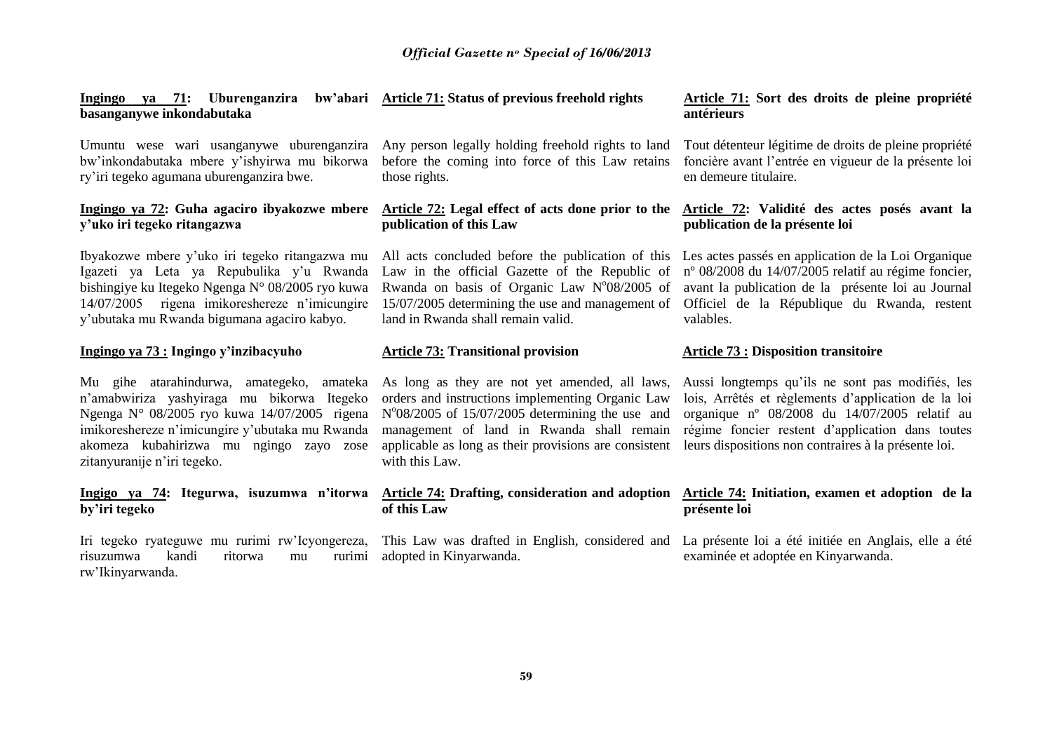**Ingingo ya 71: Uburenganzira bw'abari basanganywe inkondabutaka**

Umuntu wese wari usanganywe uburenganzira bw'inkondabutaka mbere y'ishyirwa mu bikorwa ry'iri tegeko agumana uburenganzira bwe.

**Ingingo ya 72: Guha agaciro ibyakozwe mbere y'uko iri tegeko ritangazwa**

Ibyakozwe mbere y'uko iri tegeko ritangazwa mu Igazeti ya Leta ya Repubulika y'u Rwanda bishingiye ku Itegeko Ngenga N° 08/2005 ryo kuwa 14/07/2005 rigena imikoreshereze n'imicungire y'ubutaka mu Rwanda bigumana agaciro kabyo.

**Ingingo ya 73 : Ingingo y'inzibacyuho**

Mu gihe atarahindurwa, amategeko, amateka n'amabwiriza yashyiraga mu bikorwa Itegeko Ngenga N° 08/2005 ryo kuwa 14/07/2005 rigena imikoreshereze n'imicungire y'ubutaka mu Rwanda akomeza kubahirizwa mu ngingo zayo zose zitanyuranije n'iri tegeko.

**Ingigo ya 74: Itegurwa, isuzumwa n'itorwa by'iri tegeko**

Iri tegeko ryateguwe mu rurimi rw'Icyongereza, risuzumwa kandi ritorwa mu rurimi rw'Ikinyarwanda.

**Article 71: Status of previous freehold rights**

Any person legally holding freehold rights to land before the coming into force of this Law retains those rights.

**Article 72: Legal effect of acts done prior to the publication of this Law**

All acts concluded before the publication of this Law in the official Gazette of the Republic of Rwanda on basis of Organic Law N°08/2005 of 15/07/2005 determining the use and management of land in Rwanda shall remain valid.

**Article 73: Transitional provision**

As long as they are not yet amended, all laws, orders and instructions implementing Organic Law N°08/2005 of 15/07/2005 determining the use and management of land in Rwanda shall remain applicable as long as their provisions are consistent with this Law.

**Article 74: Drafting, consideration and adoption of this Law**

This Law was drafted in English, considered and adopted in Kinyarwanda.

**Article 71: Sort des droits de pleine propriété antérieurs**

Tout détenteur légitime de droits de pleine propriété foncière avant l'entrée en vigueur de la présente loi en demeure titulaire.

**Article 72: Validité des actes posés avant la publication de la présente loi**

Les actes passés en application de la Loi Organique nº 08/2008 du 14/07/2005 relatif au régime foncier, avant la publication de la présente loi au Journal Officiel de la République du Rwanda, restent valables.

**Article 73 : Disposition transitoire**

Aussi longtemps qu'ils ne sont pas modifiés, les lois, Arrêtés et règlements d'application de la loi organique nº 08/2008 du 14/07/2005 relatif au régime foncier restent d'application dans toutes leurs dispositions non contraires à la présente loi.

**Article 74: Initiation, examen et adoption de la présente loi**

La présente loi a été initiée en Anglais, elle a été examinée et adoptée en Kinyarwanda.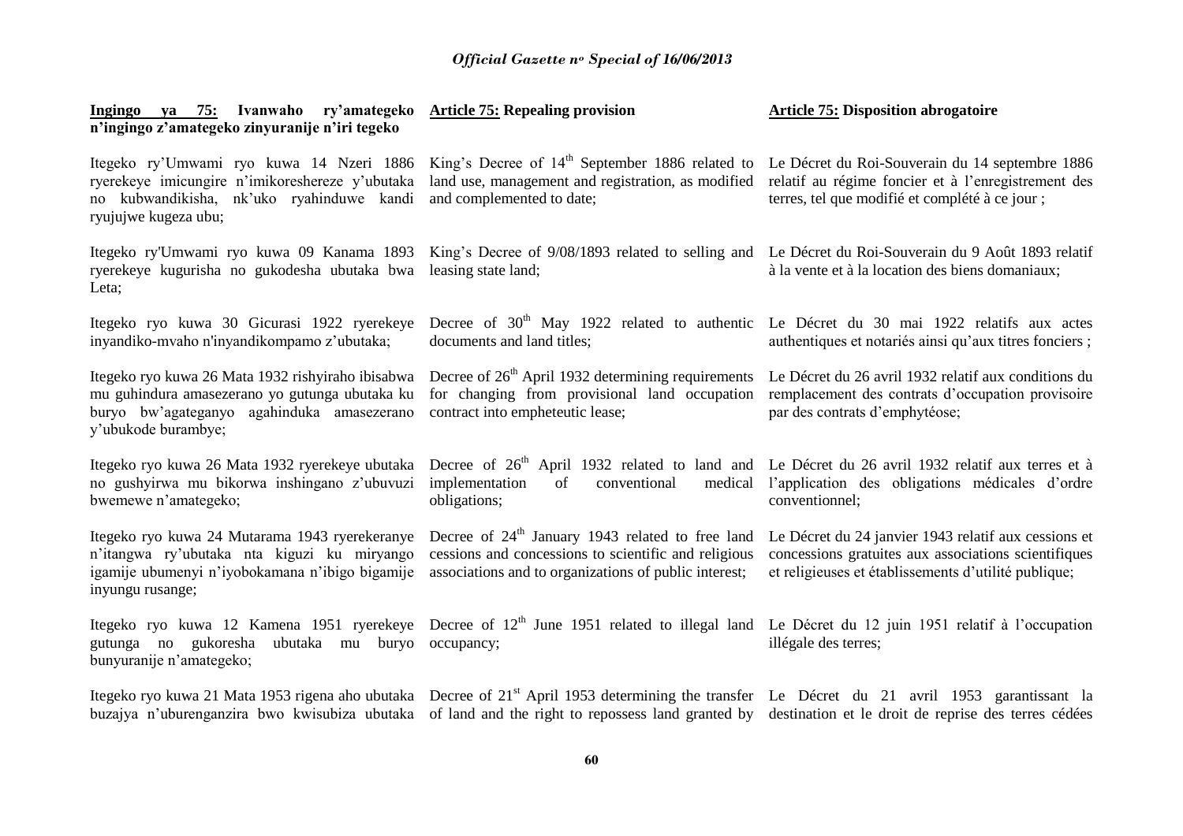**Ingingo ya 75: Ivanwaho ry'amategeko n'ingingo z'amategeko zinyuranije n'iri tegeko**

Itegeko ry'Umwami ryo kuwa 14 Nzeri 1886 ryerekeye imicungire n'imikoreshereze y'ubutaka no kubwandikisha, nk'uko ryahinduwe kandi ryujujwe kugeza ubu;

Itegeko ry'Umwami ryo kuwa 09 Kanama 1893 ryerekeye kugurisha no gukodesha ubutaka bwa Leta;

Itegeko ryo kuwa 30 Gicurasi 1922 ryerekeye inyandiko-mvaho n'inyandikompamo z'ubutaka;

Itegeko ryo kuwa 26 Mata 1932 rishyiraho ibisabwa mu guhindura amasezerano yo gutunga ubutaka ku buryo bw'agateganyo agahinduka amasezerano y'ubukode burambye;

Itegeko ryo kuwa 26 Mata 1932 ryerekeye ubutaka no gushyirwa mu bikorwa inshingano z'ubuvuzi bwemewe n'amategeko;

Itegeko ryo kuwa 24 Mutarama 1943 ryerekeranye n'itangwa ry'ubutaka nta kiguzi ku miryango igamije ubumenyi n'iyobokamana n'ibigo bigamije inyungu rusange;

Itegeko ryo kuwa 12 Kamena 1951 ryerekeye gutunga no gukoresha ubutaka mu buryo bunyuranije n'amategeko;

Itegeko ryo kuwa 21 Mata 1953 rigena aho ubutaka buzajya n'uburenganzira bwo kwisubiza ubutaka

**Article 75: Repealing provision**

King's Decree of 14th September 1886 related to land use, management and registration, as modified and complemented to date;

King's Decree of 9/08/1893 related to selling and leasing state land;

Decree of 30th May 1922 related to authentic documents and land titles;

Decree of 26th April 1932 determining requirements for changing from provisional land occupation contract into empheteutic lease;

Decree of 26th April 1932 related to land and implementation of conventional medical obligations;

Decree of 24th January 1943 related to free land cessions and concessions to scientific and religious associations and to organizations of public interest;

Decree of 12th June 1951 related to illegal land occupancy;

Decree of 21st April 1953 determining the transfer of land and the right to repossess land granted by

**Article 75: Disposition abrogatoire**

Le Décret du Roi-Souverain du 14 septembre 1886 relatif au régime foncier et à l'enregistrement des terres, tel que modifié et complété à ce jour ;

Le Décret du Roi-Souverain du 9 Août 1893 relatif à la vente et à la location des biens domaniaux;

Le Décret du 30 mai 1922 relatifs aux actes authentiques et notariés ainsi qu'aux titres fonciers ;

Le Décret du 26 avril 1932 relatif aux conditions du remplacement des contrats d'occupation provisoire par des contrats d'emphytéose;

Le Décret du 26 avril 1932 relatif aux terres et à l'application des obligations médicales d'ordre conventionnel;

Le Décret du 24 janvier 1943 relatif aux cessions et concessions gratuites aux associations scientifiques et religieuses et établissements d'utilité publique;

Le Décret du 12 juin 1951 relatif à l'occupation illégale des terres;

Le Décret du 21 avril 1953 garantissant la destination et le droit de reprise des terres cédées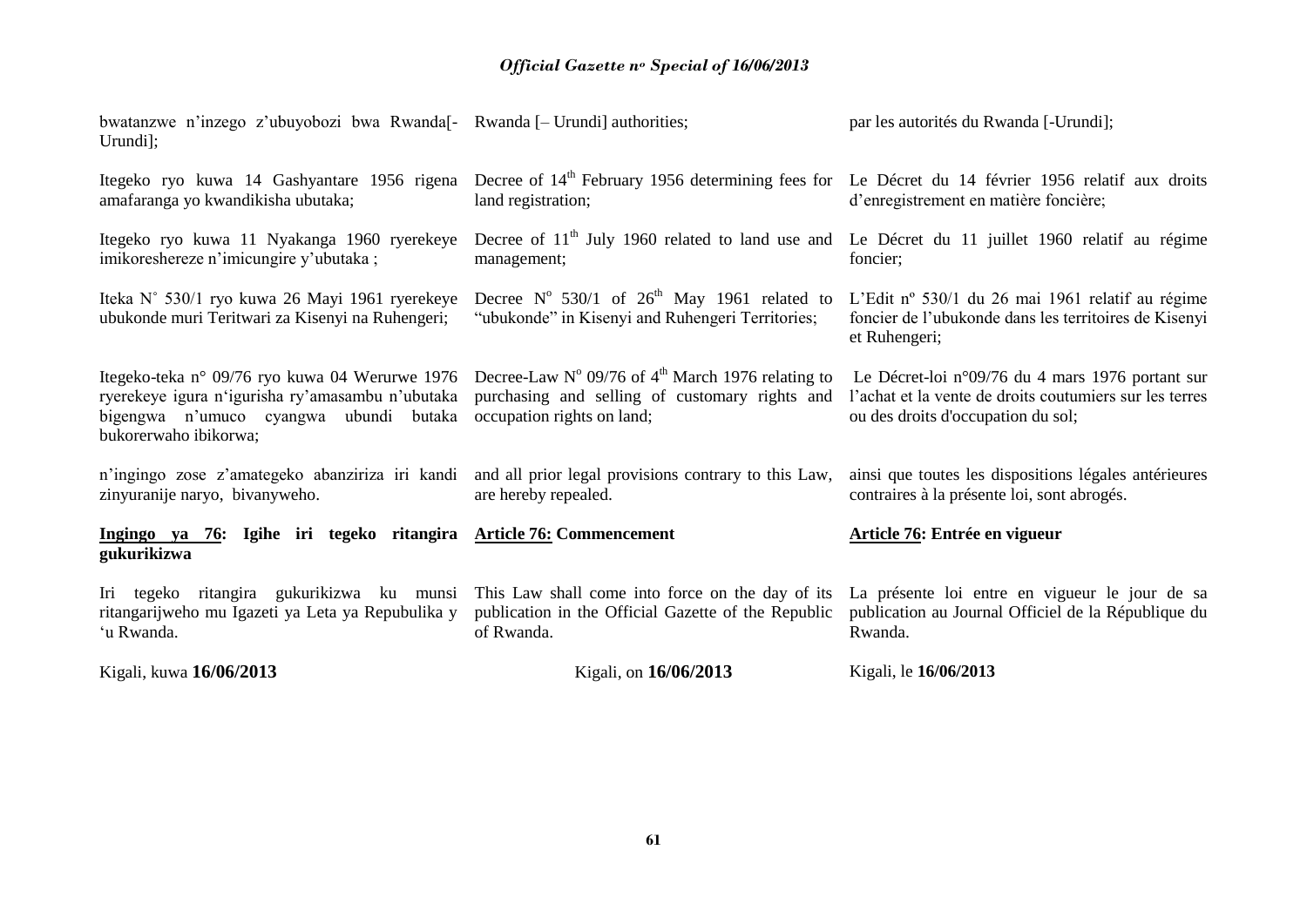bwatanzwe n'inzego z'ubuyobozi bwa Rwanda[- Urundi];

Itegeko ryo kuwa 14 Gashyantare 1956 rigena amafaranga yo kwandikisha ubutaka;

Itegeko ryo kuwa 11 Nyakanga 1960 ryerekeye imikoreshereze n'imicungire y'ubutaka ;

Iteka N° 530/1 ryo kuwa 26 Mayi 1961 ryerekeye ubukonde muri Teritwari za Kisenyi na Ruhengeri;

Itegeko-teka n° 09/76 ryo kuwa 04 Werurwe 1976 ryerekeye igura n'igurisha ry'amasambu n'ubutaka bigengwa n'umuco cyangwa ubundi butaka bukorerwaho ibikorwa;

n'ingingo zose z'amategeko abanziriza iri kandi zinyuranije naryo, bivanyweho.

**Ingingo ya 76: Igihe iri tegeko ritangira gukurikizwa**

Iri tegeko ritangira gukurikizwa ku munsi ritangarijweho mu Igazeti ya Leta ya Repubulika y 'u Rwanda.

Kigali, kuwa **16/06/2013**

Rwanda [– Urundi] authorities;

Decree of 14th February 1956 determining fees for land registration;

Decree of 11th July 1960 related to land use and management;

Decree N° 530/1 of 26th May 1961 related to "ubukonde" in Kisenyi and Ruhengeri Territories;

Decree-Law N° 09/76 of 4th March 1976 relating to purchasing and selling of customary rights and occupation rights on land;

and all prior legal provisions contrary to this Law, are hereby repealed.

**Article 76: Commencement**

This Law shall come into force on the day of its publication in the Official Gazette of the Republic of Rwanda.

Kigali, on **16/06/2013**

par les autorités du Rwanda [-Urundi];

Le Décret du 14 février 1956 relatif aux droits d'enregistrement en matière foncière;

Le Décret du 11 juillet 1960 relatif au régime foncier;

L'Edit nº 530/1 du 26 mai 1961 relatif au régime foncier de l'ubukonde dans les territoires de Kisenyi et Ruhengeri;

Le Décret-loi n°09/76 du 4 mars 1976 portant sur l'achat et la vente de droits coutumiers sur les terres ou des droits d'occupation du sol;

ainsi que toutes les dispositions légales antérieures contraires à la présente loi, sont abrogés.

**Article 76: Entrée en vigueur**

La présente loi entre en vigueur le jour de sa publication au Journal Officiel de la République du Rwanda.

Kigali, le **16/06/2013**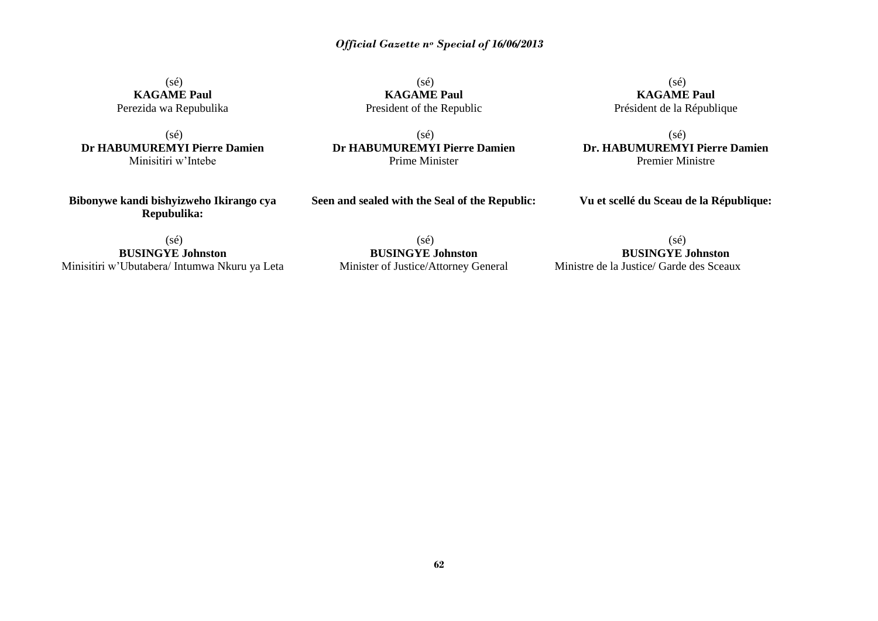(sé)
**KAGAME Paul**
Perezida wa Repubulika

(sé)
**Dr HABUMUREMYI Pierre Damien**
Minisitiri w'Intebe

**Bibonywe kandi bishyizweho Ikirango cya Repubulika:**

(sé)
**BUSINGYE Johnston**
Minisitiri w'Ubutabera/ Intumwa Nkuru ya Leta

(sé)
**KAGAME Paul**
President of the Republic

(sé)
**Dr HABUMUREMYI Pierre Damien**
Prime Minister

**Seen and sealed with the Seal of the Republic:**

(sé)
**BUSINGYE Johnston**
Minister of Justice/Attorney General

(sé)
**KAGAME Paul**
Président de la République

(sé)
**Dr. HABUMUREMYI Pierre Damien**
Premier Ministre

**Vu et scellé du Sceau de la République:**

(sé)
**BUSINGYE Johnston**
Ministre de la Justice/ Garde des Sceaux